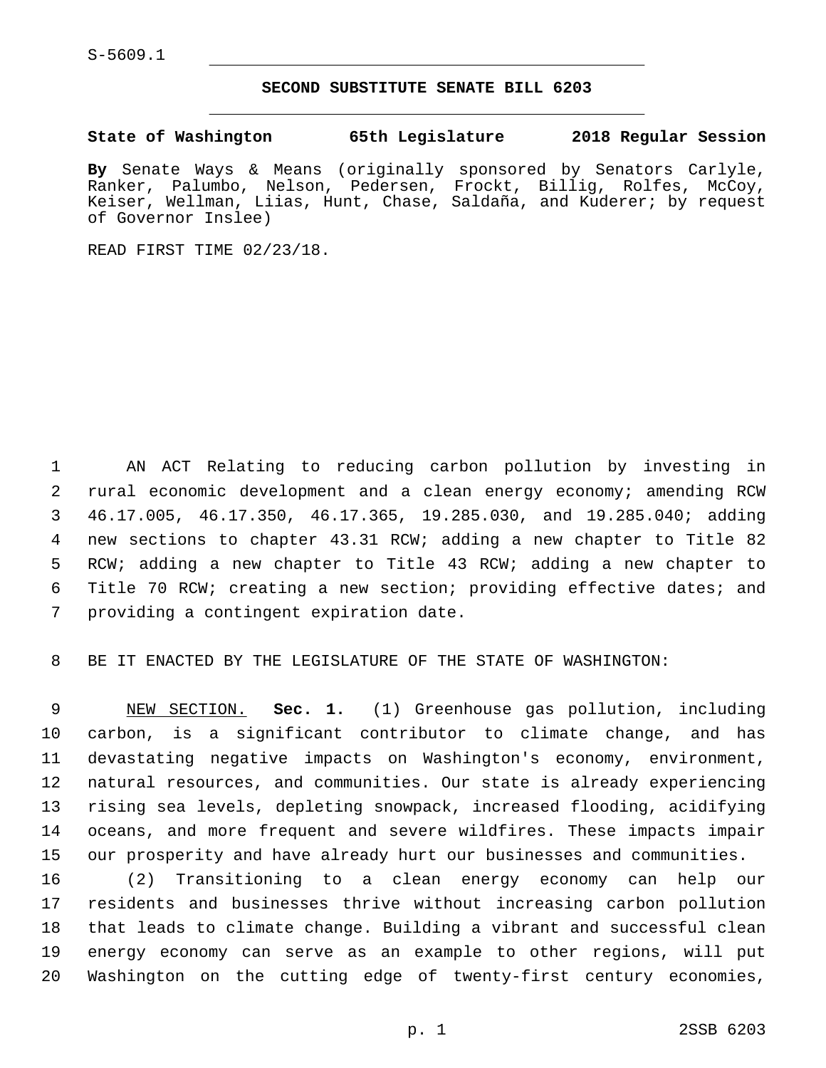S-5609.1

# SECOND SUBSTITUTE SENATE BILL 6203

**State of Washington 65th Legislature 2018 Regular Session**

**By** Senate Ways & Means (originally sponsored by Senators Carlyle, Ranker, Palumbo, Nelson, Pedersen, Frockt, Billig, Rolfes, McCoy, Keiser, Wellman, Liias, Hunt, Chase, Saldaña, and Kuderer; by request of Governor Inslee)

READ FIRST TIME 02/23/18.

AN ACT Relating to reducing carbon pollution by investing in rural economic development and a clean energy economy; amending RCW 46.17.005, 46.17.350, 46.17.365, 19.285.030, and 19.285.040; adding new sections to chapter 43.31 RCW; adding a new chapter to Title 82 RCW; adding a new chapter to Title 43 RCW; adding a new chapter to Title 70 RCW; creating a new section; providing effective dates; and providing a contingent expiration date.

BE IT ENACTED BY THE LEGISLATURE OF THE STATE OF WASHINGTON:

NEW SECTION. **Sec. 1.** (1) Greenhouse gas pollution, including carbon, is a significant contributor to climate change, and has devastating negative impacts on Washington's economy, environment, natural resources, and communities. Our state is already experiencing rising sea levels, depleting snowpack, increased flooding, acidifying oceans, and more frequent and severe wildfires. These impacts impair our prosperity and have already hurt our businesses and communities.

(2) Transitioning to a clean energy economy can help our residents and businesses thrive without increasing carbon pollution that leads to climate change. Building a vibrant and successful clean energy economy can serve as an example to other regions, will put Washington on the cutting edge of twenty-first century economies,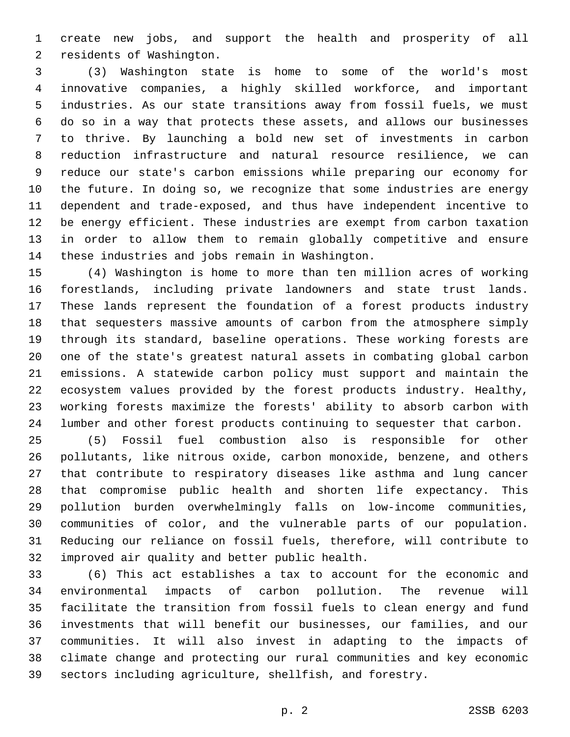create new jobs, and support the health and prosperity of all residents of Washington.

(3) Washington state is home to some of the world's most innovative companies, a highly skilled workforce, and important industries. As our state transitions away from fossil fuels, we must do so in a way that protects these assets, and allows our businesses to thrive. By launching a bold new set of investments in carbon reduction infrastructure and natural resource resilience, we can reduce our state's carbon emissions while preparing our economy for the future. In doing so, we recognize that some industries are energy dependent and trade-exposed, and thus have independent incentive to be energy efficient. These industries are exempt from carbon taxation in order to allow them to remain globally competitive and ensure these industries and jobs remain in Washington.

(4) Washington is home to more than ten million acres of working forestlands, including private landowners and state trust lands. These lands represent the foundation of a forest products industry that sequesters massive amounts of carbon from the atmosphere simply through its standard, baseline operations. These working forests are one of the state's greatest natural assets in combating global carbon emissions. A statewide carbon policy must support and maintain the ecosystem values provided by the forest products industry. Healthy, working forests maximize the forests' ability to absorb carbon with lumber and other forest products continuing to sequester that carbon.

(5) Fossil fuel combustion also is responsible for other pollutants, like nitrous oxide, carbon monoxide, benzene, and others that contribute to respiratory diseases like asthma and lung cancer that compromise public health and shorten life expectancy. This pollution burden overwhelmingly falls on low-income communities, communities of color, and the vulnerable parts of our population. Reducing our reliance on fossil fuels, therefore, will contribute to improved air quality and better public health.

(6) This act establishes a tax to account for the economic and environmental impacts of carbon pollution. The revenue will facilitate the transition from fossil fuels to clean energy and fund investments that will benefit our businesses, our families, and our communities. It will also invest in adapting to the impacts of climate change and protecting our rural communities and key economic sectors including agriculture, shellfish, and forestry.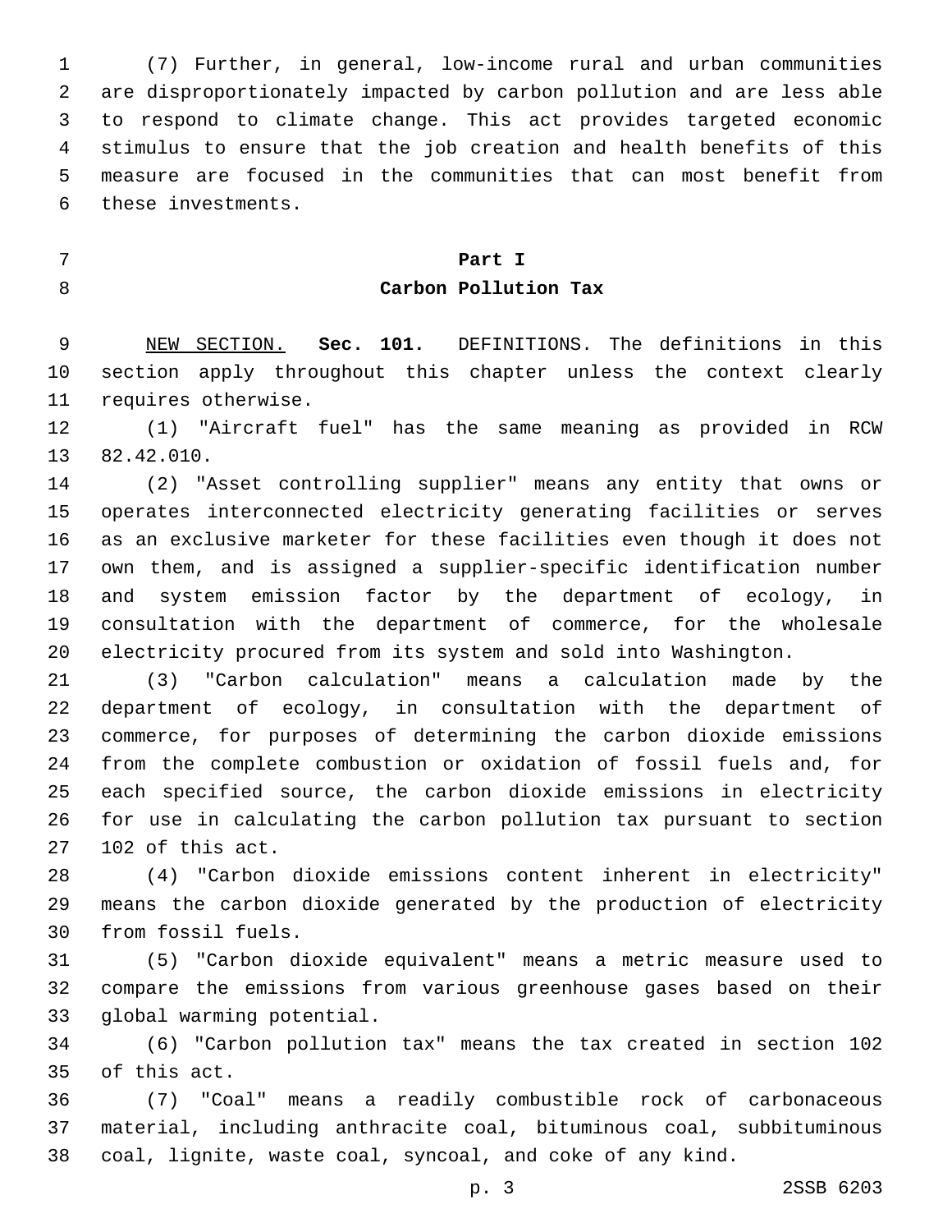(7) Further, in general, low-income rural and urban communities are disproportionately impacted by carbon pollution and are less able to respond to climate change. This act provides targeted economic stimulus to ensure that the job creation and health benefits of this measure are focused in the communities that can most benefit from these investments.

## Part I
## Carbon Pollution Tax

NEW SECTION. **Sec. 101.** DEFINITIONS. The definitions in this section apply throughout this chapter unless the context clearly requires otherwise.

(1) "Aircraft fuel" has the same meaning as provided in RCW 82.42.010.

(2) "Asset controlling supplier" means any entity that owns or operates interconnected electricity generating facilities or serves as an exclusive marketer for these facilities even though it does not own them, and is assigned a supplier-specific identification number and system emission factor by the department of ecology, in consultation with the department of commerce, for the wholesale electricity procured from its system and sold into Washington.

(3) "Carbon calculation" means a calculation made by the department of ecology, in consultation with the department of commerce, for purposes of determining the carbon dioxide emissions from the complete combustion or oxidation of fossil fuels and, for each specified source, the carbon dioxide emissions in electricity for use in calculating the carbon pollution tax pursuant to section 102 of this act.

(4) "Carbon dioxide emissions content inherent in electricity" means the carbon dioxide generated by the production of electricity from fossil fuels.

(5) "Carbon dioxide equivalent" means a metric measure used to compare the emissions from various greenhouse gases based on their global warming potential.

(6) "Carbon pollution tax" means the tax created in section 102 of this act.

(7) "Coal" means a readily combustible rock of carbonaceous material, including anthracite coal, bituminous coal, subbituminous coal, lignite, waste coal, syncoal, and coke of any kind.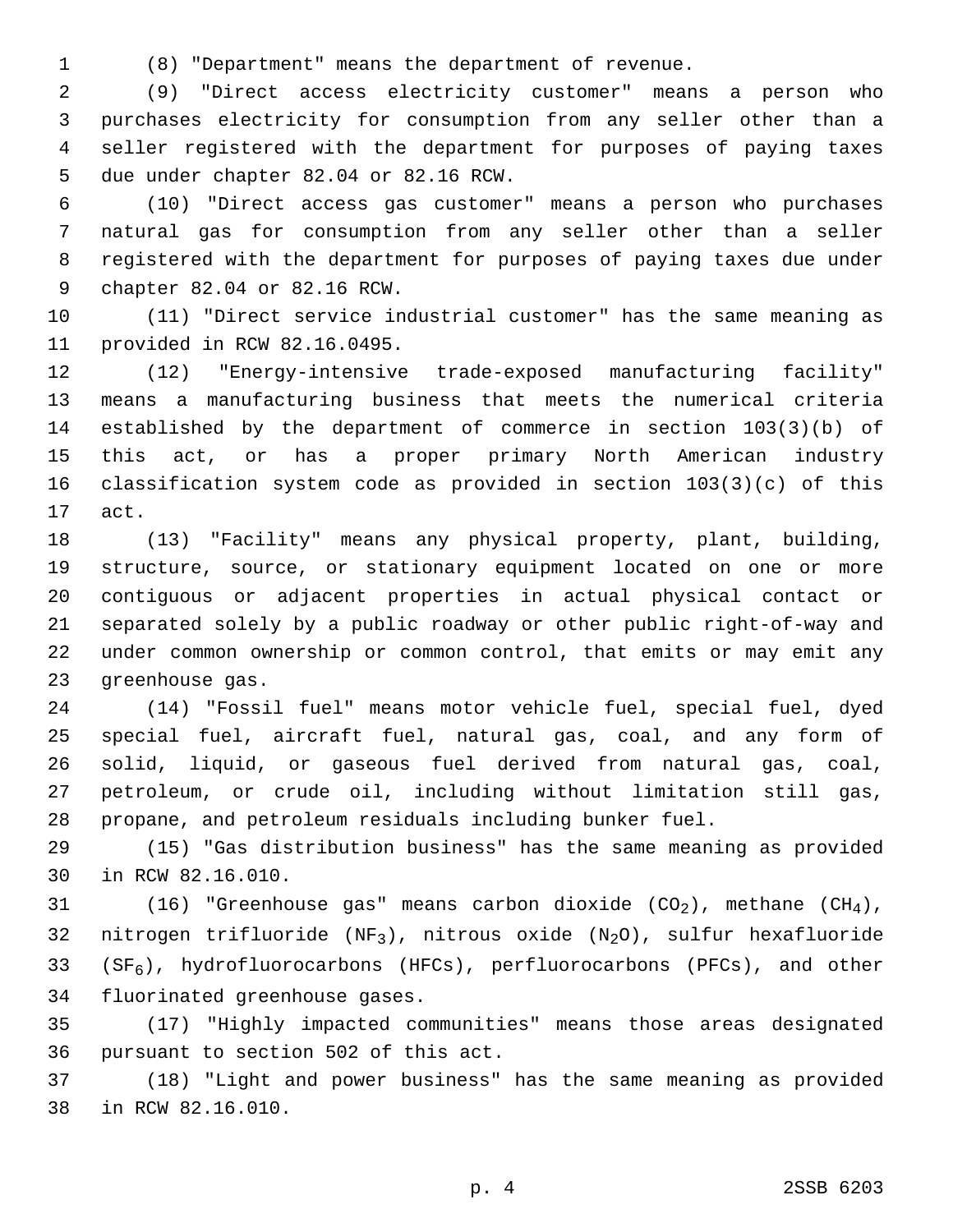(8) "Department" means the department of revenue.

(9) "Direct access electricity customer" means a person who purchases electricity for consumption from any seller other than a seller registered with the department for purposes of paying taxes due under chapter 82.04 or 82.16 RCW.

(10) "Direct access gas customer" means a person who purchases natural gas for consumption from any seller other than a seller registered with the department for purposes of paying taxes due under chapter 82.04 or 82.16 RCW.

(11) "Direct service industrial customer" has the same meaning as provided in RCW 82.16.0495.

(12) "Energy-intensive trade-exposed manufacturing facility" means a manufacturing business that meets the numerical criteria established by the department of commerce in section 103(3)(b) of this act, or has a proper primary North American industry classification system code as provided in section 103(3)(c) of this act.

(13) "Facility" means any physical property, plant, building, structure, source, or stationary equipment located on one or more contiguous or adjacent properties in actual physical contact or separated solely by a public roadway or other public right-of-way and under common ownership or common control, that emits or may emit any greenhouse gas.

(14) "Fossil fuel" means motor vehicle fuel, special fuel, dyed special fuel, aircraft fuel, natural gas, coal, and any form of solid, liquid, or gaseous fuel derived from natural gas, coal, petroleum, or crude oil, including without limitation still gas, propane, and petroleum residuals including bunker fuel.

(15) "Gas distribution business" has the same meaning as provided in RCW 82.16.010.

(16) "Greenhouse gas" means carbon dioxide ($CO_2$), methane ($CH_4$), nitrogen trifluoride ($NF_3$), nitrous oxide ($N_2O$), sulfur hexafluoride ($SF_6$), hydrofluorocarbons (HFCs), perfluorocarbons (PFCs), and other fluorinated greenhouse gases.

(17) "Highly impacted communities" means those areas designated pursuant to section 502 of this act.

(18) "Light and power business" has the same meaning as provided in RCW 82.16.010.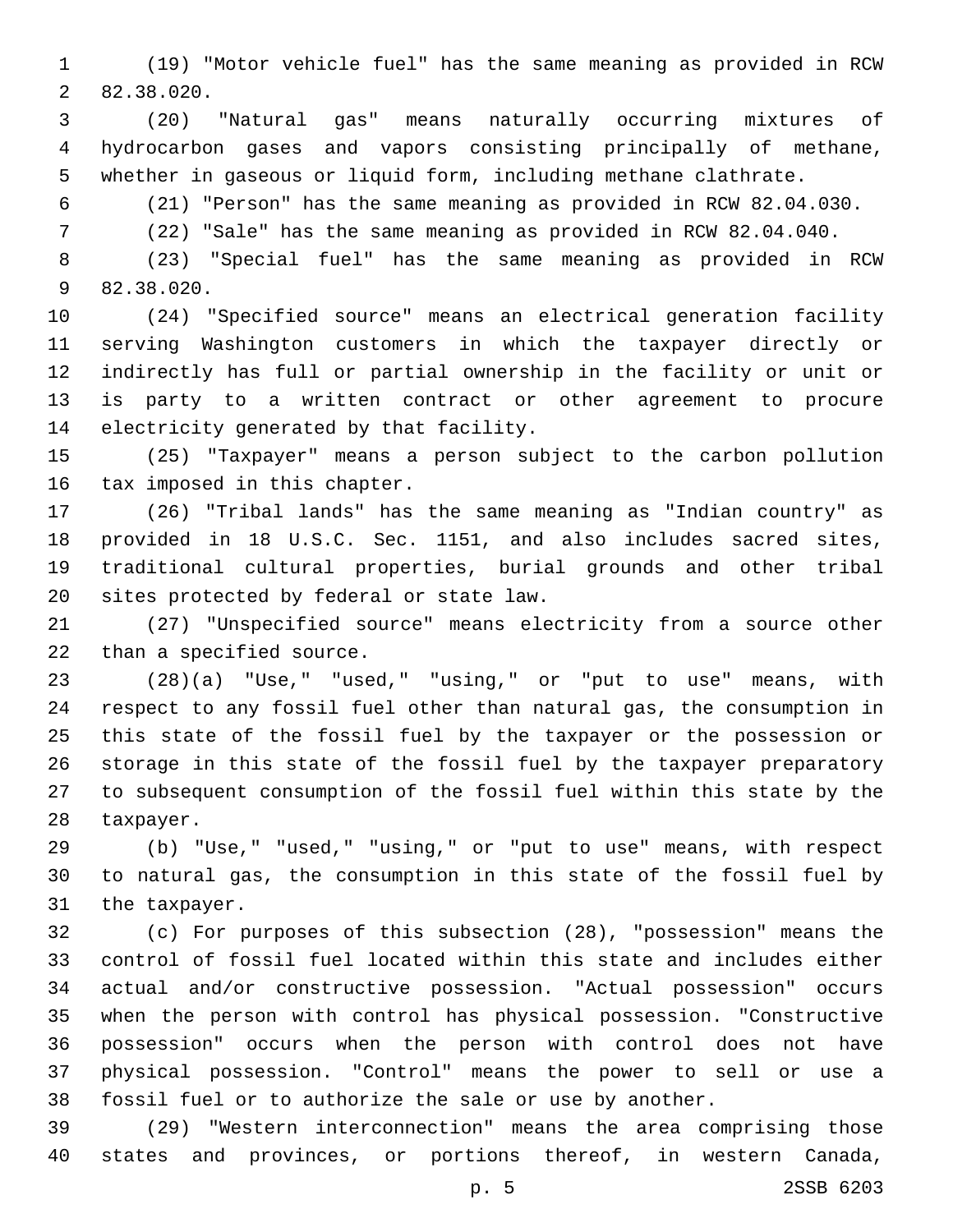(19) "Motor vehicle fuel" has the same meaning as provided in RCW 82.38.020.

(20) "Natural gas" means naturally occurring mixtures of hydrocarbon gases and vapors consisting principally of methane, whether in gaseous or liquid form, including methane clathrate.

(21) "Person" has the same meaning as provided in RCW 82.04.030.

(22) "Sale" has the same meaning as provided in RCW 82.04.040.

(23) "Special fuel" has the same meaning as provided in RCW 82.38.020.

(24) "Specified source" means an electrical generation facility serving Washington customers in which the taxpayer directly or indirectly has full or partial ownership in the facility or unit or is party to a written contract or other agreement to procure electricity generated by that facility.

(25) "Taxpayer" means a person subject to the carbon pollution tax imposed in this chapter.

(26) "Tribal lands" has the same meaning as "Indian country" as provided in 18 U.S.C. Sec. 1151, and also includes sacred sites, traditional cultural properties, burial grounds and other tribal sites protected by federal or state law.

(27) "Unspecified source" means electricity from a source other than a specified source.

(28)(a) "Use," "used," "using," or "put to use" means, with respect to any fossil fuel other than natural gas, the consumption in this state of the fossil fuel by the taxpayer or the possession or storage in this state of the fossil fuel by the taxpayer preparatory to subsequent consumption of the fossil fuel within this state by the taxpayer.

(b) "Use," "used," "using," or "put to use" means, with respect to natural gas, the consumption in this state of the fossil fuel by the taxpayer.

(c) For purposes of this subsection (28), "possession" means the control of fossil fuel located within this state and includes either actual and/or constructive possession. "Actual possession" occurs when the person with control has physical possession. "Constructive possession" occurs when the person with control does not have physical possession. "Control" means the power to sell or use a fossil fuel or to authorize the sale or use by another.

(29) "Western interconnection" means the area comprising those states and provinces, or portions thereof, in western Canada,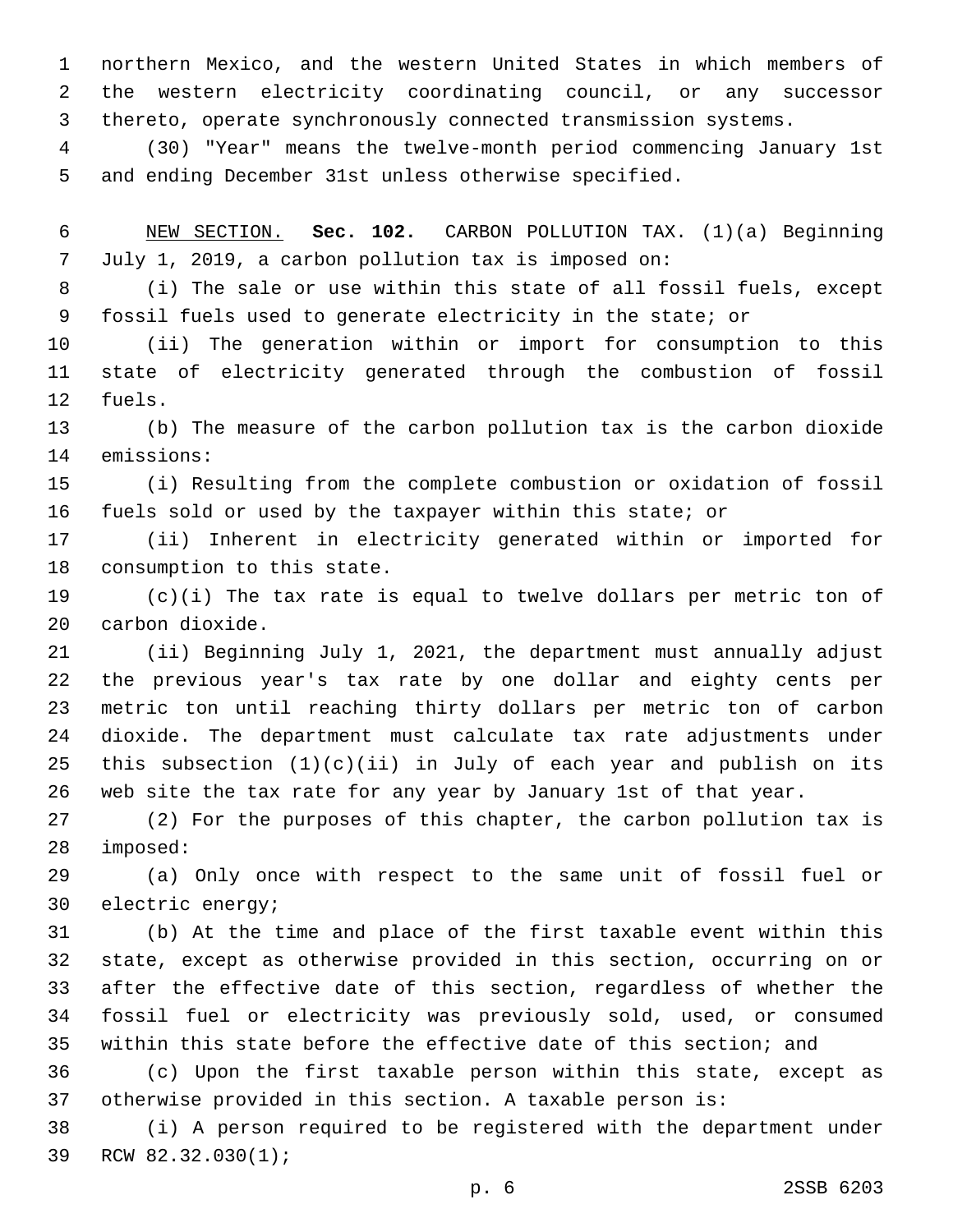northern Mexico, and the western United States in which members of the western electricity coordinating council, or any successor thereto, operate synchronously connected transmission systems.

(30) "Year" means the twelve-month period commencing January 1st and ending December 31st unless otherwise specified.

NEW SECTION. **Sec. 102.** CARBON POLLUTION TAX. (1)(a) Beginning July 1, 2019, a carbon pollution tax is imposed on:

(i) The sale or use within this state of all fossil fuels, except fossil fuels used to generate electricity in the state; or

(ii) The generation within or import for consumption to this state of electricity generated through the combustion of fossil fuels.

(b) The measure of the carbon pollution tax is the carbon dioxide emissions:

(i) Resulting from the complete combustion or oxidation of fossil fuels sold or used by the taxpayer within this state; or

(ii) Inherent in electricity generated within or imported for consumption to this state.

(c)(i) The tax rate is equal to twelve dollars per metric ton of carbon dioxide.

(ii) Beginning July 1, 2021, the department must annually adjust the previous year's tax rate by one dollar and eighty cents per metric ton until reaching thirty dollars per metric ton of carbon dioxide. The department must calculate tax rate adjustments under this subsection (1)(c)(ii) in July of each year and publish on its web site the tax rate for any year by January 1st of that year.

(2) For the purposes of this chapter, the carbon pollution tax is imposed:

(a) Only once with respect to the same unit of fossil fuel or electric energy;

(b) At the time and place of the first taxable event within this state, except as otherwise provided in this section, occurring on or after the effective date of this section, regardless of whether the fossil fuel or electricity was previously sold, used, or consumed within this state before the effective date of this section; and

(c) Upon the first taxable person within this state, except as otherwise provided in this section. A taxable person is:

(i) A person required to be registered with the department under RCW 82.32.030(1);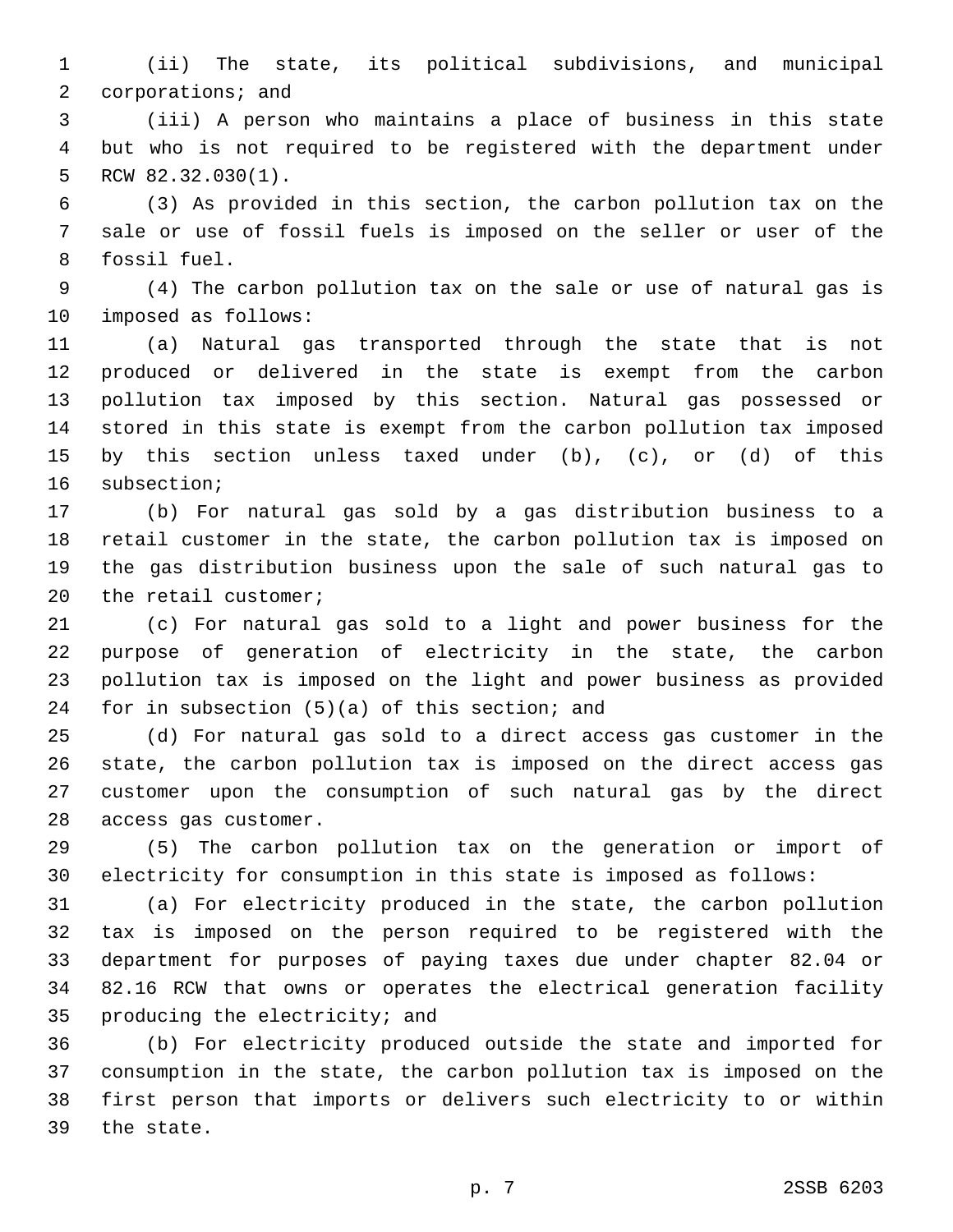(ii) The state, its political subdivisions, and municipal corporations; and

(iii) A person who maintains a place of business in this state but who is not required to be registered with the department under RCW 82.32.030(1).

(3) As provided in this section, the carbon pollution tax on the sale or use of fossil fuels is imposed on the seller or user of the fossil fuel.

(4) The carbon pollution tax on the sale or use of natural gas is imposed as follows:

(a) Natural gas transported through the state that is not produced or delivered in the state is exempt from the carbon pollution tax imposed by this section. Natural gas possessed or stored in this state is exempt from the carbon pollution tax imposed by this section unless taxed under (b), (c), or (d) of this subsection;

(b) For natural gas sold by a gas distribution business to a retail customer in the state, the carbon pollution tax is imposed on the gas distribution business upon the sale of such natural gas to the retail customer;

(c) For natural gas sold to a light and power business for the purpose of generation of electricity in the state, the carbon pollution tax is imposed on the light and power business as provided for in subsection (5)(a) of this section; and

(d) For natural gas sold to a direct access gas customer in the state, the carbon pollution tax is imposed on the direct access gas customer upon the consumption of such natural gas by the direct access gas customer.

(5) The carbon pollution tax on the generation or import of electricity for consumption in this state is imposed as follows:

(a) For electricity produced in the state, the carbon pollution tax is imposed on the person required to be registered with the department for purposes of paying taxes due under chapter 82.04 or 82.16 RCW that owns or operates the electrical generation facility producing the electricity; and

(b) For electricity produced outside the state and imported for consumption in the state, the carbon pollution tax is imposed on the first person that imports or delivers such electricity to or within the state.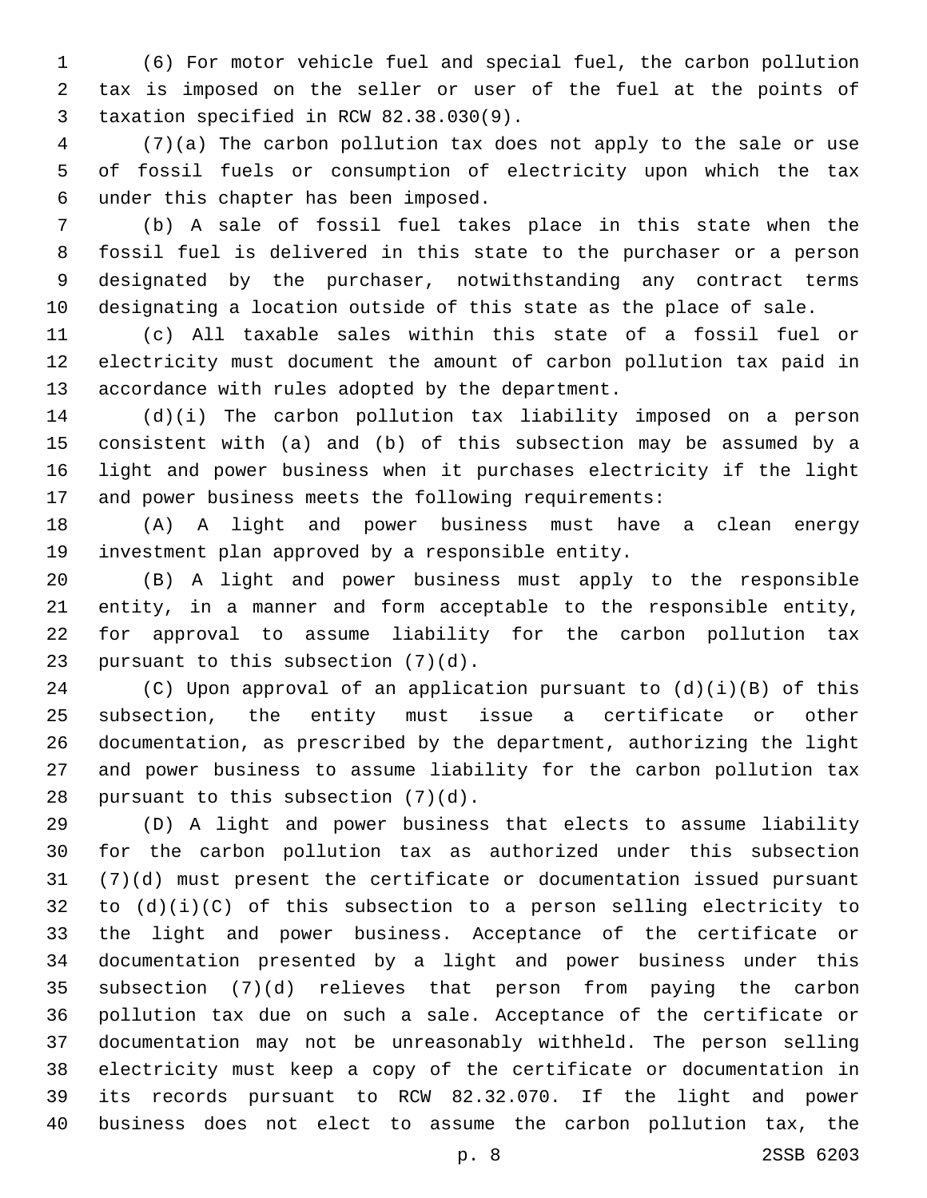(6) For motor vehicle fuel and special fuel, the carbon pollution tax is imposed on the seller or user of the fuel at the points of taxation specified in RCW 82.38.030(9).

(7)(a) The carbon pollution tax does not apply to the sale or use of fossil fuels or consumption of electricity upon which the tax under this chapter has been imposed.

(b) A sale of fossil fuel takes place in this state when the fossil fuel is delivered in this state to the purchaser or a person designated by the purchaser, notwithstanding any contract terms designating a location outside of this state as the place of sale.

(c) All taxable sales within this state of a fossil fuel or electricity must document the amount of carbon pollution tax paid in accordance with rules adopted by the department.

(d)(i) The carbon pollution tax liability imposed on a person consistent with (a) and (b) of this subsection may be assumed by a light and power business when it purchases electricity if the light and power business meets the following requirements:

(A) A light and power business must have a clean energy investment plan approved by a responsible entity.

(B) A light and power business must apply to the responsible entity, in a manner and form acceptable to the responsible entity, for approval to assume liability for the carbon pollution tax pursuant to this subsection (7)(d).

(C) Upon approval of an application pursuant to (d)(i)(B) of this subsection, the entity must issue a certificate or other documentation, as prescribed by the department, authorizing the light and power business to assume liability for the carbon pollution tax pursuant to this subsection (7)(d).

(D) A light and power business that elects to assume liability for the carbon pollution tax as authorized under this subsection (7)(d) must present the certificate or documentation issued pursuant to (d)(i)(C) of this subsection to a person selling electricity to the light and power business. Acceptance of the certificate or documentation presented by a light and power business under this subsection (7)(d) relieves that person from paying the carbon pollution tax due on such a sale. Acceptance of the certificate or documentation may not be unreasonably withheld. The person selling electricity must keep a copy of the certificate or documentation in its records pursuant to RCW 82.32.070. If the light and power business does not elect to assume the carbon pollution tax, the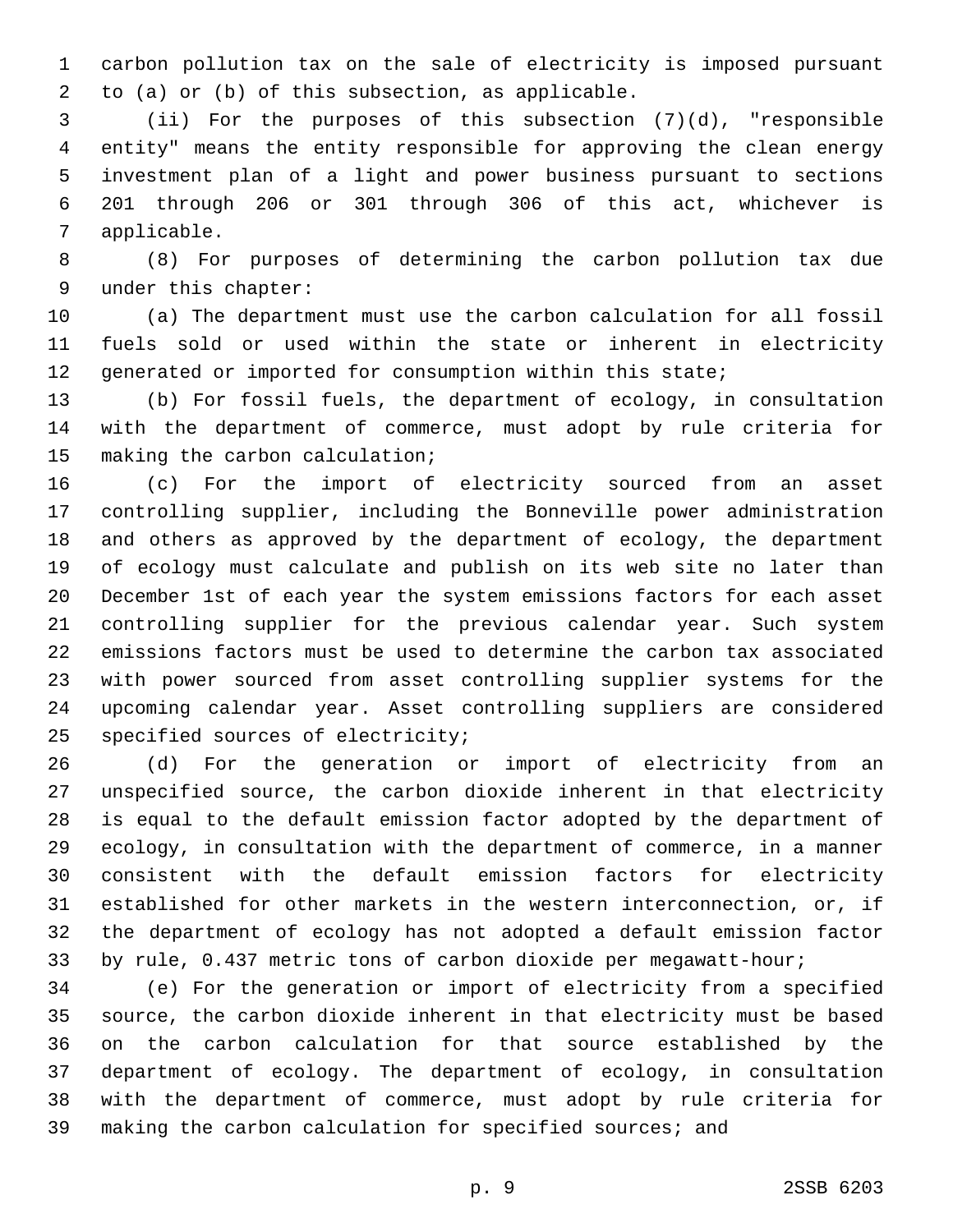carbon pollution tax on the sale of electricity is imposed pursuant to (a) or (b) of this subsection, as applicable.

(ii) For the purposes of this subsection (7)(d), "responsible entity" means the entity responsible for approving the clean energy investment plan of a light and power business pursuant to sections 201 through 206 or 301 through 306 of this act, whichever is applicable.

(8) For purposes of determining the carbon pollution tax due under this chapter:

(a) The department must use the carbon calculation for all fossil fuels sold or used within the state or inherent in electricity generated or imported for consumption within this state;

(b) For fossil fuels, the department of ecology, in consultation with the department of commerce, must adopt by rule criteria for making the carbon calculation;

(c) For the import of electricity sourced from an asset controlling supplier, including the Bonneville power administration and others as approved by the department of ecology, the department of ecology must calculate and publish on its web site no later than December 1st of each year the system emissions factors for each asset controlling supplier for the previous calendar year. Such system emissions factors must be used to determine the carbon tax associated with power sourced from asset controlling supplier systems for the upcoming calendar year. Asset controlling suppliers are considered specified sources of electricity;

(d) For the generation or import of electricity from an unspecified source, the carbon dioxide inherent in that electricity is equal to the default emission factor adopted by the department of ecology, in consultation with the department of commerce, in a manner consistent with the default emission factors for electricity established for other markets in the western interconnection, or, if the department of ecology has not adopted a default emission factor by rule, 0.437 metric tons of carbon dioxide per megawatt-hour;

(e) For the generation or import of electricity from a specified source, the carbon dioxide inherent in that electricity must be based on the carbon calculation for that source established by the department of ecology. The department of ecology, in consultation with the department of commerce, must adopt by rule criteria for making the carbon calculation for specified sources; and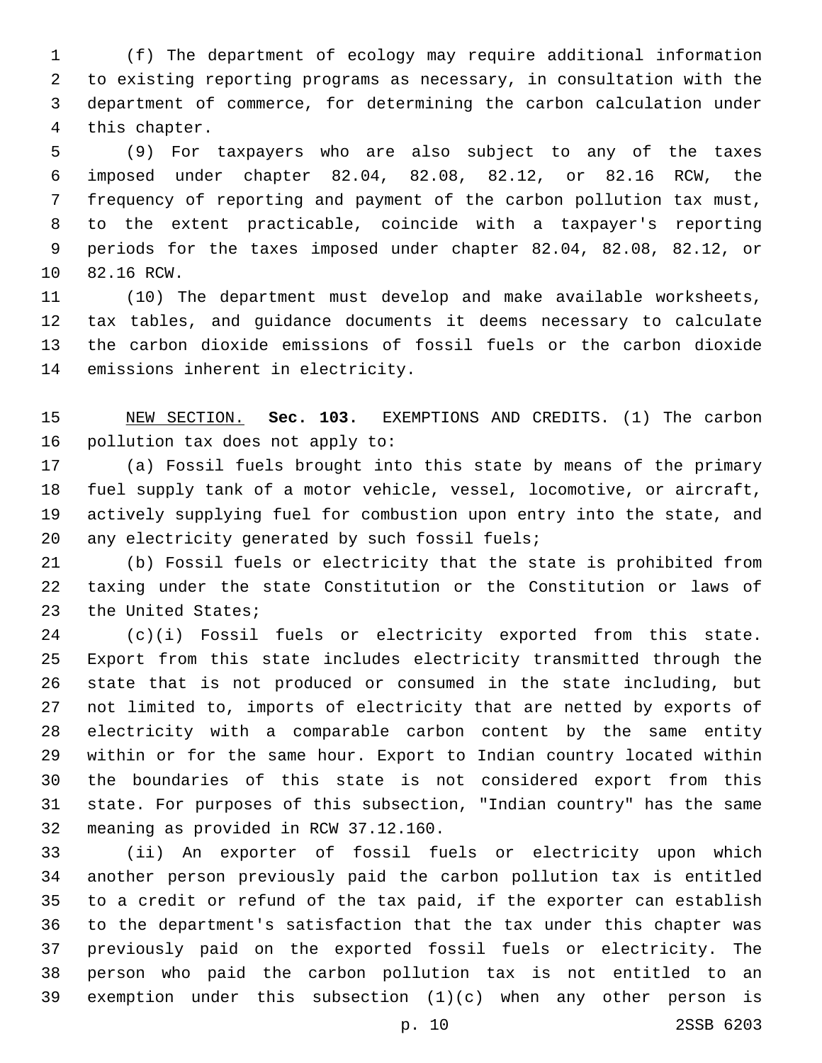(f) The department of ecology may require additional information to existing reporting programs as necessary, in consultation with the department of commerce, for determining the carbon calculation under this chapter.

(9) For taxpayers who are also subject to any of the taxes imposed under chapter 82.04, 82.08, 82.12, or 82.16 RCW, the frequency of reporting and payment of the carbon pollution tax must, to the extent practicable, coincide with a taxpayer's reporting periods for the taxes imposed under chapter 82.04, 82.08, 82.12, or 82.16 RCW.

(10) The department must develop and make available worksheets, tax tables, and guidance documents it deems necessary to calculate the carbon dioxide emissions of fossil fuels or the carbon dioxide emissions inherent in electricity.

NEW SECTION. **Sec. 103.** EXEMPTIONS AND CREDITS. (1) The carbon pollution tax does not apply to:

(a) Fossil fuels brought into this state by means of the primary fuel supply tank of a motor vehicle, vessel, locomotive, or aircraft, actively supplying fuel for combustion upon entry into the state, and any electricity generated by such fossil fuels;

(b) Fossil fuels or electricity that the state is prohibited from taxing under the state Constitution or the Constitution or laws of the United States;

(c)(i) Fossil fuels or electricity exported from this state. Export from this state includes electricity transmitted through the state that is not produced or consumed in the state including, but not limited to, imports of electricity that are netted by exports of electricity with a comparable carbon content by the same entity within or for the same hour. Export to Indian country located within the boundaries of this state is not considered export from this state. For purposes of this subsection, "Indian country" has the same meaning as provided in RCW 37.12.160.

(ii) An exporter of fossil fuels or electricity upon which another person previously paid the carbon pollution tax is entitled to a credit or refund of the tax paid, if the exporter can establish to the department's satisfaction that the tax under this chapter was previously paid on the exported fossil fuels or electricity. The person who paid the carbon pollution tax is not entitled to an exemption under this subsection (1)(c) when any other person is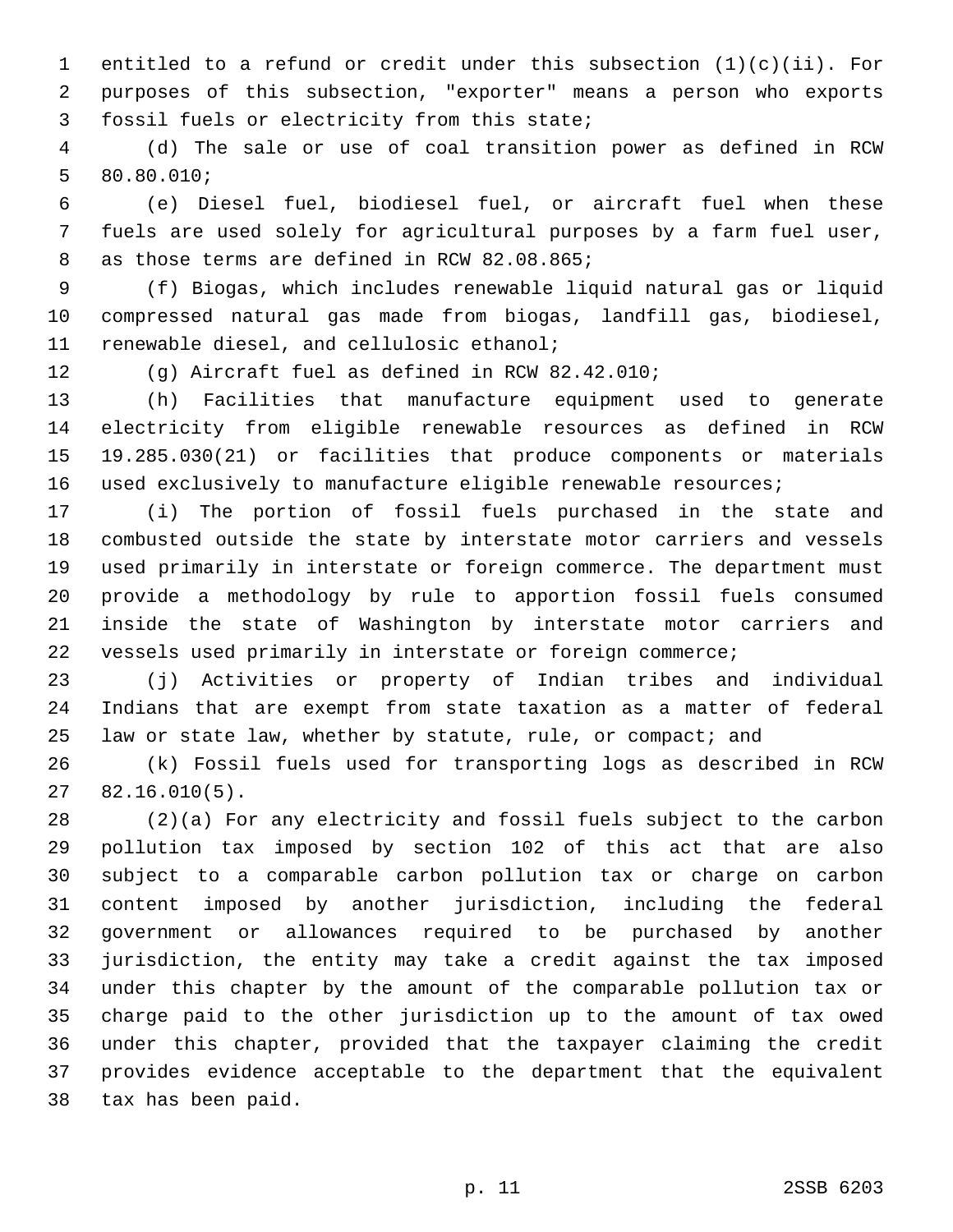entitled to a refund or credit under this subsection (1)(c)(ii). For purposes of this subsection, "exporter" means a person who exports fossil fuels or electricity from this state;

(d) The sale or use of coal transition power as defined in RCW 80.80.010;

(e) Diesel fuel, biodiesel fuel, or aircraft fuel when these fuels are used solely for agricultural purposes by a farm fuel user, as those terms are defined in RCW 82.08.865;

(f) Biogas, which includes renewable liquid natural gas or liquid compressed natural gas made from biogas, landfill gas, biodiesel, renewable diesel, and cellulosic ethanol;

(g) Aircraft fuel as defined in RCW 82.42.010;

(h) Facilities that manufacture equipment used to generate electricity from eligible renewable resources as defined in RCW 19.285.030(21) or facilities that produce components or materials used exclusively to manufacture eligible renewable resources;

(i) The portion of fossil fuels purchased in the state and combusted outside the state by interstate motor carriers and vessels used primarily in interstate or foreign commerce. The department must provide a methodology by rule to apportion fossil fuels consumed inside the state of Washington by interstate motor carriers and vessels used primarily in interstate or foreign commerce;

(j) Activities or property of Indian tribes and individual Indians that are exempt from state taxation as a matter of federal law or state law, whether by statute, rule, or compact; and

(k) Fossil fuels used for transporting logs as described in RCW 82.16.010(5).

(2)(a) For any electricity and fossil fuels subject to the carbon pollution tax imposed by section 102 of this act that are also subject to a comparable carbon pollution tax or charge on carbon content imposed by another jurisdiction, including the federal government or allowances required to be purchased by another jurisdiction, the entity may take a credit against the tax imposed under this chapter by the amount of the comparable pollution tax or charge paid to the other jurisdiction up to the amount of tax owed under this chapter, provided that the taxpayer claiming the credit provides evidence acceptable to the department that the equivalent tax has been paid.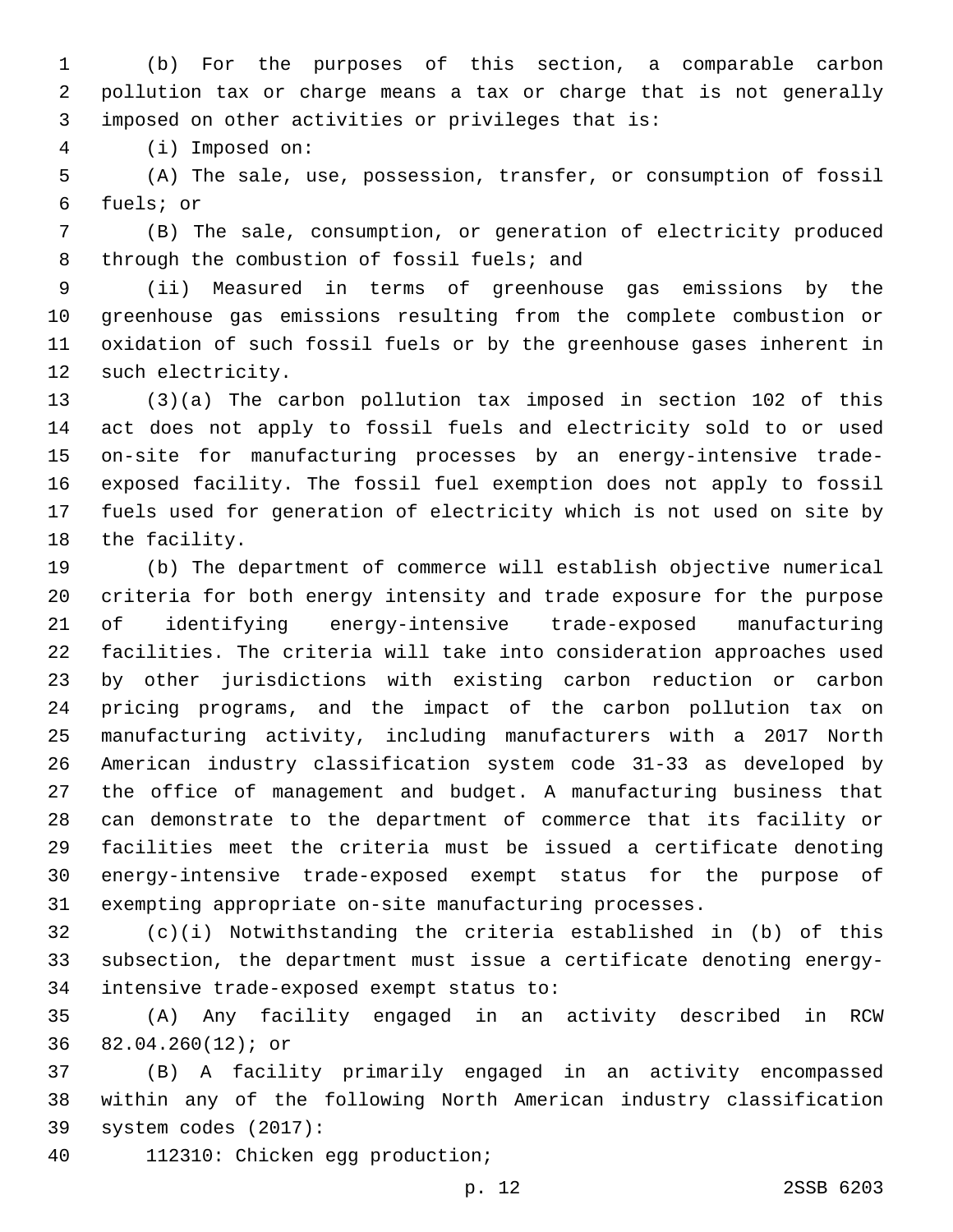(b) For the purposes of this section, a comparable carbon pollution tax or charge means a tax or charge that is not generally imposed on other activities or privileges that is:

(i) Imposed on:

(A) The sale, use, possession, transfer, or consumption of fossil fuels; or

(B) The sale, consumption, or generation of electricity produced through the combustion of fossil fuels; and

(ii) Measured in terms of greenhouse gas emissions by the greenhouse gas emissions resulting from the complete combustion or oxidation of such fossil fuels or by the greenhouse gases inherent in such electricity.

(3)(a) The carbon pollution tax imposed in section 102 of this act does not apply to fossil fuels and electricity sold to or used on-site for manufacturing processes by an energy-intensive trade-exposed facility. The fossil fuel exemption does not apply to fossil fuels used for generation of electricity which is not used on site by the facility.

(b) The department of commerce will establish objective numerical criteria for both energy intensity and trade exposure for the purpose of identifying energy-intensive trade-exposed manufacturing facilities. The criteria will take into consideration approaches used by other jurisdictions with existing carbon reduction or carbon pricing programs, and the impact of the carbon pollution tax on manufacturing activity, including manufacturers with a 2017 North American industry classification system code 31-33 as developed by the office of management and budget. A manufacturing business that can demonstrate to the department of commerce that its facility or facilities meet the criteria must be issued a certificate denoting energy-intensive trade-exposed exempt status for the purpose of exempting appropriate on-site manufacturing processes.

(c)(i) Notwithstanding the criteria established in (b) of this subsection, the department must issue a certificate denoting energy-intensive trade-exposed exempt status to:

(A) Any facility engaged in an activity described in RCW 82.04.260(12); or

(B) A facility primarily engaged in an activity encompassed within any of the following North American industry classification system codes (2017):

112310: Chicken egg production;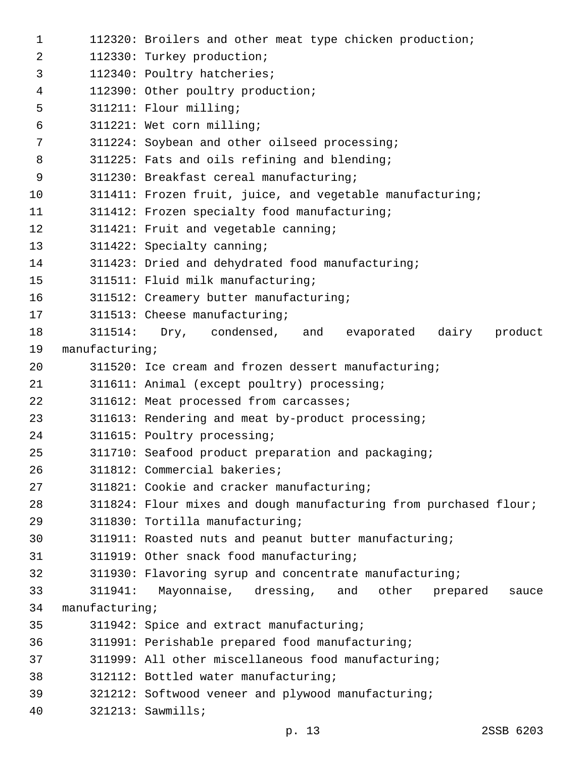112320: Broilers and other meat type chicken production;
112330: Turkey production;
112340: Poultry hatcheries;
112390: Other poultry production;
311211: Flour milling;
311221: Wet corn milling;
311224: Soybean and other oilseed processing;
311225: Fats and oils refining and blending;
311230: Breakfast cereal manufacturing;
311411: Frozen fruit, juice, and vegetable manufacturing;
311412: Frozen specialty food manufacturing;
311421: Fruit and vegetable canning;
311422: Specialty canning;
311423: Dried and dehydrated food manufacturing;
311511: Fluid milk manufacturing;
311512: Creamery butter manufacturing;
311513: Cheese manufacturing;
311514: Dry, condensed, and evaporated dairy product manufacturing;
311520: Ice cream and frozen dessert manufacturing;
311611: Animal (except poultry) processing;
311612: Meat processed from carcasses;
311613: Rendering and meat by-product processing;
311615: Poultry processing;
311710: Seafood product preparation and packaging;
311812: Commercial bakeries;
311821: Cookie and cracker manufacturing;
311824: Flour mixes and dough manufacturing from purchased flour;
311830: Tortilla manufacturing;
311911: Roasted nuts and peanut butter manufacturing;
311919: Other snack food manufacturing;
311930: Flavoring syrup and concentrate manufacturing;
311941: Mayonnaise, dressing, and other prepared sauce manufacturing;
311942: Spice and extract manufacturing;
311991: Perishable prepared food manufacturing;
311999: All other miscellaneous food manufacturing;
312112: Bottled water manufacturing;
321212: Softwood veneer and plywood manufacturing;
321213: Sawmills;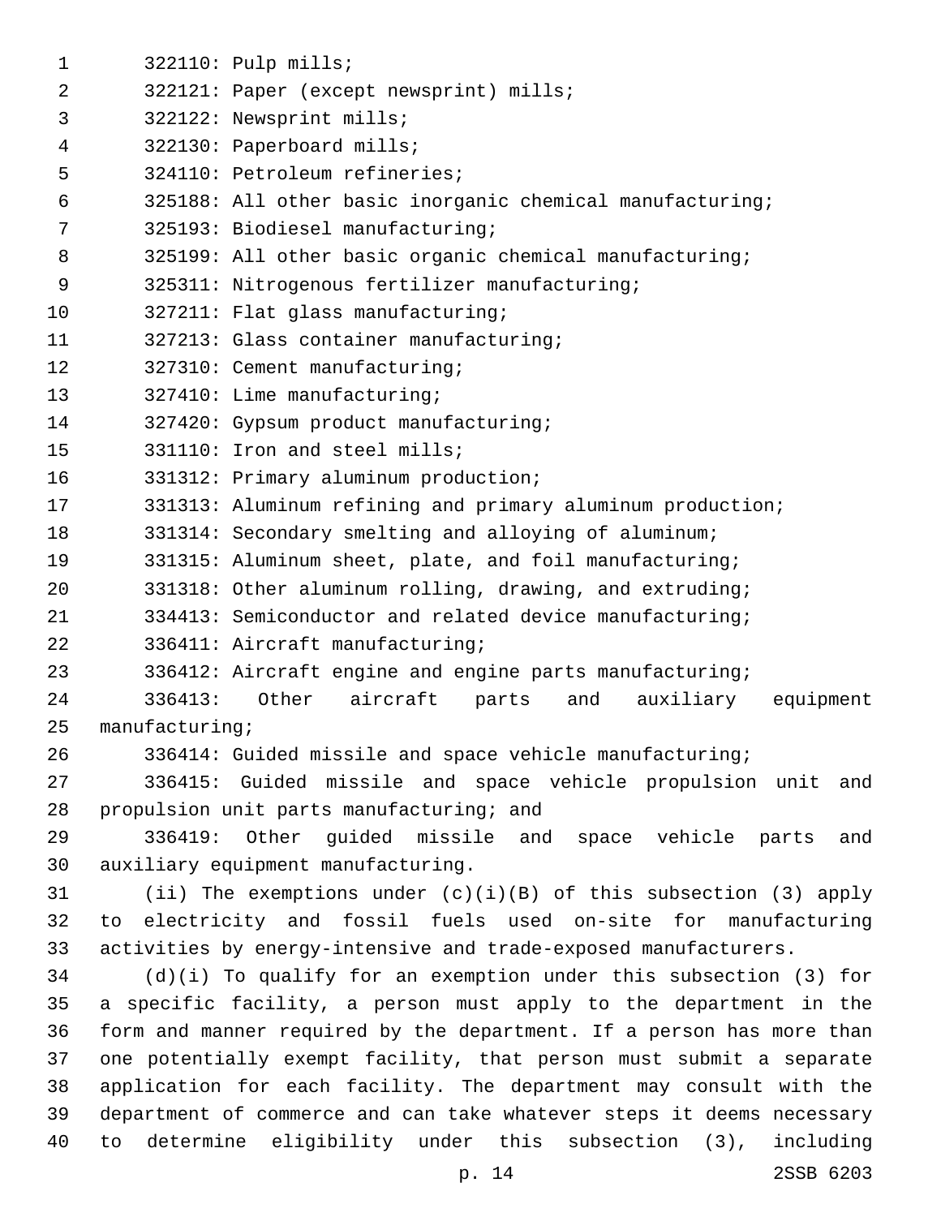322110: Pulp mills;

322121: Paper (except newsprint) mills;

322122: Newsprint mills;

322130: Paperboard mills;

324110: Petroleum refineries;

325188: All other basic inorganic chemical manufacturing;

325193: Biodiesel manufacturing;

325199: All other basic organic chemical manufacturing;

325311: Nitrogenous fertilizer manufacturing;

327211: Flat glass manufacturing;

327213: Glass container manufacturing;

327310: Cement manufacturing;

327410: Lime manufacturing;

327420: Gypsum product manufacturing;

331110: Iron and steel mills;

331312: Primary aluminum production;

331313: Aluminum refining and primary aluminum production;

331314: Secondary smelting and alloying of aluminum;

331315: Aluminum sheet, plate, and foil manufacturing;

331318: Other aluminum rolling, drawing, and extruding;

334413: Semiconductor and related device manufacturing;

336411: Aircraft manufacturing;

336412: Aircraft engine and engine parts manufacturing;

336413: Other aircraft parts and auxiliary equipment manufacturing;

336414: Guided missile and space vehicle manufacturing;

336415: Guided missile and space vehicle propulsion unit and propulsion unit parts manufacturing; and

336419: Other guided missile and space vehicle parts and auxiliary equipment manufacturing.

(ii) The exemptions under (c)(i)(B) of this subsection (3) apply to electricity and fossil fuels used on-site for manufacturing activities by energy-intensive and trade-exposed manufacturers.

(d)(i) To qualify for an exemption under this subsection (3) for a specific facility, a person must apply to the department in the form and manner required by the department. If a person has more than one potentially exempt facility, that person must submit a separate application for each facility. The department may consult with the department of commerce and can take whatever steps it deems necessary to determine eligibility under this subsection (3), including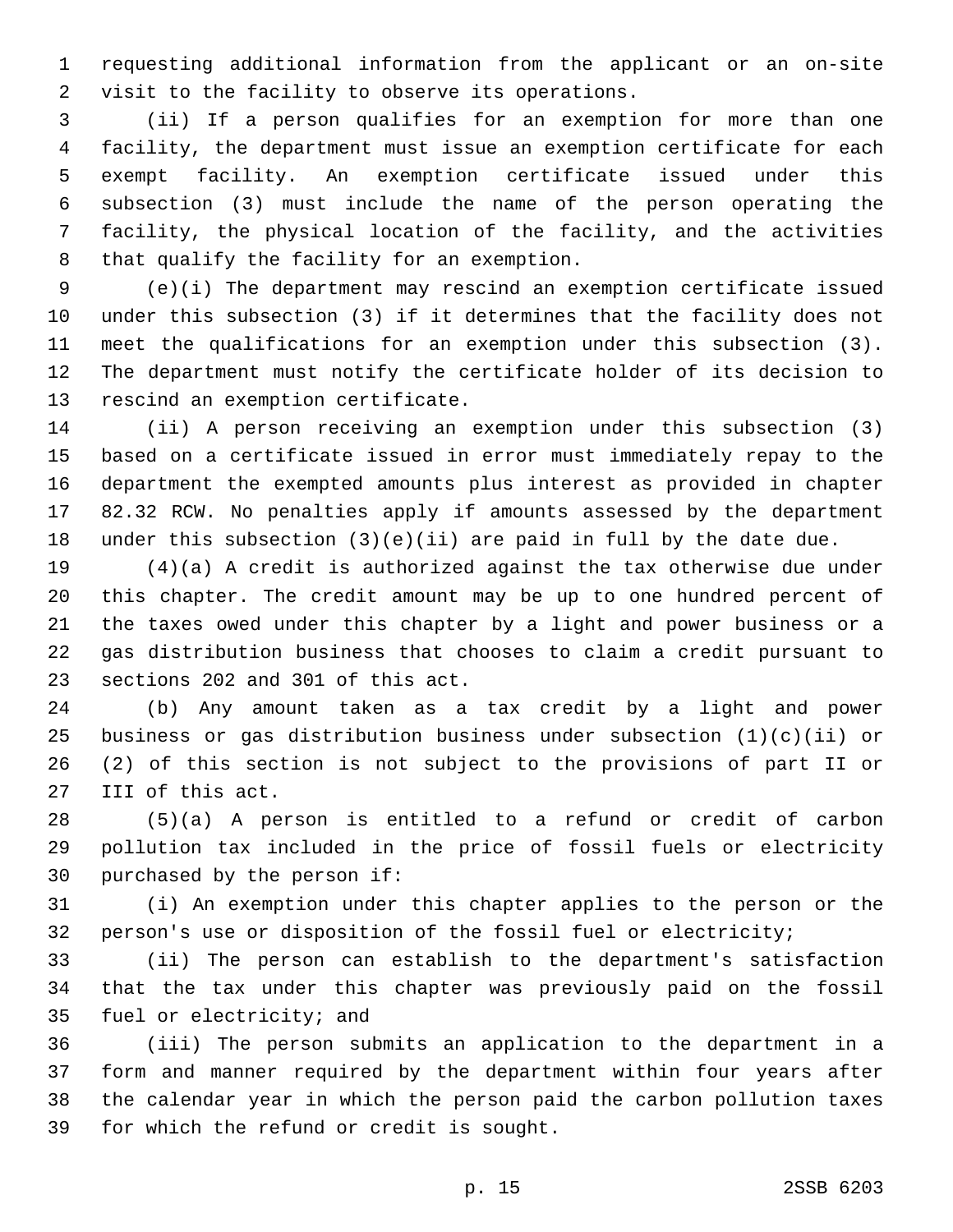requesting additional information from the applicant or an on-site visit to the facility to observe its operations.

(ii) If a person qualifies for an exemption for more than one facility, the department must issue an exemption certificate for each exempt facility. An exemption certificate issued under this subsection (3) must include the name of the person operating the facility, the physical location of the facility, and the activities that qualify the facility for an exemption.

(e)(i) The department may rescind an exemption certificate issued under this subsection (3) if it determines that the facility does not meet the qualifications for an exemption under this subsection (3). The department must notify the certificate holder of its decision to rescind an exemption certificate.

(ii) A person receiving an exemption under this subsection (3) based on a certificate issued in error must immediately repay to the department the exempted amounts plus interest as provided in chapter 82.32 RCW. No penalties apply if amounts assessed by the department under this subsection (3)(e)(ii) are paid in full by the date due.

(4)(a) A credit is authorized against the tax otherwise due under this chapter. The credit amount may be up to one hundred percent of the taxes owed under this chapter by a light and power business or a gas distribution business that chooses to claim a credit pursuant to sections 202 and 301 of this act.

(b) Any amount taken as a tax credit by a light and power business or gas distribution business under subsection (1)(c)(ii) or (2) of this section is not subject to the provisions of part II or III of this act.

(5)(a) A person is entitled to a refund or credit of carbon pollution tax included in the price of fossil fuels or electricity purchased by the person if:

(i) An exemption under this chapter applies to the person or the person's use or disposition of the fossil fuel or electricity;

(ii) The person can establish to the department's satisfaction that the tax under this chapter was previously paid on the fossil fuel or electricity; and

(iii) The person submits an application to the department in a form and manner required by the department within four years after the calendar year in which the person paid the carbon pollution taxes for which the refund or credit is sought.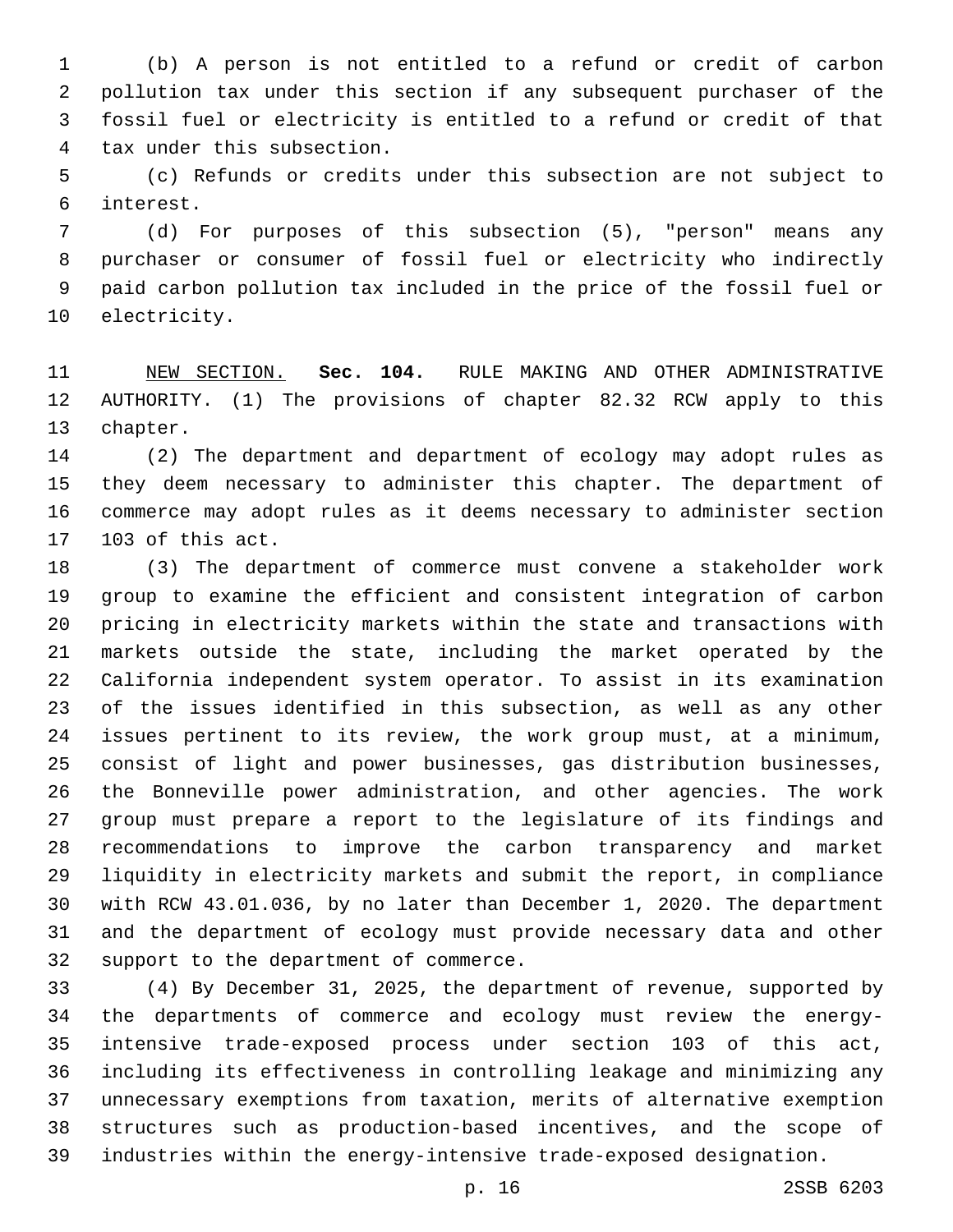(b) A person is not entitled to a refund or credit of carbon pollution tax under this section if any subsequent purchaser of the fossil fuel or electricity is entitled to a refund or credit of that tax under this subsection.

(c) Refunds or credits under this subsection are not subject to interest.

(d) For purposes of this subsection (5), "person" means any purchaser or consumer of fossil fuel or electricity who indirectly paid carbon pollution tax included in the price of the fossil fuel or electricity.

NEW SECTION. **Sec. 104.** RULE MAKING AND OTHER ADMINISTRATIVE AUTHORITY. (1) The provisions of chapter 82.32 RCW apply to this chapter.

(2) The department and department of ecology may adopt rules as they deem necessary to administer this chapter. The department of commerce may adopt rules as it deems necessary to administer section 103 of this act.

(3) The department of commerce must convene a stakeholder work group to examine the efficient and consistent integration of carbon pricing in electricity markets within the state and transactions with markets outside the state, including the market operated by the California independent system operator. To assist in its examination of the issues identified in this subsection, as well as any other issues pertinent to its review, the work group must, at a minimum, consist of light and power businesses, gas distribution businesses, the Bonneville power administration, and other agencies. The work group must prepare a report to the legislature of its findings and recommendations to improve the carbon transparency and market liquidity in electricity markets and submit the report, in compliance with RCW 43.01.036, by no later than December 1, 2020. The department and the department of ecology must provide necessary data and other support to the department of commerce.

(4) By December 31, 2025, the department of revenue, supported by the departments of commerce and ecology must review the energy-intensive trade-exposed process under section 103 of this act, including its effectiveness in controlling leakage and minimizing any unnecessary exemptions from taxation, merits of alternative exemption structures such as production-based incentives, and the scope of industries within the energy-intensive trade-exposed designation.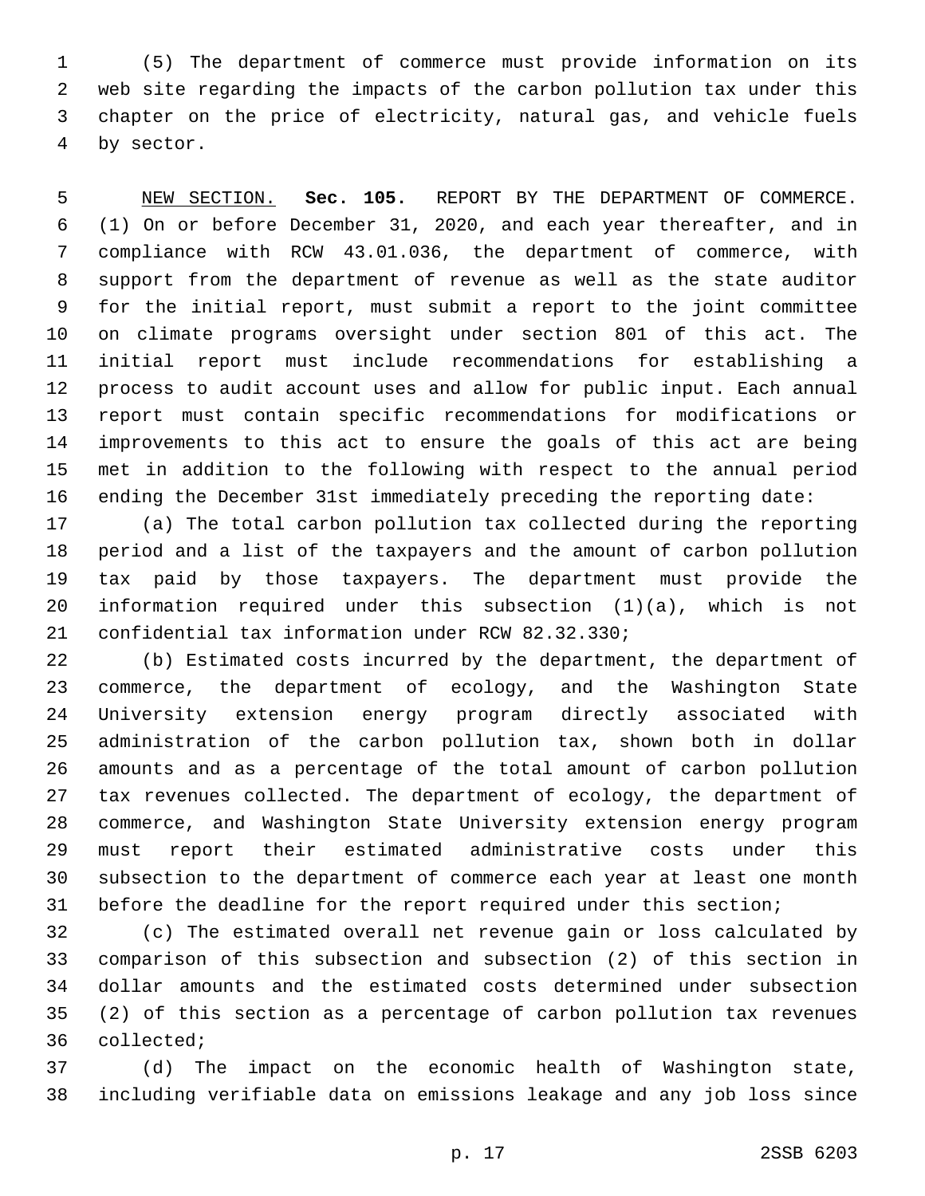(5) The department of commerce must provide information on its web site regarding the impacts of the carbon pollution tax under this chapter on the price of electricity, natural gas, and vehicle fuels by sector.

NEW SECTION. **Sec. 105.** REPORT BY THE DEPARTMENT OF COMMERCE. (1) On or before December 31, 2020, and each year thereafter, and in compliance with RCW 43.01.036, the department of commerce, with support from the department of revenue as well as the state auditor for the initial report, must submit a report to the joint committee on climate programs oversight under section 801 of this act. The initial report must include recommendations for establishing a process to audit account uses and allow for public input. Each annual report must contain specific recommendations for modifications or improvements to this act to ensure the goals of this act are being met in addition to the following with respect to the annual period ending the December 31st immediately preceding the reporting date:

(a) The total carbon pollution tax collected during the reporting period and a list of the taxpayers and the amount of carbon pollution tax paid by those taxpayers. The department must provide the information required under this subsection (1)(a), which is not confidential tax information under RCW 82.32.330;

(b) Estimated costs incurred by the department, the department of commerce, the department of ecology, and the Washington State University extension energy program directly associated with administration of the carbon pollution tax, shown both in dollar amounts and as a percentage of the total amount of carbon pollution tax revenues collected. The department of ecology, the department of commerce, and Washington State University extension energy program must report their estimated administrative costs under this subsection to the department of commerce each year at least one month before the deadline for the report required under this section;

(c) The estimated overall net revenue gain or loss calculated by comparison of this subsection and subsection (2) of this section in dollar amounts and the estimated costs determined under subsection (2) of this section as a percentage of carbon pollution tax revenues collected;

(d) The impact on the economic health of Washington state, including verifiable data on emissions leakage and any job loss since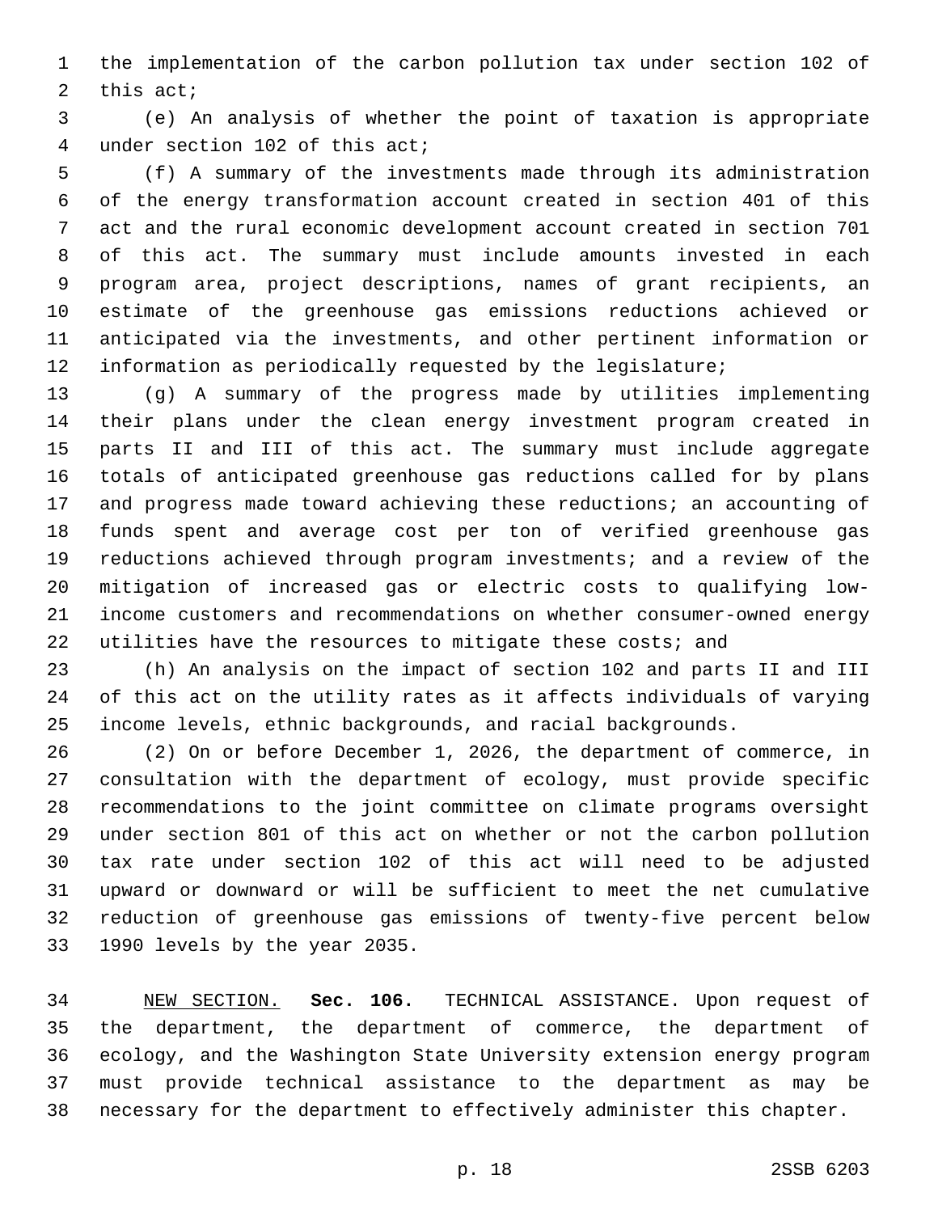the implementation of the carbon pollution tax under section 102 of this act;

(e) An analysis of whether the point of taxation is appropriate under section 102 of this act;

(f) A summary of the investments made through its administration of the energy transformation account created in section 401 of this act and the rural economic development account created in section 701 of this act. The summary must include amounts invested in each program area, project descriptions, names of grant recipients, an estimate of the greenhouse gas emissions reductions achieved or anticipated via the investments, and other pertinent information or information as periodically requested by the legislature;

(g) A summary of the progress made by utilities implementing their plans under the clean energy investment program created in parts II and III of this act. The summary must include aggregate totals of anticipated greenhouse gas reductions called for by plans and progress made toward achieving these reductions; an accounting of funds spent and average cost per ton of verified greenhouse gas reductions achieved through program investments; and a review of the mitigation of increased gas or electric costs to qualifying low-income customers and recommendations on whether consumer-owned energy utilities have the resources to mitigate these costs; and

(h) An analysis on the impact of section 102 and parts II and III of this act on the utility rates as it affects individuals of varying income levels, ethnic backgrounds, and racial backgrounds.

(2) On or before December 1, 2026, the department of commerce, in consultation with the department of ecology, must provide specific recommendations to the joint committee on climate programs oversight under section 801 of this act on whether or not the carbon pollution tax rate under section 102 of this act will need to be adjusted upward or downward or will be sufficient to meet the net cumulative reduction of greenhouse gas emissions of twenty-five percent below 1990 levels by the year 2035.

NEW SECTION. **Sec. 106.** TECHNICAL ASSISTANCE. Upon request of the department, the department of commerce, the department of ecology, and the Washington State University extension energy program must provide technical assistance to the department as may be necessary for the department to effectively administer this chapter.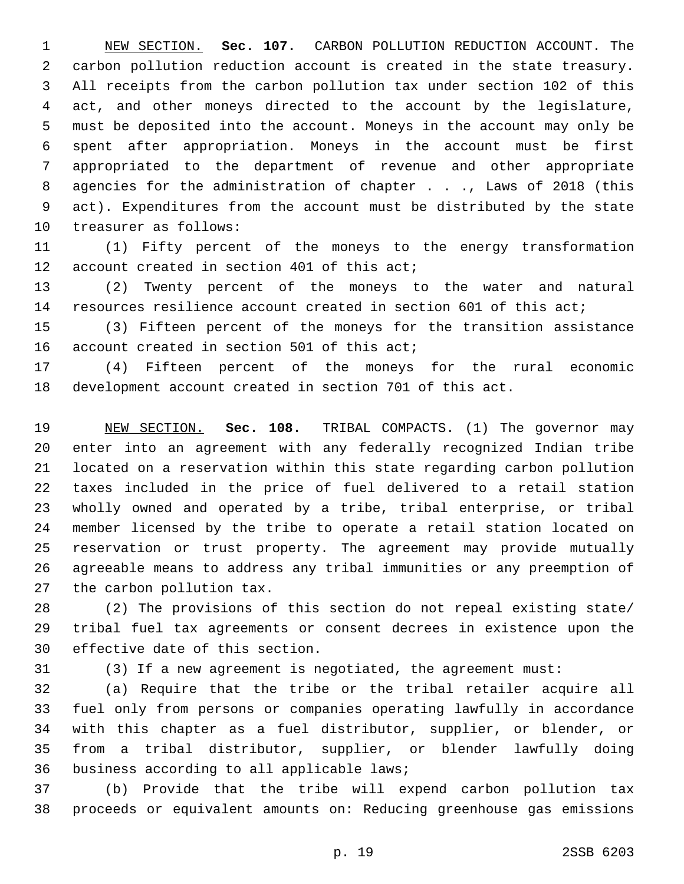NEW SECTION. **Sec. 107.** CARBON POLLUTION REDUCTION ACCOUNT. The carbon pollution reduction account is created in the state treasury. All receipts from the carbon pollution tax under section 102 of this act, and other moneys directed to the account by the legislature, must be deposited into the account. Moneys in the account may only be spent after appropriation. Moneys in the account must be first appropriated to the department of revenue and other appropriate agencies for the administration of chapter . . ., Laws of 2018 (this act). Expenditures from the account must be distributed by the state treasurer as follows:

(1) Fifty percent of the moneys to the energy transformation account created in section 401 of this act;

(2) Twenty percent of the moneys to the water and natural resources resilience account created in section 601 of this act;

(3) Fifteen percent of the moneys for the transition assistance account created in section 501 of this act;

(4) Fifteen percent of the moneys for the rural economic development account created in section 701 of this act.

NEW SECTION. **Sec. 108.** TRIBAL COMPACTS. (1) The governor may enter into an agreement with any federally recognized Indian tribe located on a reservation within this state regarding carbon pollution taxes included in the price of fuel delivered to a retail station wholly owned and operated by a tribe, tribal enterprise, or tribal member licensed by the tribe to operate a retail station located on reservation or trust property. The agreement may provide mutually agreeable means to address any tribal immunities or any preemption of the carbon pollution tax.

(2) The provisions of this section do not repeal existing state/tribal fuel tax agreements or consent decrees in existence upon the effective date of this section.

(3) If a new agreement is negotiated, the agreement must:

(a) Require that the tribe or the tribal retailer acquire all fuel only from persons or companies operating lawfully in accordance with this chapter as a fuel distributor, supplier, or blender, or from a tribal distributor, supplier, or blender lawfully doing business according to all applicable laws;

(b) Provide that the tribe will expend carbon pollution tax proceeds or equivalent amounts on: Reducing greenhouse gas emissions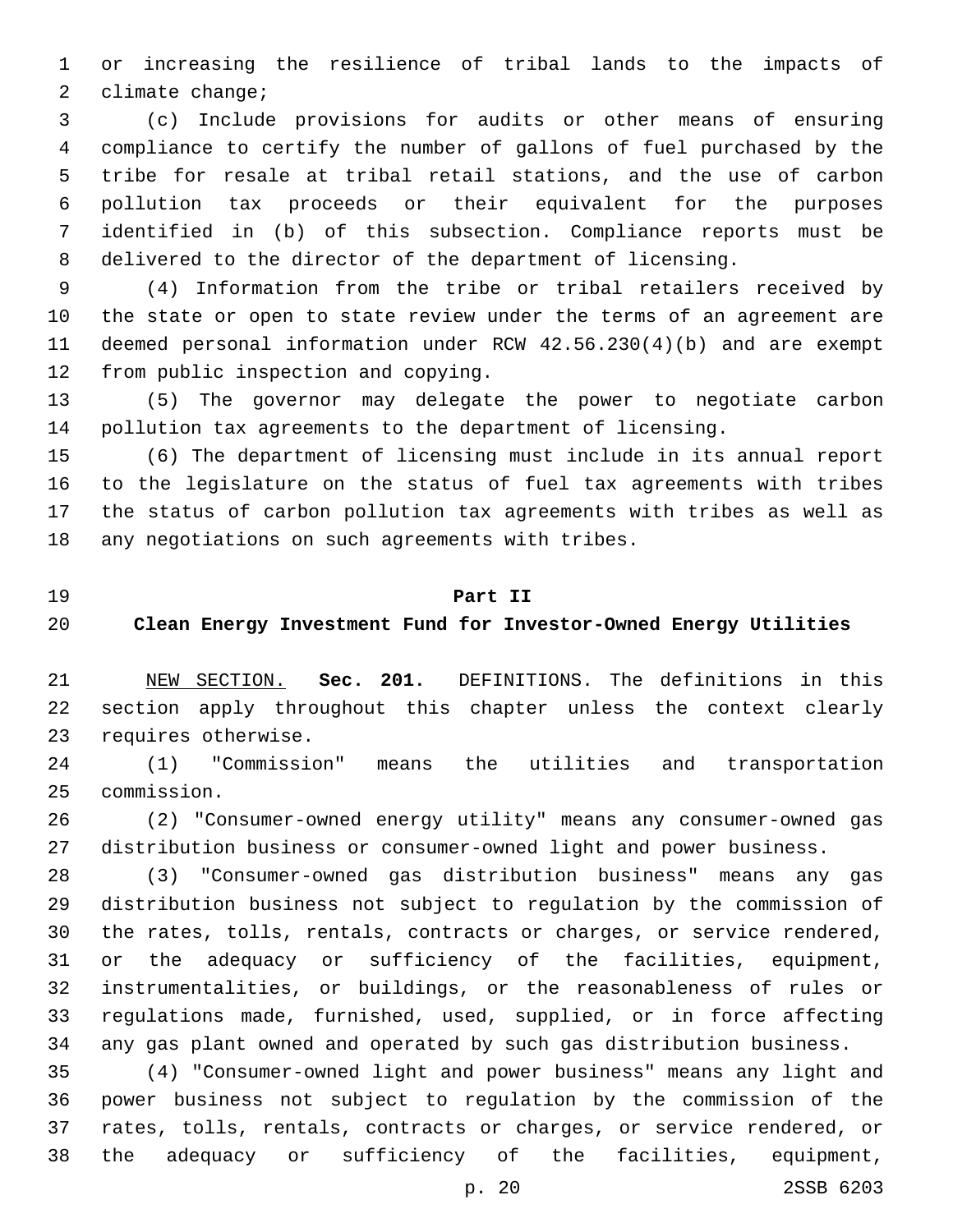or increasing the resilience of tribal lands to the impacts of climate change;

(c) Include provisions for audits or other means of ensuring compliance to certify the number of gallons of fuel purchased by the tribe for resale at tribal retail stations, and the use of carbon pollution tax proceeds or their equivalent for the purposes identified in (b) of this subsection. Compliance reports must be delivered to the director of the department of licensing.

(4) Information from the tribe or tribal retailers received by the state or open to state review under the terms of an agreement are deemed personal information under RCW 42.56.230(4)(b) and are exempt from public inspection and copying.

(5) The governor may delegate the power to negotiate carbon pollution tax agreements to the department of licensing.

(6) The department of licensing must include in its annual report to the legislature on the status of fuel tax agreements with tribes the status of carbon pollution tax agreements with tribes as well as any negotiations on such agreements with tribes.

## Part II
## Clean Energy Investment Fund for Investor-Owned Energy Utilities

NEW SECTION. **Sec. 201.** DEFINITIONS. The definitions in this section apply throughout this chapter unless the context clearly requires otherwise.

(1) "Commission" means the utilities and transportation commission.

(2) "Consumer-owned energy utility" means any consumer-owned gas distribution business or consumer-owned light and power business.

(3) "Consumer-owned gas distribution business" means any gas distribution business not subject to regulation by the commission of the rates, tolls, rentals, contracts or charges, or service rendered, or the adequacy or sufficiency of the facilities, equipment, instrumentalities, or buildings, or the reasonableness of rules or regulations made, furnished, used, supplied, or in force affecting any gas plant owned and operated by such gas distribution business.

(4) "Consumer-owned light and power business" means any light and power business not subject to regulation by the commission of the rates, tolls, rentals, contracts or charges, or service rendered, or the adequacy or sufficiency of the facilities, equipment,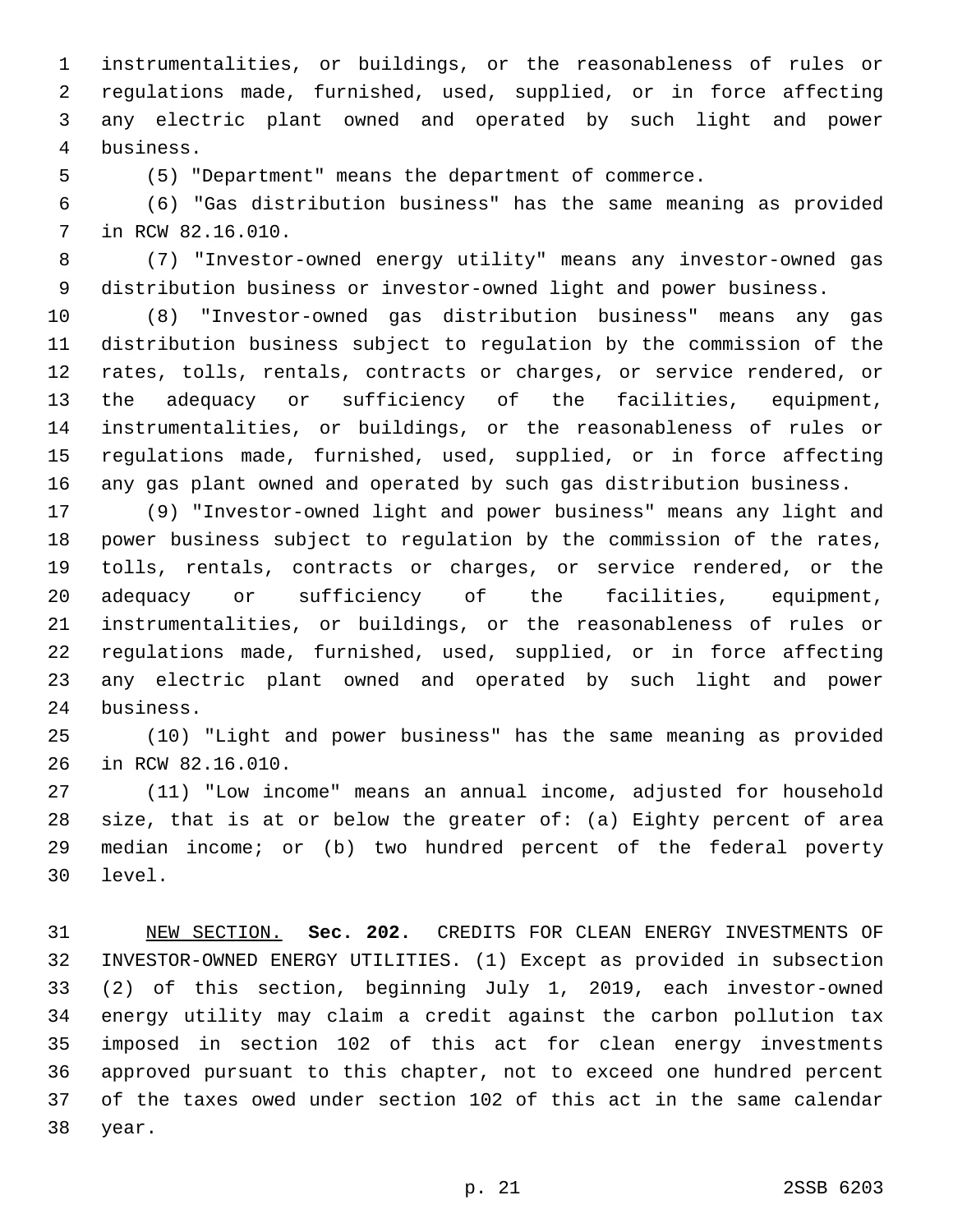instrumentalities, or buildings, or the reasonableness of rules or regulations made, furnished, used, supplied, or in force affecting any electric plant owned and operated by such light and power business.

(5) "Department" means the department of commerce.

(6) "Gas distribution business" has the same meaning as provided in RCW 82.16.010.

(7) "Investor-owned energy utility" means any investor-owned gas distribution business or investor-owned light and power business.

(8) "Investor-owned gas distribution business" means any gas distribution business subject to regulation by the commission of the rates, tolls, rentals, contracts or charges, or service rendered, or the adequacy or sufficiency of the facilities, equipment, instrumentalities, or buildings, or the reasonableness of rules or regulations made, furnished, used, supplied, or in force affecting any gas plant owned and operated by such gas distribution business.

(9) "Investor-owned light and power business" means any light and power business subject to regulation by the commission of the rates, tolls, rentals, contracts or charges, or service rendered, or the adequacy or sufficiency of the facilities, equipment, instrumentalities, or buildings, or the reasonableness of rules or regulations made, furnished, used, supplied, or in force affecting any electric plant owned and operated by such light and power business.

(10) "Light and power business" has the same meaning as provided in RCW 82.16.010.

(11) "Low income" means an annual income, adjusted for household size, that is at or below the greater of: (a) Eighty percent of area median income; or (b) two hundred percent of the federal poverty level.

NEW SECTION. **Sec. 202.** CREDITS FOR CLEAN ENERGY INVESTMENTS OF INVESTOR-OWNED ENERGY UTILITIES. (1) Except as provided in subsection (2) of this section, beginning July 1, 2019, each investor-owned energy utility may claim a credit against the carbon pollution tax imposed in section 102 of this act for clean energy investments approved pursuant to this chapter, not to exceed one hundred percent of the taxes owed under section 102 of this act in the same calendar year.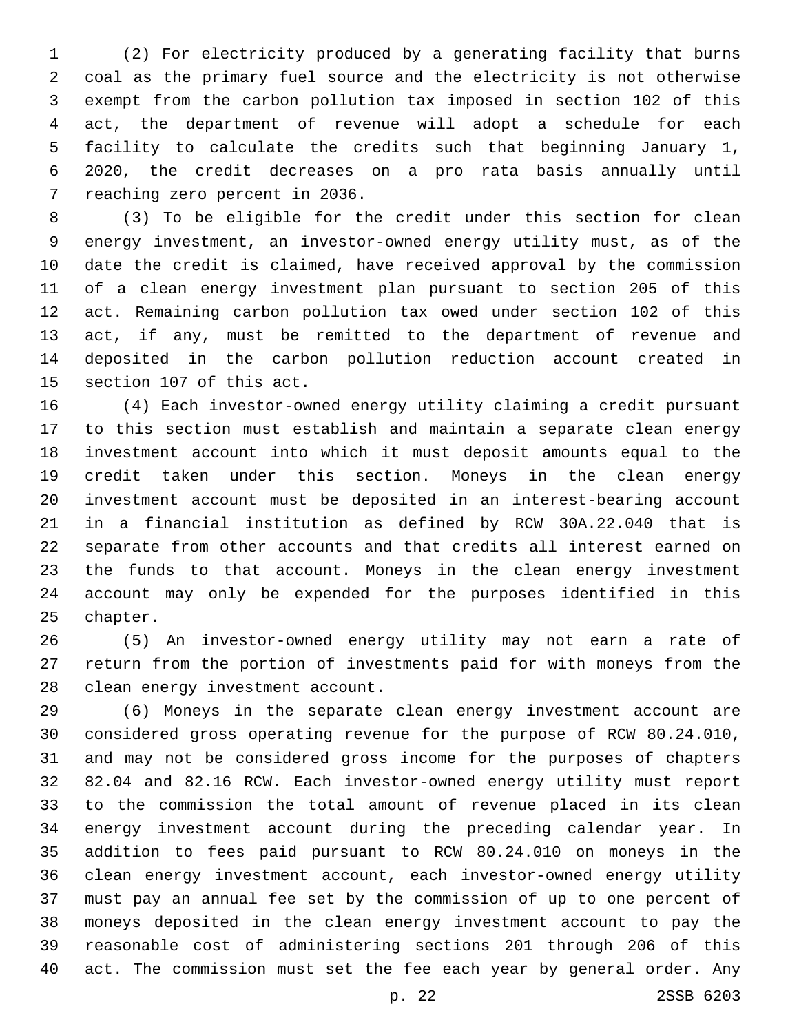(2) For electricity produced by a generating facility that burns coal as the primary fuel source and the electricity is not otherwise exempt from the carbon pollution tax imposed in section 102 of this act, the department of revenue will adopt a schedule for each facility to calculate the credits such that beginning January 1, 2020, the credit decreases on a pro rata basis annually until reaching zero percent in 2036.

(3) To be eligible for the credit under this section for clean energy investment, an investor-owned energy utility must, as of the date the credit is claimed, have received approval by the commission of a clean energy investment plan pursuant to section 205 of this act. Remaining carbon pollution tax owed under section 102 of this act, if any, must be remitted to the department of revenue and deposited in the carbon pollution reduction account created in section 107 of this act.

(4) Each investor-owned energy utility claiming a credit pursuant to this section must establish and maintain a separate clean energy investment account into which it must deposit amounts equal to the credit taken under this section. Moneys in the clean energy investment account must be deposited in an interest-bearing account in a financial institution as defined by RCW 30A.22.040 that is separate from other accounts and that credits all interest earned on the funds to that account. Moneys in the clean energy investment account may only be expended for the purposes identified in this chapter.

(5) An investor-owned energy utility may not earn a rate of return from the portion of investments paid for with moneys from the clean energy investment account.

(6) Moneys in the separate clean energy investment account are considered gross operating revenue for the purpose of RCW 80.24.010, and may not be considered gross income for the purposes of chapters 82.04 and 82.16 RCW. Each investor-owned energy utility must report to the commission the total amount of revenue placed in its clean energy investment account during the preceding calendar year. In addition to fees paid pursuant to RCW 80.24.010 on moneys in the clean energy investment account, each investor-owned energy utility must pay an annual fee set by the commission of up to one percent of moneys deposited in the clean energy investment account to pay the reasonable cost of administering sections 201 through 206 of this act. The commission must set the fee each year by general order. Any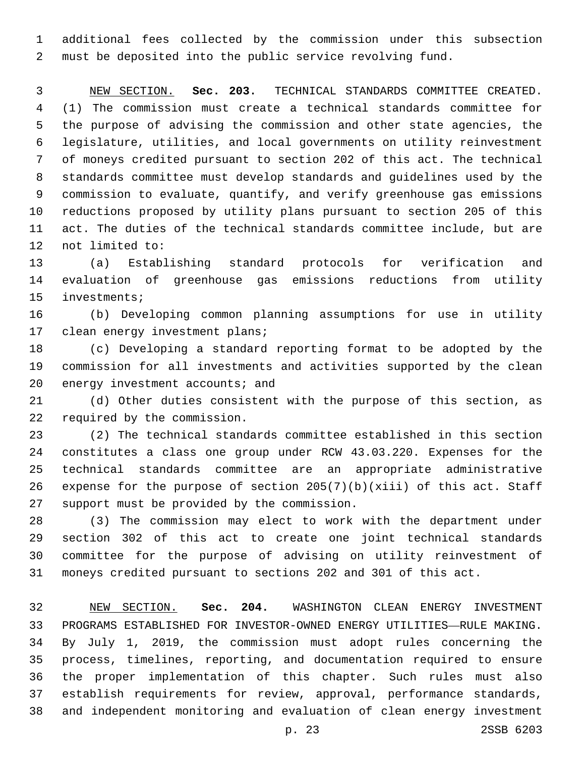additional fees collected by the commission under this subsection must be deposited into the public service revolving fund.

NEW SECTION. **Sec. 203.** TECHNICAL STANDARDS COMMITTEE CREATED. (1) The commission must create a technical standards committee for the purpose of advising the commission and other state agencies, the legislature, utilities, and local governments on utility reinvestment of moneys credited pursuant to section 202 of this act. The technical standards committee must develop standards and guidelines used by the commission to evaluate, quantify, and verify greenhouse gas emissions reductions proposed by utility plans pursuant to section 205 of this act. The duties of the technical standards committee include, but are not limited to:

(a) Establishing standard protocols for verification and evaluation of greenhouse gas emissions reductions from utility investments;

(b) Developing common planning assumptions for use in utility clean energy investment plans;

(c) Developing a standard reporting format to be adopted by the commission for all investments and activities supported by the clean energy investment accounts; and

(d) Other duties consistent with the purpose of this section, as required by the commission.

(2) The technical standards committee established in this section constitutes a class one group under RCW 43.03.220. Expenses for the technical standards committee are an appropriate administrative expense for the purpose of section 205(7)(b)(xiii) of this act. Staff support must be provided by the commission.

(3) The commission may elect to work with the department under section 302 of this act to create one joint technical standards committee for the purpose of advising on utility reinvestment of moneys credited pursuant to sections 202 and 301 of this act.

NEW SECTION. **Sec. 204.** WASHINGTON CLEAN ENERGY INVESTMENT PROGRAMS ESTABLISHED FOR INVESTOR-OWNED ENERGY UTILITIES—RULE MAKING. By July 1, 2019, the commission must adopt rules concerning the process, timelines, reporting, and documentation required to ensure the proper implementation of this chapter. Such rules must also establish requirements for review, approval, performance standards, and independent monitoring and evaluation of clean energy investment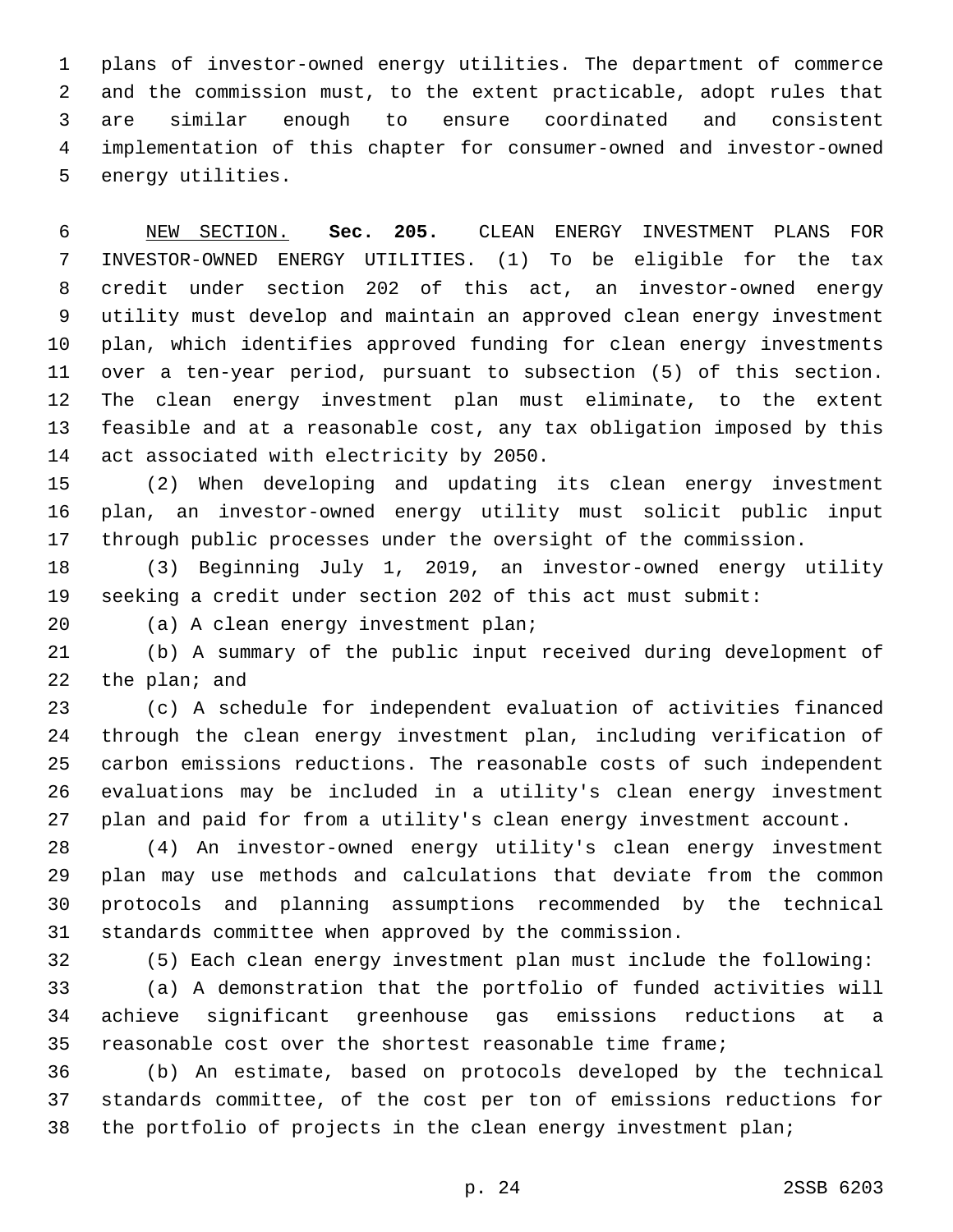plans of investor-owned energy utilities. The department of commerce and the commission must, to the extent practicable, adopt rules that are similar enough to ensure coordinated and consistent implementation of this chapter for consumer-owned and investor-owned energy utilities.

NEW SECTION. **Sec. 205.** CLEAN ENERGY INVESTMENT PLANS FOR INVESTOR-OWNED ENERGY UTILITIES. (1) To be eligible for the tax credit under section 202 of this act, an investor-owned energy utility must develop and maintain an approved clean energy investment plan, which identifies approved funding for clean energy investments over a ten-year period, pursuant to subsection (5) of this section. The clean energy investment plan must eliminate, to the extent feasible and at a reasonable cost, any tax obligation imposed by this act associated with electricity by 2050.

(2) When developing and updating its clean energy investment plan, an investor-owned energy utility must solicit public input through public processes under the oversight of the commission.

(3) Beginning July 1, 2019, an investor-owned energy utility seeking a credit under section 202 of this act must submit:

(a) A clean energy investment plan;

(b) A summary of the public input received during development of the plan; and

(c) A schedule for independent evaluation of activities financed through the clean energy investment plan, including verification of carbon emissions reductions. The reasonable costs of such independent evaluations may be included in a utility's clean energy investment plan and paid for from a utility's clean energy investment account.

(4) An investor-owned energy utility's clean energy investment plan may use methods and calculations that deviate from the common protocols and planning assumptions recommended by the technical standards committee when approved by the commission.

(5) Each clean energy investment plan must include the following:

(a) A demonstration that the portfolio of funded activities will achieve significant greenhouse gas emissions reductions at a reasonable cost over the shortest reasonable time frame;

(b) An estimate, based on protocols developed by the technical standards committee, of the cost per ton of emissions reductions for the portfolio of projects in the clean energy investment plan;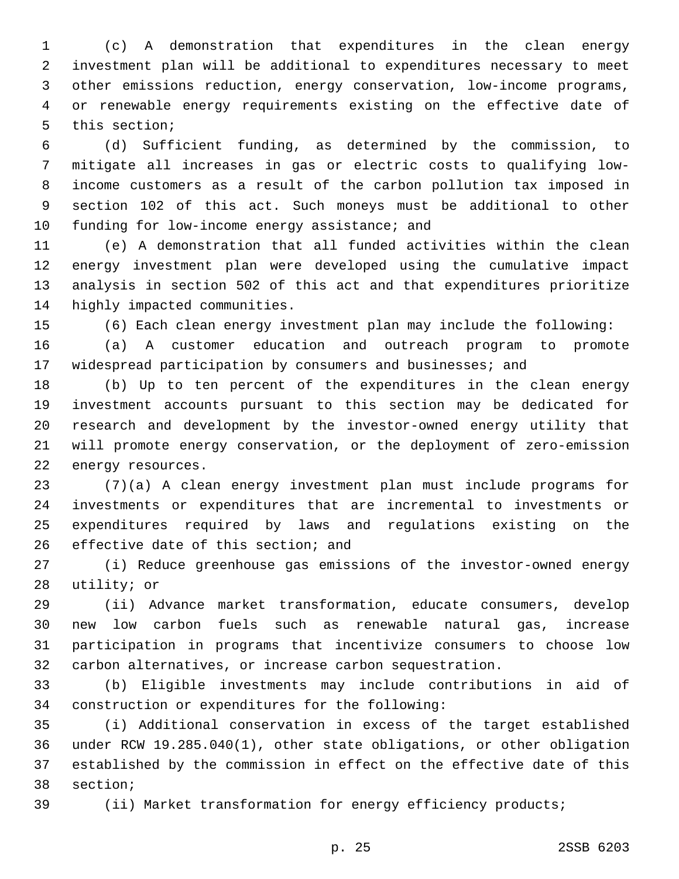(c) A demonstration that expenditures in the clean energy investment plan will be additional to expenditures necessary to meet other emissions reduction, energy conservation, low-income programs, or renewable energy requirements existing on the effective date of this section;

(d) Sufficient funding, as determined by the commission, to mitigate all increases in gas or electric costs to qualifying low-income customers as a result of the carbon pollution tax imposed in section 102 of this act. Such moneys must be additional to other funding for low-income energy assistance; and

(e) A demonstration that all funded activities within the clean energy investment plan were developed using the cumulative impact analysis in section 502 of this act and that expenditures prioritize highly impacted communities.

(6) Each clean energy investment plan may include the following:

(a) A customer education and outreach program to promote widespread participation by consumers and businesses; and

(b) Up to ten percent of the expenditures in the clean energy investment accounts pursuant to this section may be dedicated for research and development by the investor-owned energy utility that will promote energy conservation, or the deployment of zero-emission energy resources.

(7)(a) A clean energy investment plan must include programs for investments or expenditures that are incremental to investments or expenditures required by laws and regulations existing on the effective date of this section; and

(i) Reduce greenhouse gas emissions of the investor-owned energy utility; or

(ii) Advance market transformation, educate consumers, develop new low carbon fuels such as renewable natural gas, increase participation in programs that incentivize consumers to choose low carbon alternatives, or increase carbon sequestration.

(b) Eligible investments may include contributions in aid of construction or expenditures for the following:

(i) Additional conservation in excess of the target established under RCW 19.285.040(1), other state obligations, or other obligation established by the commission in effect on the effective date of this section;

(ii) Market transformation for energy efficiency products;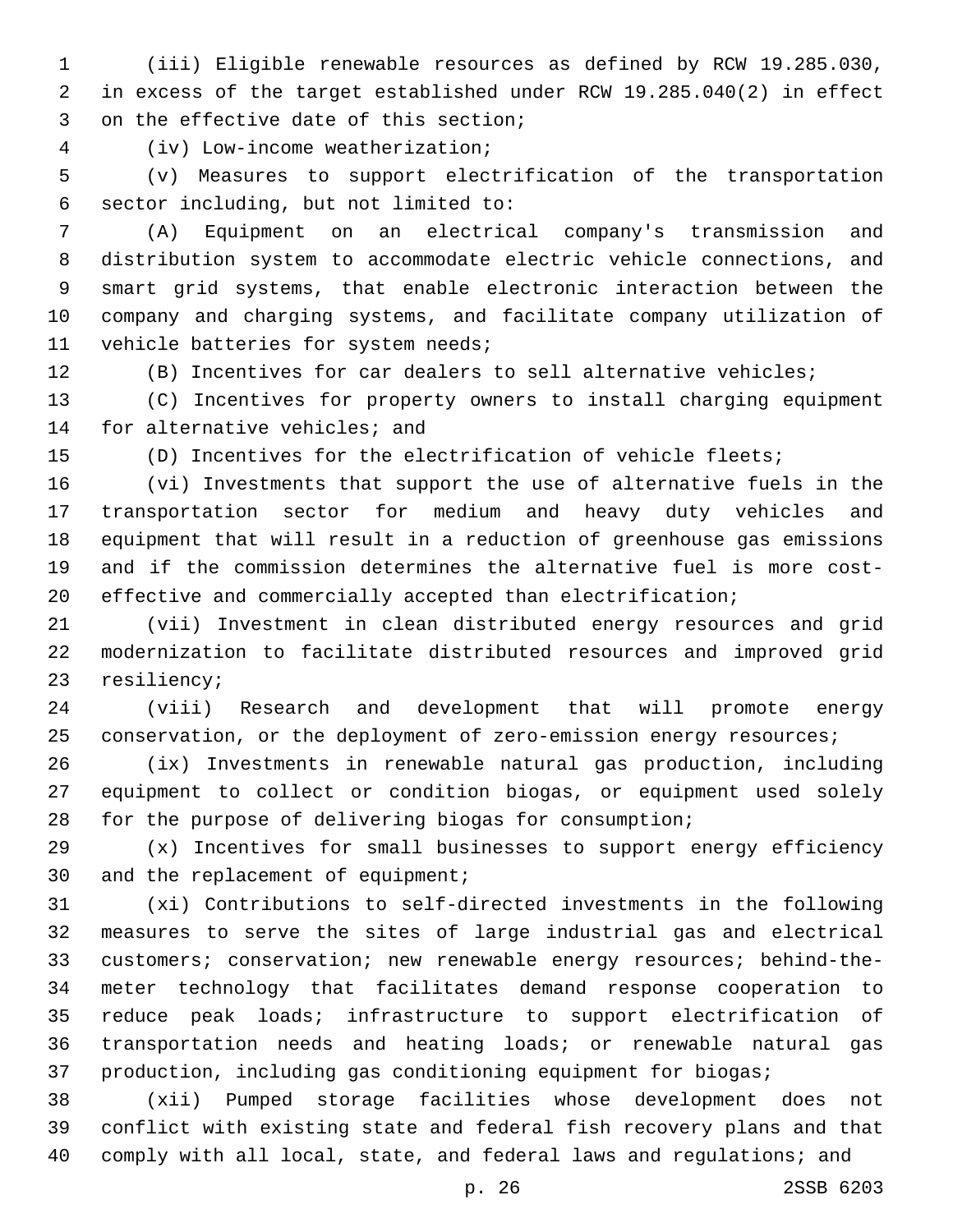(iii) Eligible renewable resources as defined by RCW 19.285.030, in excess of the target established under RCW 19.285.040(2) in effect on the effective date of this section;

(iv) Low-income weatherization;

(v) Measures to support electrification of the transportation sector including, but not limited to:

(A) Equipment on an electrical company's transmission and distribution system to accommodate electric vehicle connections, and smart grid systems, that enable electronic interaction between the company and charging systems, and facilitate company utilization of vehicle batteries for system needs;

(B) Incentives for car dealers to sell alternative vehicles;

(C) Incentives for property owners to install charging equipment for alternative vehicles; and

(D) Incentives for the electrification of vehicle fleets;

(vi) Investments that support the use of alternative fuels in the transportation sector for medium and heavy duty vehicles and equipment that will result in a reduction of greenhouse gas emissions and if the commission determines the alternative fuel is more cost-effective and commercially accepted than electrification;

(vii) Investment in clean distributed energy resources and grid modernization to facilitate distributed resources and improved grid resiliency;

(viii) Research and development that will promote energy conservation, or the deployment of zero-emission energy resources;

(ix) Investments in renewable natural gas production, including equipment to collect or condition biogas, or equipment used solely for the purpose of delivering biogas for consumption;

(x) Incentives for small businesses to support energy efficiency and the replacement of equipment;

(xi) Contributions to self-directed investments in the following measures to serve the sites of large industrial gas and electrical customers; conservation; new renewable energy resources; behind-the-meter technology that facilitates demand response cooperation to reduce peak loads; infrastructure to support electrification of transportation needs and heating loads; or renewable natural gas production, including gas conditioning equipment for biogas;

(xii) Pumped storage facilities whose development does not conflict with existing state and federal fish recovery plans and that comply with all local, state, and federal laws and regulations; and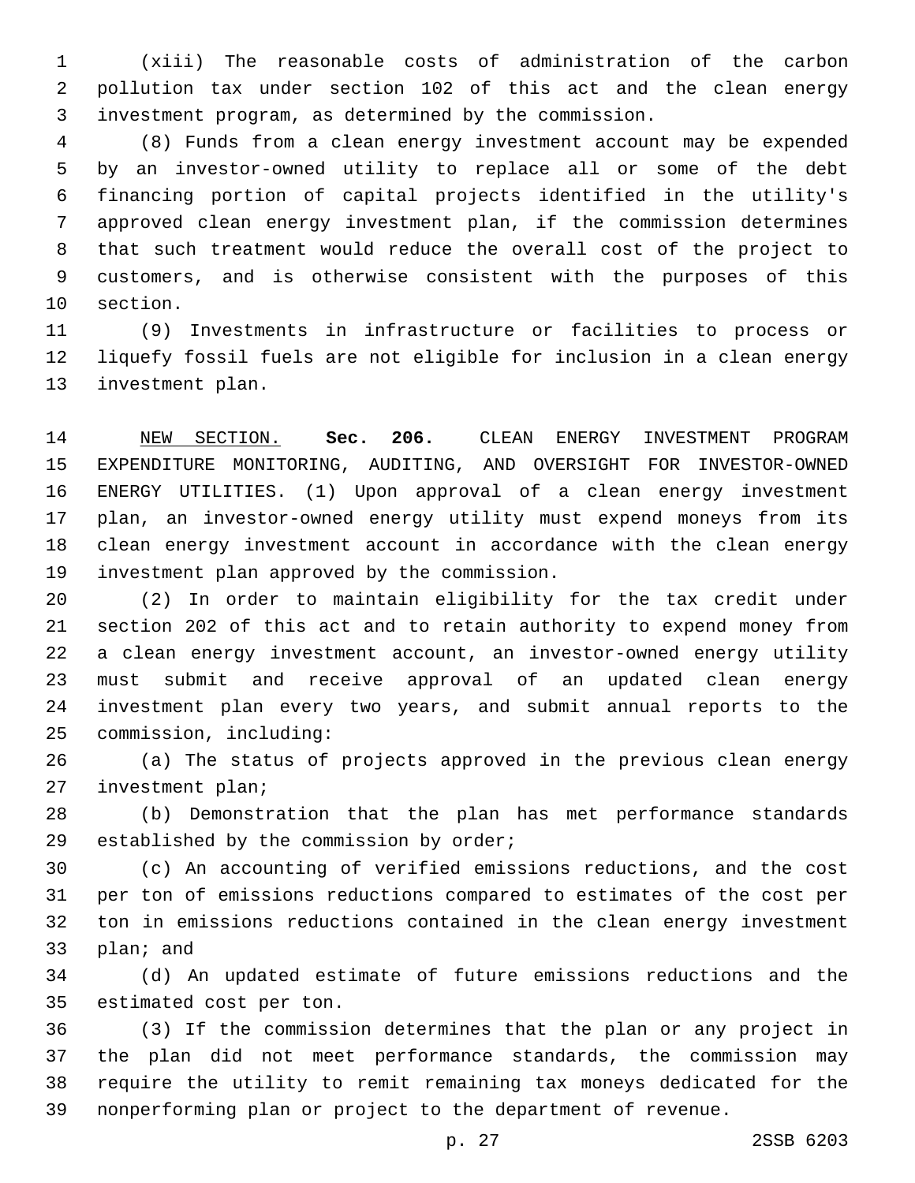(xiii) The reasonable costs of administration of the carbon pollution tax under section 102 of this act and the clean energy investment program, as determined by the commission.

(8) Funds from a clean energy investment account may be expended by an investor-owned utility to replace all or some of the debt financing portion of capital projects identified in the utility's approved clean energy investment plan, if the commission determines that such treatment would reduce the overall cost of the project to customers, and is otherwise consistent with the purposes of this section.

(9) Investments in infrastructure or facilities to process or liquefy fossil fuels are not eligible for inclusion in a clean energy investment plan.

NEW SECTION. **Sec. 206.** CLEAN ENERGY INVESTMENT PROGRAM EXPENDITURE MONITORING, AUDITING, AND OVERSIGHT FOR INVESTOR-OWNED ENERGY UTILITIES. (1) Upon approval of a clean energy investment plan, an investor-owned energy utility must expend moneys from its clean energy investment account in accordance with the clean energy investment plan approved by the commission.

(2) In order to maintain eligibility for the tax credit under section 202 of this act and to retain authority to expend money from a clean energy investment account, an investor-owned energy utility must submit and receive approval of an updated clean energy investment plan every two years, and submit annual reports to the commission, including:

(a) The status of projects approved in the previous clean energy investment plan;

(b) Demonstration that the plan has met performance standards established by the commission by order;

(c) An accounting of verified emissions reductions, and the cost per ton of emissions reductions compared to estimates of the cost per ton in emissions reductions contained in the clean energy investment plan; and

(d) An updated estimate of future emissions reductions and the estimated cost per ton.

(3) If the commission determines that the plan or any project in the plan did not meet performance standards, the commission may require the utility to remit remaining tax moneys dedicated for the nonperforming plan or project to the department of revenue.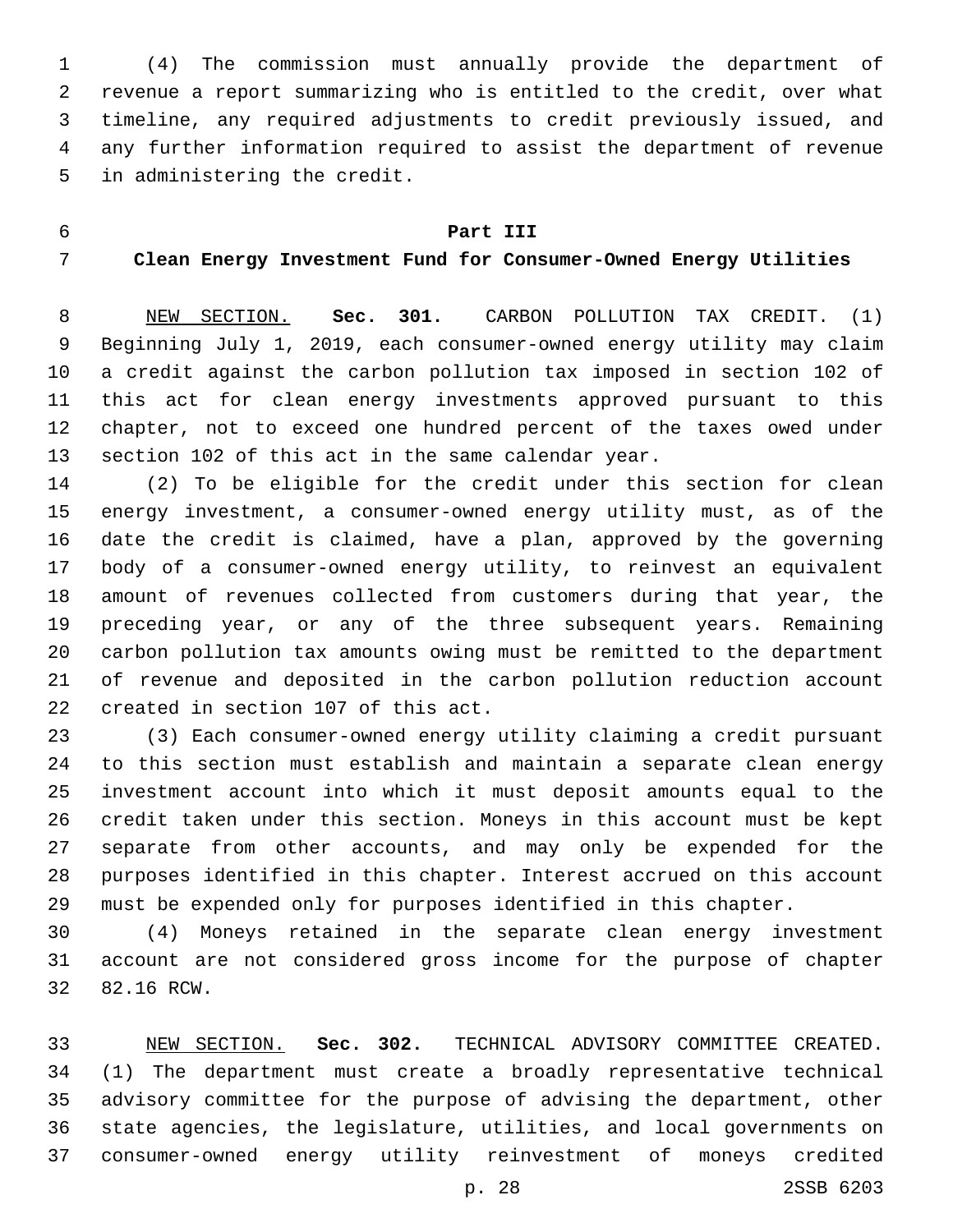(4) The commission must annually provide the department of revenue a report summarizing who is entitled to the credit, over what timeline, any required adjustments to credit previously issued, and any further information required to assist the department of revenue in administering the credit.

## Part III
## Clean Energy Investment Fund for Consumer-Owned Energy Utilities

NEW SECTION. **Sec. 301.** CARBON POLLUTION TAX CREDIT. (1) Beginning July 1, 2019, each consumer-owned energy utility may claim a credit against the carbon pollution tax imposed in section 102 of this act for clean energy investments approved pursuant to this chapter, not to exceed one hundred percent of the taxes owed under section 102 of this act in the same calendar year.

(2) To be eligible for the credit under this section for clean energy investment, a consumer-owned energy utility must, as of the date the credit is claimed, have a plan, approved by the governing body of a consumer-owned energy utility, to reinvest an equivalent amount of revenues collected from customers during that year, the preceding year, or any of the three subsequent years. Remaining carbon pollution tax amounts owing must be remitted to the department of revenue and deposited in the carbon pollution reduction account created in section 107 of this act.

(3) Each consumer-owned energy utility claiming a credit pursuant to this section must establish and maintain a separate clean energy investment account into which it must deposit amounts equal to the credit taken under this section. Moneys in this account must be kept separate from other accounts, and may only be expended for the purposes identified in this chapter. Interest accrued on this account must be expended only for purposes identified in this chapter.

(4) Moneys retained in the separate clean energy investment account are not considered gross income for the purpose of chapter 82.16 RCW.

NEW SECTION. **Sec. 302.** TECHNICAL ADVISORY COMMITTEE CREATED. (1) The department must create a broadly representative technical advisory committee for the purpose of advising the department, other state agencies, the legislature, utilities, and local governments on consumer-owned energy utility reinvestment of moneys credited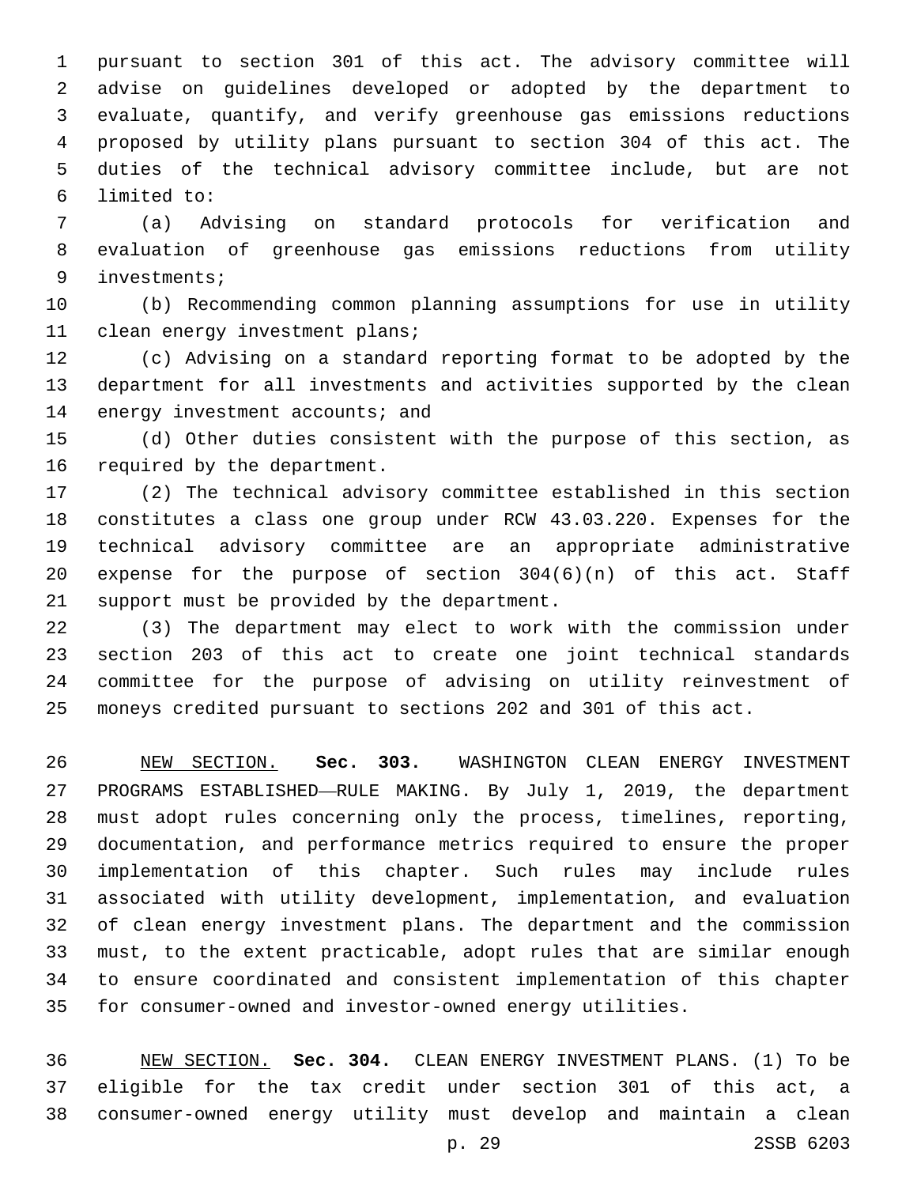pursuant to section 301 of this act. The advisory committee will advise on guidelines developed or adopted by the department to evaluate, quantify, and verify greenhouse gas emissions reductions proposed by utility plans pursuant to section 304 of this act. The duties of the technical advisory committee include, but are not limited to:

(a) Advising on standard protocols for verification and evaluation of greenhouse gas emissions reductions from utility investments;

(b) Recommending common planning assumptions for use in utility clean energy investment plans;

(c) Advising on a standard reporting format to be adopted by the department for all investments and activities supported by the clean energy investment accounts; and

(d) Other duties consistent with the purpose of this section, as required by the department.

(2) The technical advisory committee established in this section constitutes a class one group under RCW 43.03.220. Expenses for the technical advisory committee are an appropriate administrative expense for the purpose of section 304(6)(n) of this act. Staff support must be provided by the department.

(3) The department may elect to work with the commission under section 203 of this act to create one joint technical standards committee for the purpose of advising on utility reinvestment of moneys credited pursuant to sections 202 and 301 of this act.

NEW SECTION. **Sec. 303.** WASHINGTON CLEAN ENERGY INVESTMENT PROGRAMS ESTABLISHED—RULE MAKING. By July 1, 2019, the department must adopt rules concerning only the process, timelines, reporting, documentation, and performance metrics required to ensure the proper implementation of this chapter. Such rules may include rules associated with utility development, implementation, and evaluation of clean energy investment plans. The department and the commission must, to the extent practicable, adopt rules that are similar enough to ensure coordinated and consistent implementation of this chapter for consumer-owned and investor-owned energy utilities.

NEW SECTION. **Sec. 304.** CLEAN ENERGY INVESTMENT PLANS. (1) To be eligible for the tax credit under section 301 of this act, a consumer-owned energy utility must develop and maintain a clean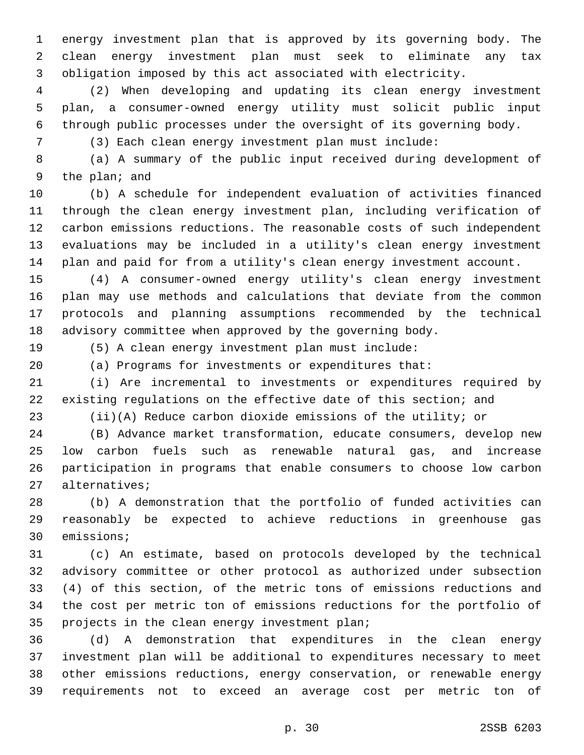energy investment plan that is approved by its governing body. The clean energy investment plan must seek to eliminate any tax obligation imposed by this act associated with electricity.

(2) When developing and updating its clean energy investment plan, a consumer-owned energy utility must solicit public input through public processes under the oversight of its governing body.

(3) Each clean energy investment plan must include:

(a) A summary of the public input received during development of the plan; and

(b) A schedule for independent evaluation of activities financed through the clean energy investment plan, including verification of carbon emissions reductions. The reasonable costs of such independent evaluations may be included in a utility's clean energy investment plan and paid for from a utility's clean energy investment account.

(4) A consumer-owned energy utility's clean energy investment plan may use methods and calculations that deviate from the common protocols and planning assumptions recommended by the technical advisory committee when approved by the governing body.

(5) A clean energy investment plan must include:

(a) Programs for investments or expenditures that:

(i) Are incremental to investments or expenditures required by existing regulations on the effective date of this section; and

(ii)(A) Reduce carbon dioxide emissions of the utility; or

(B) Advance market transformation, educate consumers, develop new low carbon fuels such as renewable natural gas, and increase participation in programs that enable consumers to choose low carbon alternatives;

(b) A demonstration that the portfolio of funded activities can reasonably be expected to achieve reductions in greenhouse gas emissions;

(c) An estimate, based on protocols developed by the technical advisory committee or other protocol as authorized under subsection (4) of this section, of the metric tons of emissions reductions and the cost per metric ton of emissions reductions for the portfolio of projects in the clean energy investment plan;

(d) A demonstration that expenditures in the clean energy investment plan will be additional to expenditures necessary to meet other emissions reductions, energy conservation, or renewable energy requirements not to exceed an average cost per metric ton of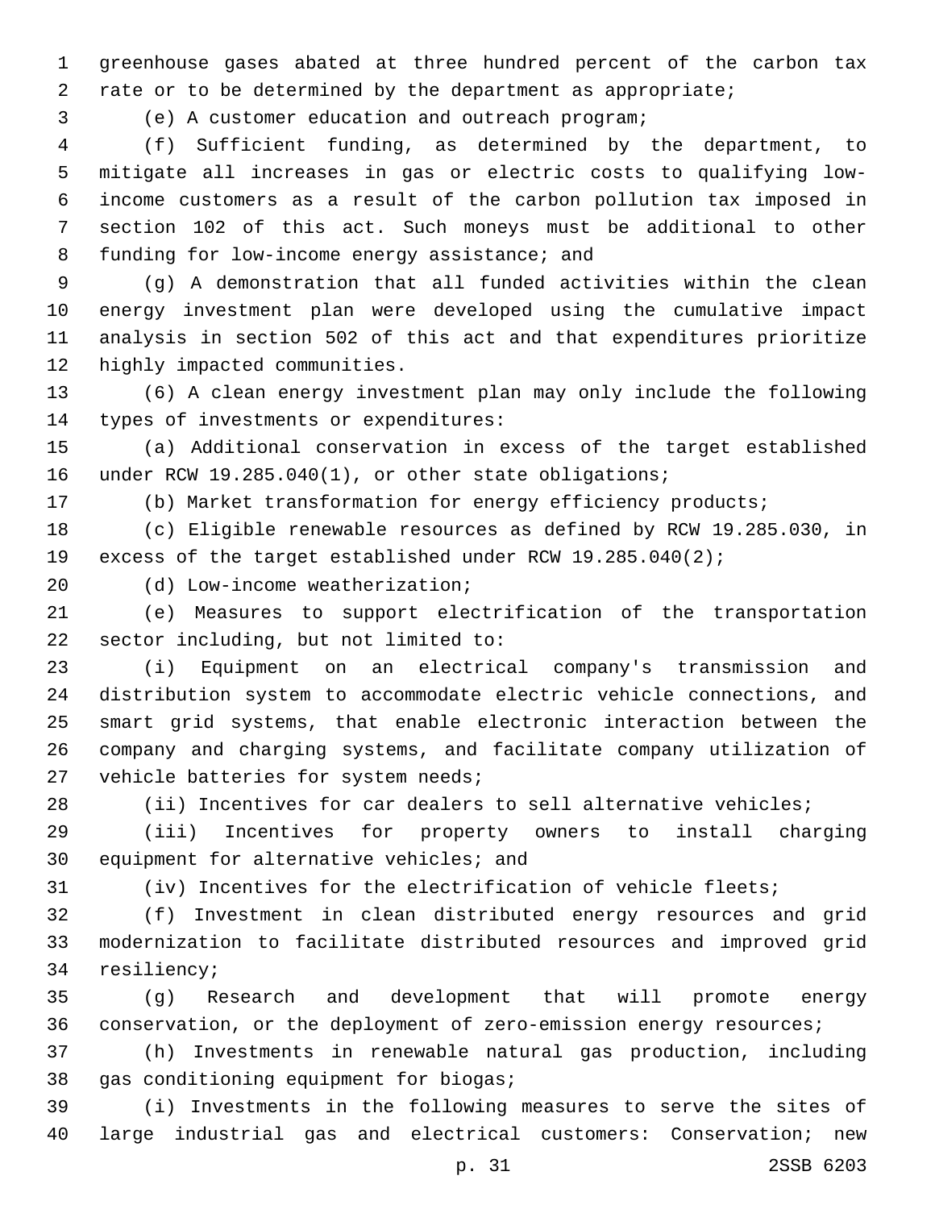greenhouse gases abated at three hundred percent of the carbon tax rate or to be determined by the department as appropriate;

(e) A customer education and outreach program;

(f) Sufficient funding, as determined by the department, to mitigate all increases in gas or electric costs to qualifying low-income customers as a result of the carbon pollution tax imposed in section 102 of this act. Such moneys must be additional to other funding for low-income energy assistance; and

(g) A demonstration that all funded activities within the clean energy investment plan were developed using the cumulative impact analysis in section 502 of this act and that expenditures prioritize highly impacted communities.

(6) A clean energy investment plan may only include the following types of investments or expenditures:

(a) Additional conservation in excess of the target established under RCW 19.285.040(1), or other state obligations;

(b) Market transformation for energy efficiency products;

(c) Eligible renewable resources as defined by RCW 19.285.030, in excess of the target established under RCW 19.285.040(2);

(d) Low-income weatherization;

(e) Measures to support electrification of the transportation sector including, but not limited to:

(i) Equipment on an electrical company's transmission and distribution system to accommodate electric vehicle connections, and smart grid systems, that enable electronic interaction between the company and charging systems, and facilitate company utilization of vehicle batteries for system needs;

(ii) Incentives for car dealers to sell alternative vehicles;

(iii) Incentives for property owners to install charging equipment for alternative vehicles; and

(iv) Incentives for the electrification of vehicle fleets;

(f) Investment in clean distributed energy resources and grid modernization to facilitate distributed resources and improved grid resiliency;

(g) Research and development that will promote energy conservation, or the deployment of zero-emission energy resources;

(h) Investments in renewable natural gas production, including gas conditioning equipment for biogas;

(i) Investments in the following measures to serve the sites of large industrial gas and electrical customers: Conservation; new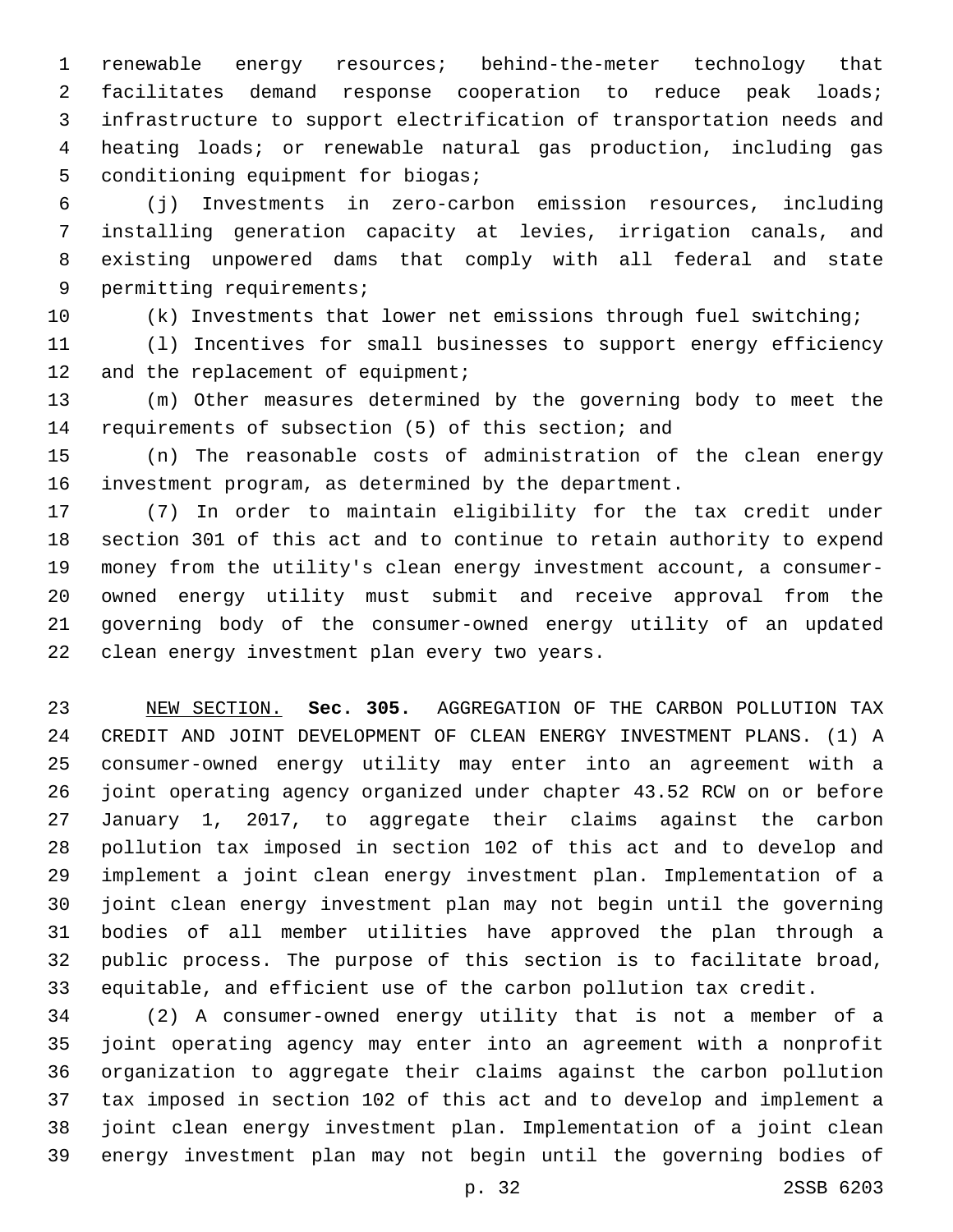renewable energy resources; behind-the-meter technology that facilitates demand response cooperation to reduce peak loads; infrastructure to support electrification of transportation needs and heating loads; or renewable natural gas production, including gas conditioning equipment for biogas;

(j) Investments in zero-carbon emission resources, including installing generation capacity at levies, irrigation canals, and existing unpowered dams that comply with all federal and state permitting requirements;

(k) Investments that lower net emissions through fuel switching;

(l) Incentives for small businesses to support energy efficiency and the replacement of equipment;

(m) Other measures determined by the governing body to meet the requirements of subsection (5) of this section; and

(n) The reasonable costs of administration of the clean energy investment program, as determined by the department.

(7) In order to maintain eligibility for the tax credit under section 301 of this act and to continue to retain authority to expend money from the utility's clean energy investment account, a consumer-owned energy utility must submit and receive approval from the governing body of the consumer-owned energy utility of an updated clean energy investment plan every two years.

NEW SECTION. **Sec. 305.** AGGREGATION OF THE CARBON POLLUTION TAX CREDIT AND JOINT DEVELOPMENT OF CLEAN ENERGY INVESTMENT PLANS. (1) A consumer-owned energy utility may enter into an agreement with a joint operating agency organized under chapter 43.52 RCW on or before January 1, 2017, to aggregate their claims against the carbon pollution tax imposed in section 102 of this act and to develop and implement a joint clean energy investment plan. Implementation of a joint clean energy investment plan may not begin until the governing bodies of all member utilities have approved the plan through a public process. The purpose of this section is to facilitate broad, equitable, and efficient use of the carbon pollution tax credit.

(2) A consumer-owned energy utility that is not a member of a joint operating agency may enter into an agreement with a nonprofit organization to aggregate their claims against the carbon pollution tax imposed in section 102 of this act and to develop and implement a joint clean energy investment plan. Implementation of a joint clean energy investment plan may not begin until the governing bodies of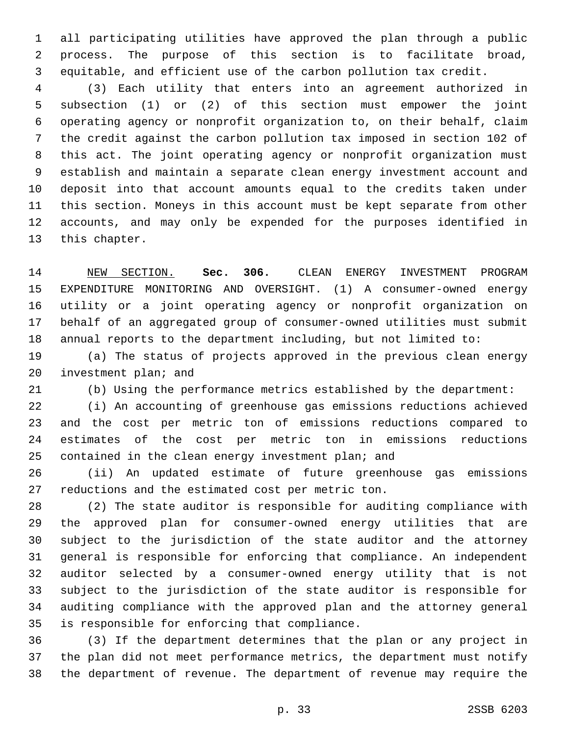all participating utilities have approved the plan through a public process. The purpose of this section is to facilitate broad, equitable, and efficient use of the carbon pollution tax credit.

(3) Each utility that enters into an agreement authorized in subsection (1) or (2) of this section must empower the joint operating agency or nonprofit organization to, on their behalf, claim the credit against the carbon pollution tax imposed in section 102 of this act. The joint operating agency or nonprofit organization must establish and maintain a separate clean energy investment account and deposit into that account amounts equal to the credits taken under this section. Moneys in this account must be kept separate from other accounts, and may only be expended for the purposes identified in this chapter.

NEW SECTION. **Sec. 306.** CLEAN ENERGY INVESTMENT PROGRAM EXPENDITURE MONITORING AND OVERSIGHT. (1) A consumer-owned energy utility or a joint operating agency or nonprofit organization on behalf of an aggregated group of consumer-owned utilities must submit annual reports to the department including, but not limited to:

(a) The status of projects approved in the previous clean energy investment plan; and

(b) Using the performance metrics established by the department:

(i) An accounting of greenhouse gas emissions reductions achieved and the cost per metric ton of emissions reductions compared to estimates of the cost per metric ton in emissions reductions contained in the clean energy investment plan; and

(ii) An updated estimate of future greenhouse gas emissions reductions and the estimated cost per metric ton.

(2) The state auditor is responsible for auditing compliance with the approved plan for consumer-owned energy utilities that are subject to the jurisdiction of the state auditor and the attorney general is responsible for enforcing that compliance. An independent auditor selected by a consumer-owned energy utility that is not subject to the jurisdiction of the state auditor is responsible for auditing compliance with the approved plan and the attorney general is responsible for enforcing that compliance.

(3) If the department determines that the plan or any project in the plan did not meet performance metrics, the department must notify the department of revenue. The department of revenue may require the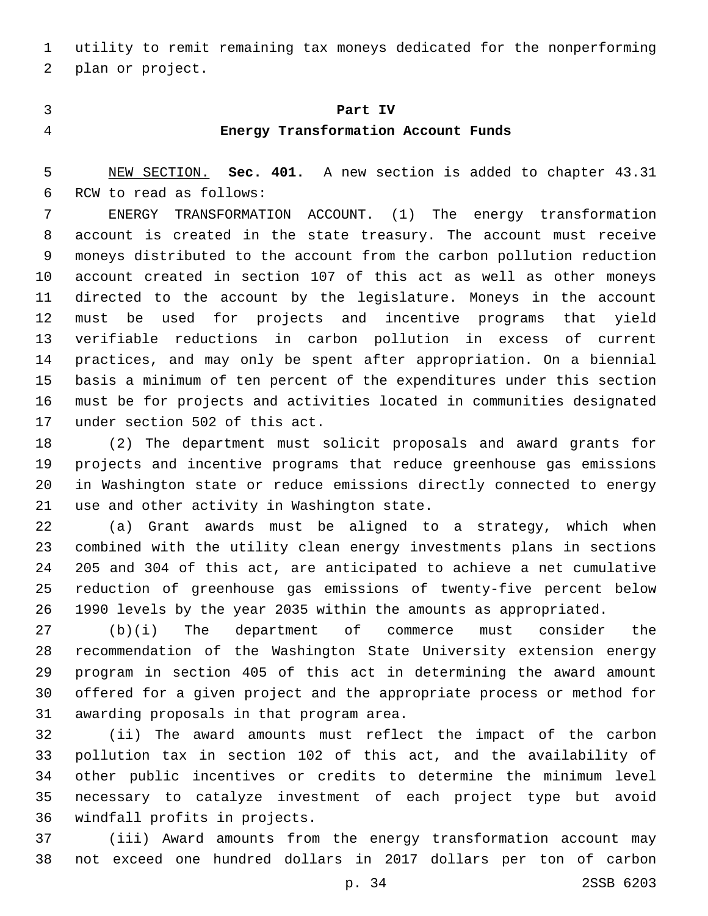utility to remit remaining tax moneys dedicated for the nonperforming plan or project.

**Part IV**

**Energy Transformation Account Funds**

NEW SECTION. **Sec. 401.** A new section is added to chapter 43.31 RCW to read as follows:

ENERGY TRANSFORMATION ACCOUNT. (1) The energy transformation account is created in the state treasury. The account must receive moneys distributed to the account from the carbon pollution reduction account created in section 107 of this act as well as other moneys directed to the account by the legislature. Moneys in the account must be used for projects and incentive programs that yield verifiable reductions in carbon pollution in excess of current practices, and may only be spent after appropriation. On a biennial basis a minimum of ten percent of the expenditures under this section must be for projects and activities located in communities designated under section 502 of this act.

(2) The department must solicit proposals and award grants for projects and incentive programs that reduce greenhouse gas emissions in Washington state or reduce emissions directly connected to energy use and other activity in Washington state.

(a) Grant awards must be aligned to a strategy, which when combined with the utility clean energy investments plans in sections 205 and 304 of this act, are anticipated to achieve a net cumulative reduction of greenhouse gas emissions of twenty-five percent below 1990 levels by the year 2035 within the amounts as appropriated.

(b)(i) The department of commerce must consider the recommendation of the Washington State University extension energy program in section 405 of this act in determining the award amount offered for a given project and the appropriate process or method for awarding proposals in that program area.

(ii) The award amounts must reflect the impact of the carbon pollution tax in section 102 of this act, and the availability of other public incentives or credits to determine the minimum level necessary to catalyze investment of each project type but avoid windfall profits in projects.

(iii) Award amounts from the energy transformation account may not exceed one hundred dollars in 2017 dollars per ton of carbon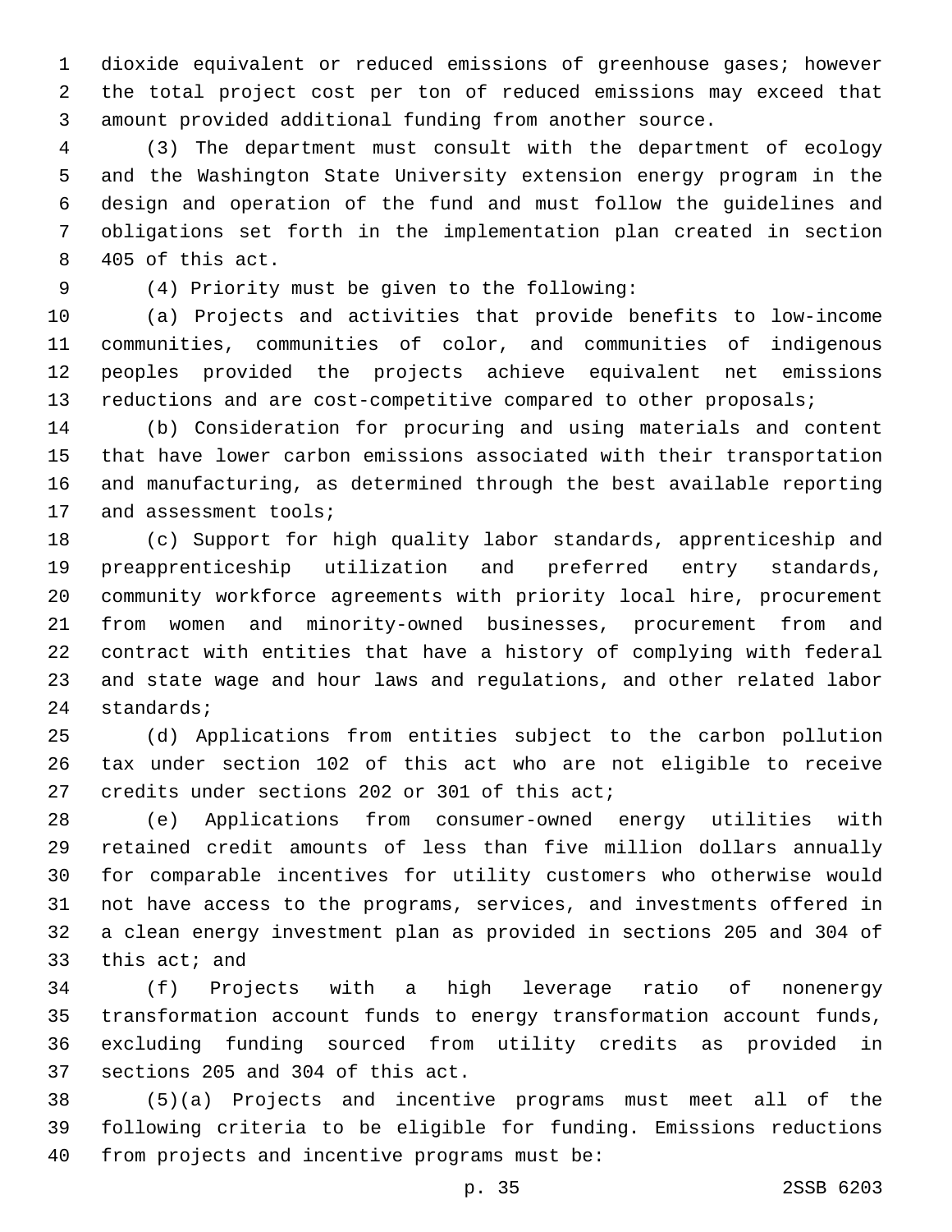dioxide equivalent or reduced emissions of greenhouse gases; however the total project cost per ton of reduced emissions may exceed that amount provided additional funding from another source.

(3) The department must consult with the department of ecology and the Washington State University extension energy program in the design and operation of the fund and must follow the guidelines and obligations set forth in the implementation plan created in section 405 of this act.

(4) Priority must be given to the following:

(a) Projects and activities that provide benefits to low-income communities, communities of color, and communities of indigenous peoples provided the projects achieve equivalent net emissions reductions and are cost-competitive compared to other proposals;

(b) Consideration for procuring and using materials and content that have lower carbon emissions associated with their transportation and manufacturing, as determined through the best available reporting and assessment tools;

(c) Support for high quality labor standards, apprenticeship and preapprenticeship utilization and preferred entry standards, community workforce agreements with priority local hire, procurement from women and minority-owned businesses, procurement from and contract with entities that have a history of complying with federal and state wage and hour laws and regulations, and other related labor standards;

(d) Applications from entities subject to the carbon pollution tax under section 102 of this act who are not eligible to receive credits under sections 202 or 301 of this act;

(e) Applications from consumer-owned energy utilities with retained credit amounts of less than five million dollars annually for comparable incentives for utility customers who otherwise would not have access to the programs, services, and investments offered in a clean energy investment plan as provided in sections 205 and 304 of this act; and

(f) Projects with a high leverage ratio of nonenergy transformation account funds to energy transformation account funds, excluding funding sourced from utility credits as provided in sections 205 and 304 of this act.

(5)(a) Projects and incentive programs must meet all of the following criteria to be eligible for funding. Emissions reductions from projects and incentive programs must be: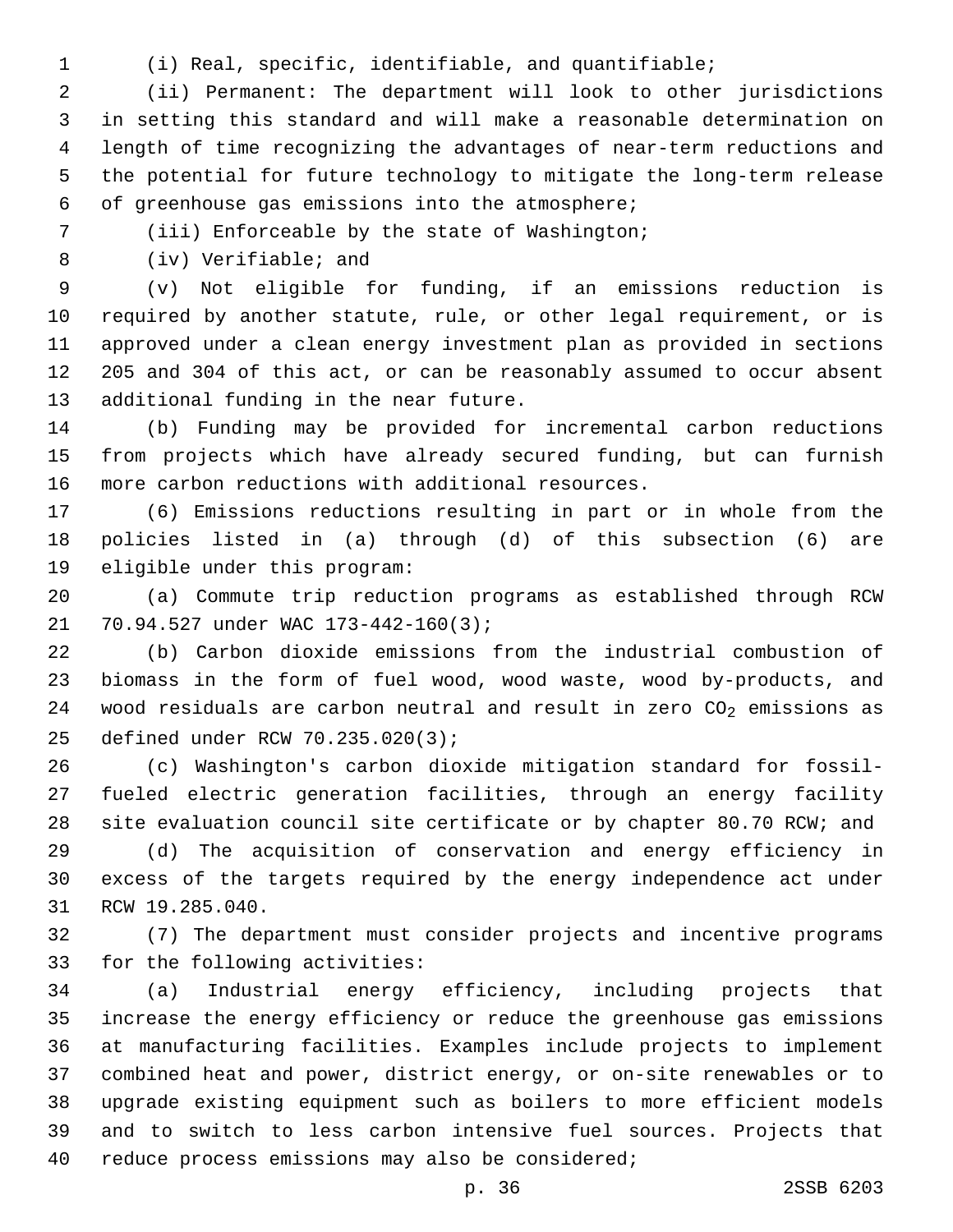(i) Real, specific, identifiable, and quantifiable;

(ii) Permanent: The department will look to other jurisdictions in setting this standard and will make a reasonable determination on length of time recognizing the advantages of near-term reductions and the potential for future technology to mitigate the long-term release of greenhouse gas emissions into the atmosphere;

(iii) Enforceable by the state of Washington;

(iv) Verifiable; and

(v) Not eligible for funding, if an emissions reduction is required by another statute, rule, or other legal requirement, or is approved under a clean energy investment plan as provided in sections 205 and 304 of this act, or can be reasonably assumed to occur absent additional funding in the near future.

(b) Funding may be provided for incremental carbon reductions from projects which have already secured funding, but can furnish more carbon reductions with additional resources.

(6) Emissions reductions resulting in part or in whole from the policies listed in (a) through (d) of this subsection (6) are eligible under this program:

(a) Commute trip reduction programs as established through RCW 70.94.527 under WAC 173-442-160(3);

(b) Carbon dioxide emissions from the industrial combustion of biomass in the form of fuel wood, wood waste, wood by-products, and wood residuals are carbon neutral and result in zero $CO_2$ emissions as defined under RCW 70.235.020(3);

(c) Washington's carbon dioxide mitigation standard for fossil-fueled electric generation facilities, through an energy facility site evaluation council site certificate or by chapter 80.70 RCW; and

(d) The acquisition of conservation and energy efficiency in excess of the targets required by the energy independence act under RCW 19.285.040.

(7) The department must consider projects and incentive programs for the following activities:

(a) Industrial energy efficiency, including projects that increase the energy efficiency or reduce the greenhouse gas emissions at manufacturing facilities. Examples include projects to implement combined heat and power, district energy, or on-site renewables or to upgrade existing equipment such as boilers to more efficient models and to switch to less carbon intensive fuel sources. Projects that reduce process emissions may also be considered;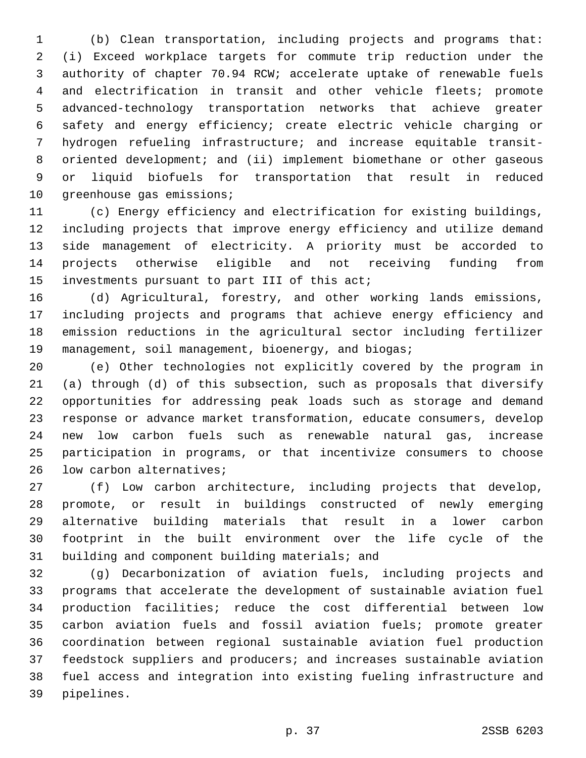(b) Clean transportation, including projects and programs that: (i) Exceed workplace targets for commute trip reduction under the authority of chapter 70.94 RCW; accelerate uptake of renewable fuels and electrification in transit and other vehicle fleets; promote advanced-technology transportation networks that achieve greater safety and energy efficiency; create electric vehicle charging or hydrogen refueling infrastructure; and increase equitable transit-oriented development; and (ii) implement biomethane or other gaseous or liquid biofuels for transportation that result in reduced greenhouse gas emissions;

(c) Energy efficiency and electrification for existing buildings, including projects that improve energy efficiency and utilize demand side management of electricity. A priority must be accorded to projects otherwise eligible and not receiving funding from investments pursuant to part III of this act;

(d) Agricultural, forestry, and other working lands emissions, including projects and programs that achieve energy efficiency and emission reductions in the agricultural sector including fertilizer management, soil management, bioenergy, and biogas;

(e) Other technologies not explicitly covered by the program in (a) through (d) of this subsection, such as proposals that diversify opportunities for addressing peak loads such as storage and demand response or advance market transformation, educate consumers, develop new low carbon fuels such as renewable natural gas, increase participation in programs, or that incentivize consumers to choose low carbon alternatives;

(f) Low carbon architecture, including projects that develop, promote, or result in buildings constructed of newly emerging alternative building materials that result in a lower carbon footprint in the built environment over the life cycle of the building and component building materials; and

(g) Decarbonization of aviation fuels, including projects and programs that accelerate the development of sustainable aviation fuel production facilities; reduce the cost differential between low carbon aviation fuels and fossil aviation fuels; promote greater coordination between regional sustainable aviation fuel production feedstock suppliers and producers; and increases sustainable aviation fuel access and integration into existing fueling infrastructure and pipelines.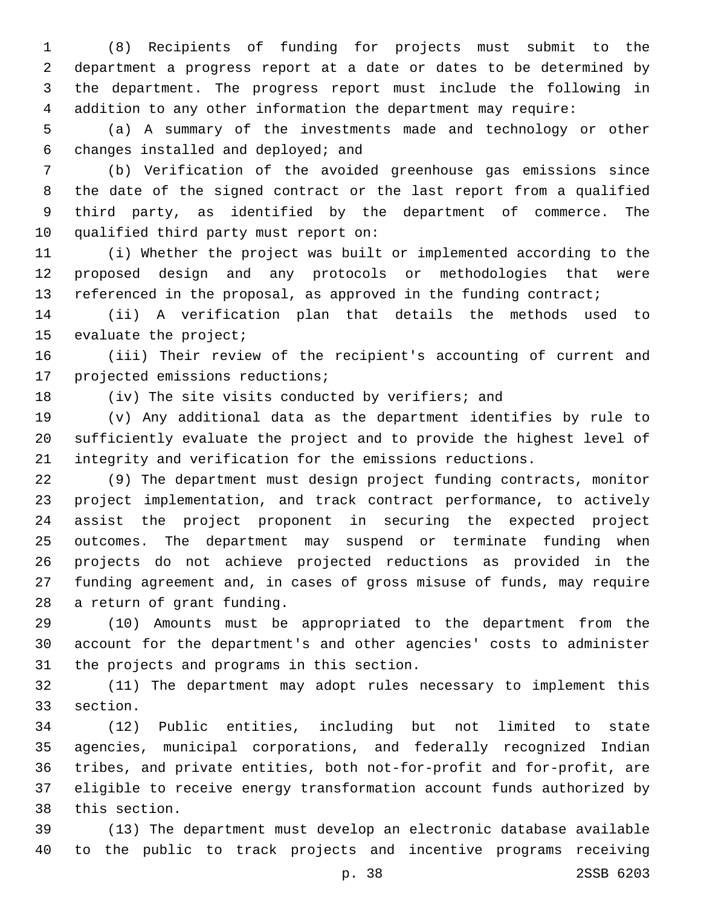(8) Recipients of funding for projects must submit to the department a progress report at a date or dates to be determined by the department. The progress report must include the following in addition to any other information the department may require:

(a) A summary of the investments made and technology or other changes installed and deployed; and

(b) Verification of the avoided greenhouse gas emissions since the date of the signed contract or the last report from a qualified third party, as identified by the department of commerce. The qualified third party must report on:

(i) Whether the project was built or implemented according to the proposed design and any protocols or methodologies that were referenced in the proposal, as approved in the funding contract;

(ii) A verification plan that details the methods used to evaluate the project;

(iii) Their review of the recipient's accounting of current and projected emissions reductions;

(iv) The site visits conducted by verifiers; and

(v) Any additional data as the department identifies by rule to sufficiently evaluate the project and to provide the highest level of integrity and verification for the emissions reductions.

(9) The department must design project funding contracts, monitor project implementation, and track contract performance, to actively assist the project proponent in securing the expected project outcomes. The department may suspend or terminate funding when projects do not achieve projected reductions as provided in the funding agreement and, in cases of gross misuse of funds, may require a return of grant funding.

(10) Amounts must be appropriated to the department from the account for the department's and other agencies' costs to administer the projects and programs in this section.

(11) The department may adopt rules necessary to implement this section.

(12) Public entities, including but not limited to state agencies, municipal corporations, and federally recognized Indian tribes, and private entities, both not-for-profit and for-profit, are eligible to receive energy transformation account funds authorized by this section.

(13) The department must develop an electronic database available to the public to track projects and incentive programs receiving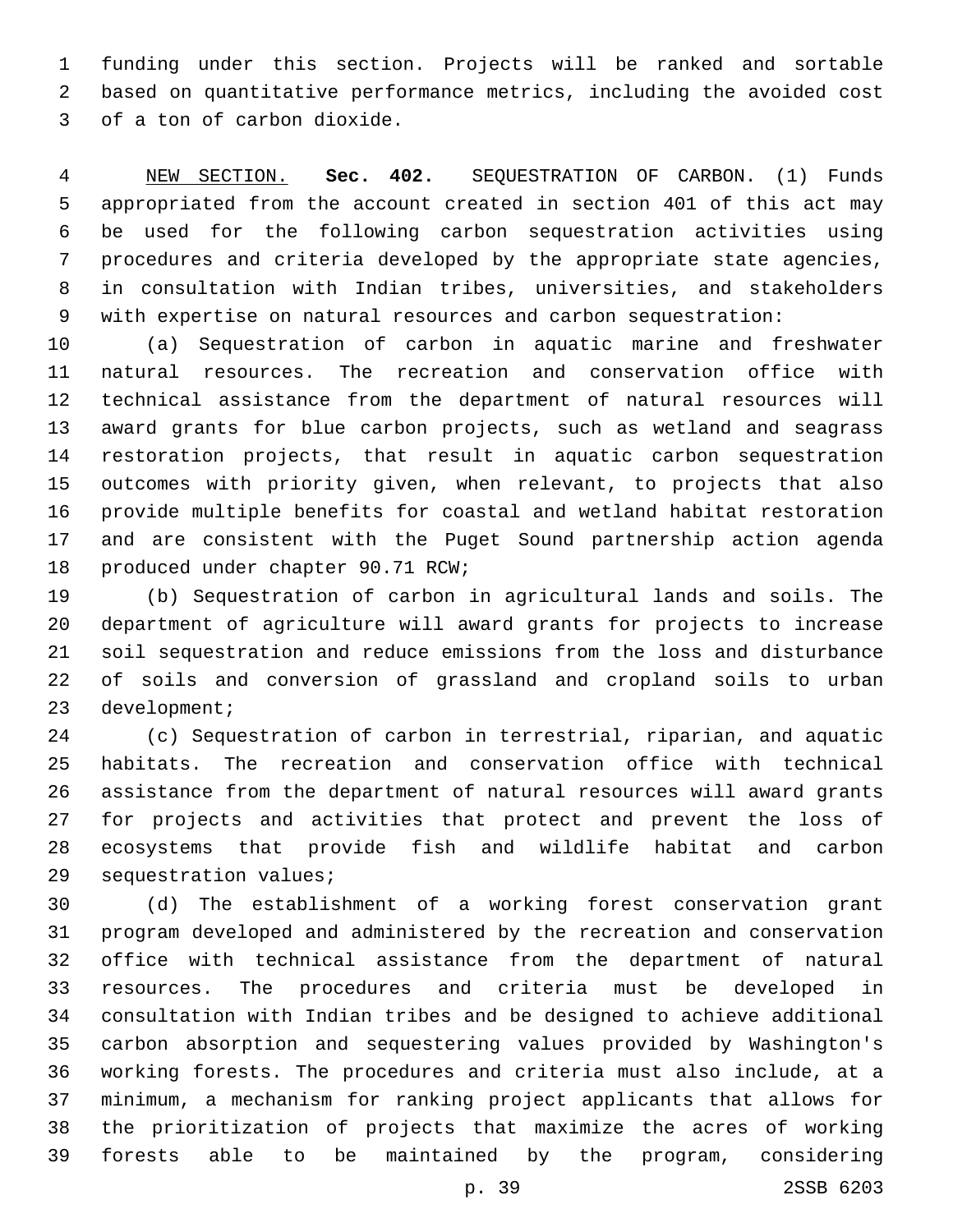funding under this section. Projects will be ranked and sortable based on quantitative performance metrics, including the avoided cost of a ton of carbon dioxide.

NEW SECTION. **Sec. 402.** SEQUESTRATION OF CARBON. (1) Funds appropriated from the account created in section 401 of this act may be used for the following carbon sequestration activities using procedures and criteria developed by the appropriate state agencies, in consultation with Indian tribes, universities, and stakeholders with expertise on natural resources and carbon sequestration:

(a) Sequestration of carbon in aquatic marine and freshwater natural resources. The recreation and conservation office with technical assistance from the department of natural resources will award grants for blue carbon projects, such as wetland and seagrass restoration projects, that result in aquatic carbon sequestration outcomes with priority given, when relevant, to projects that also provide multiple benefits for coastal and wetland habitat restoration and are consistent with the Puget Sound partnership action agenda produced under chapter 90.71 RCW;

(b) Sequestration of carbon in agricultural lands and soils. The department of agriculture will award grants for projects to increase soil sequestration and reduce emissions from the loss and disturbance of soils and conversion of grassland and cropland soils to urban development;

(c) Sequestration of carbon in terrestrial, riparian, and aquatic habitats. The recreation and conservation office with technical assistance from the department of natural resources will award grants for projects and activities that protect and prevent the loss of ecosystems that provide fish and wildlife habitat and carbon sequestration values;

(d) The establishment of a working forest conservation grant program developed and administered by the recreation and conservation office with technical assistance from the department of natural resources. The procedures and criteria must be developed in consultation with Indian tribes and be designed to achieve additional carbon absorption and sequestering values provided by Washington's working forests. The procedures and criteria must also include, at a minimum, a mechanism for ranking project applicants that allows for the prioritization of projects that maximize the acres of working forests able to be maintained by the program, considering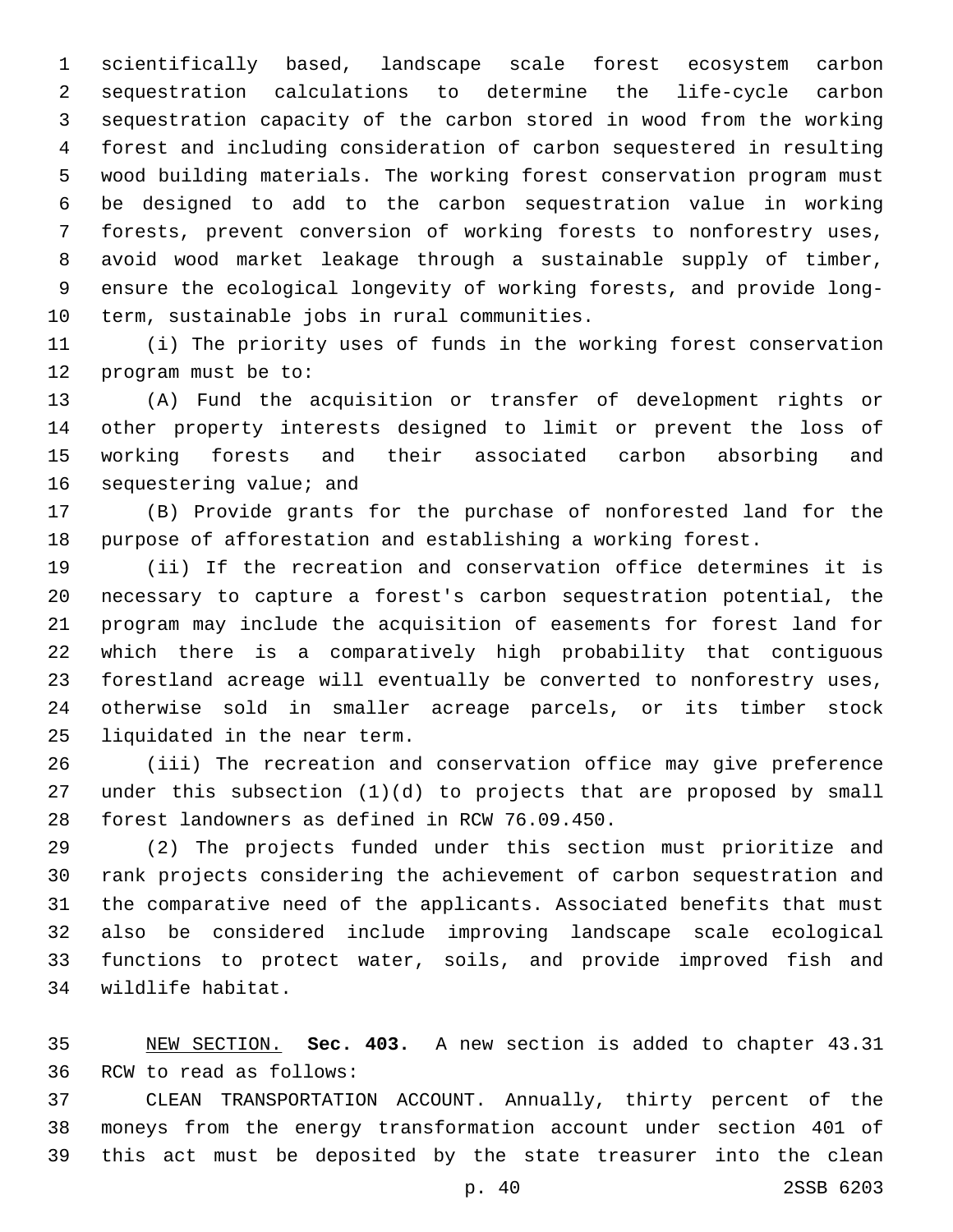scientifically based, landscape scale forest ecosystem carbon sequestration calculations to determine the life-cycle carbon sequestration capacity of the carbon stored in wood from the working forest and including consideration of carbon sequestered in resulting wood building materials. The working forest conservation program must be designed to add to the carbon sequestration value in working forests, prevent conversion of working forests to nonforestry uses, avoid wood market leakage through a sustainable supply of timber, ensure the ecological longevity of working forests, and provide long-term, sustainable jobs in rural communities.

(i) The priority uses of funds in the working forest conservation program must be to:

(A) Fund the acquisition or transfer of development rights or other property interests designed to limit or prevent the loss of working forests and their associated carbon absorbing and sequestering value; and

(B) Provide grants for the purchase of nonforested land for the purpose of afforestation and establishing a working forest.

(ii) If the recreation and conservation office determines it is necessary to capture a forest's carbon sequestration potential, the program may include the acquisition of easements for forest land for which there is a comparatively high probability that contiguous forestland acreage will eventually be converted to nonforestry uses, otherwise sold in smaller acreage parcels, or its timber stock liquidated in the near term.

(iii) The recreation and conservation office may give preference under this subsection (1)(d) to projects that are proposed by small forest landowners as defined in RCW 76.09.450.

(2) The projects funded under this section must prioritize and rank projects considering the achievement of carbon sequestration and the comparative need of the applicants. Associated benefits that must also be considered include improving landscape scale ecological functions to protect water, soils, and provide improved fish and wildlife habitat.

NEW SECTION. **Sec. 403.** A new section is added to chapter 43.31 RCW to read as follows:

CLEAN TRANSPORTATION ACCOUNT. Annually, thirty percent of the moneys from the energy transformation account under section 401 of this act must be deposited by the state treasurer into the clean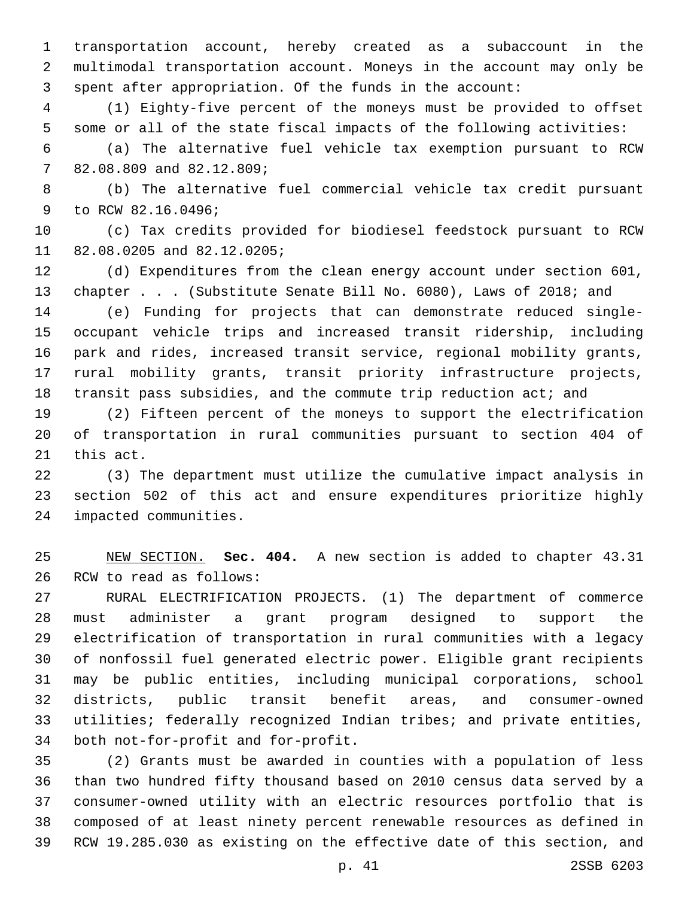transportation account, hereby created as a subaccount in the multimodal transportation account. Moneys in the account may only be spent after appropriation. Of the funds in the account:

(1) Eighty-five percent of the moneys must be provided to offset some or all of the state fiscal impacts of the following activities:

(a) The alternative fuel vehicle tax exemption pursuant to RCW 82.08.809 and 82.12.809;

(b) The alternative fuel commercial vehicle tax credit pursuant to RCW 82.16.0496;

(c) Tax credits provided for biodiesel feedstock pursuant to RCW 82.08.0205 and 82.12.0205;

(d) Expenditures from the clean energy account under section 601, chapter . . . (Substitute Senate Bill No. 6080), Laws of 2018; and

(e) Funding for projects that can demonstrate reduced single-occupant vehicle trips and increased transit ridership, including park and rides, increased transit service, regional mobility grants, rural mobility grants, transit priority infrastructure projects, transit pass subsidies, and the commute trip reduction act; and

(2) Fifteen percent of the moneys to support the electrification of transportation in rural communities pursuant to section 404 of this act.

(3) The department must utilize the cumulative impact analysis in section 502 of this act and ensure expenditures prioritize highly impacted communities.

NEW SECTION. **Sec. 404.** A new section is added to chapter 43.31 RCW to read as follows:

RURAL ELECTRIFICATION PROJECTS. (1) The department of commerce must administer a grant program designed to support the electrification of transportation in rural communities with a legacy of nonfossil fuel generated electric power. Eligible grant recipients may be public entities, including municipal corporations, school districts, public transit benefit areas, and consumer-owned utilities; federally recognized Indian tribes; and private entities, both not-for-profit and for-profit.

(2) Grants must be awarded in counties with a population of less than two hundred fifty thousand based on 2010 census data served by a consumer-owned utility with an electric resources portfolio that is composed of at least ninety percent renewable resources as defined in RCW 19.285.030 as existing on the effective date of this section, and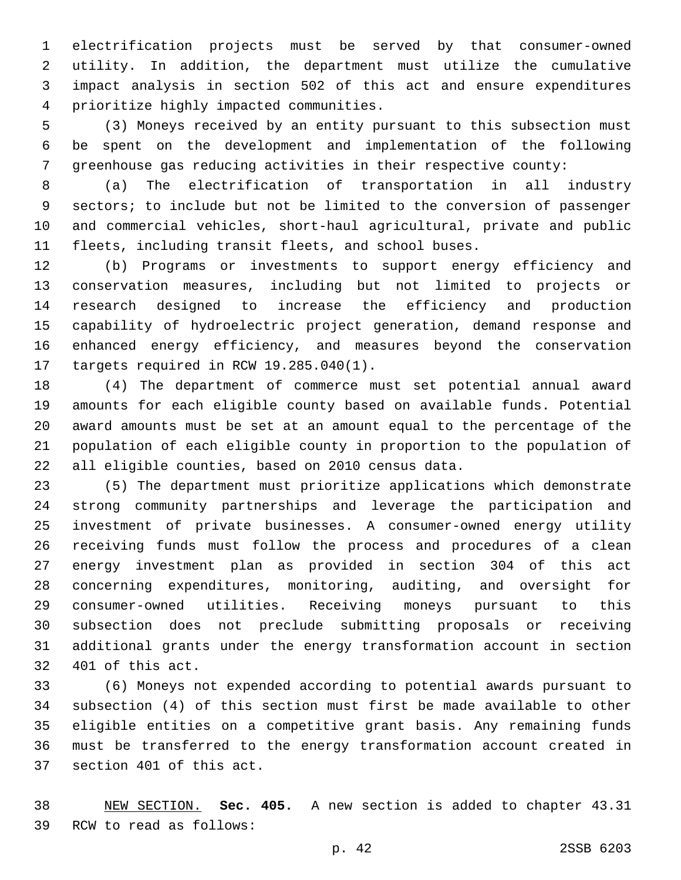electrification projects must be served by that consumer-owned utility. In addition, the department must utilize the cumulative impact analysis in section 502 of this act and ensure expenditures prioritize highly impacted communities.

(3) Moneys received by an entity pursuant to this subsection must be spent on the development and implementation of the following greenhouse gas reducing activities in their respective county:

(a) The electrification of transportation in all industry sectors; to include but not be limited to the conversion of passenger and commercial vehicles, short-haul agricultural, private and public fleets, including transit fleets, and school buses.

(b) Programs or investments to support energy efficiency and conservation measures, including but not limited to projects or research designed to increase the efficiency and production capability of hydroelectric project generation, demand response and enhanced energy efficiency, and measures beyond the conservation targets required in RCW 19.285.040(1).

(4) The department of commerce must set potential annual award amounts for each eligible county based on available funds. Potential award amounts must be set at an amount equal to the percentage of the population of each eligible county in proportion to the population of all eligible counties, based on 2010 census data.

(5) The department must prioritize applications which demonstrate strong community partnerships and leverage the participation and investment of private businesses. A consumer-owned energy utility receiving funds must follow the process and procedures of a clean energy investment plan as provided in section 304 of this act concerning expenditures, monitoring, auditing, and oversight for consumer-owned utilities. Receiving moneys pursuant to this subsection does not preclude submitting proposals or receiving additional grants under the energy transformation account in section 401 of this act.

(6) Moneys not expended according to potential awards pursuant to subsection (4) of this section must first be made available to other eligible entities on a competitive grant basis. Any remaining funds must be transferred to the energy transformation account created in section 401 of this act.

NEW SECTION. **Sec. 405.** A new section is added to chapter 43.31 RCW to read as follows: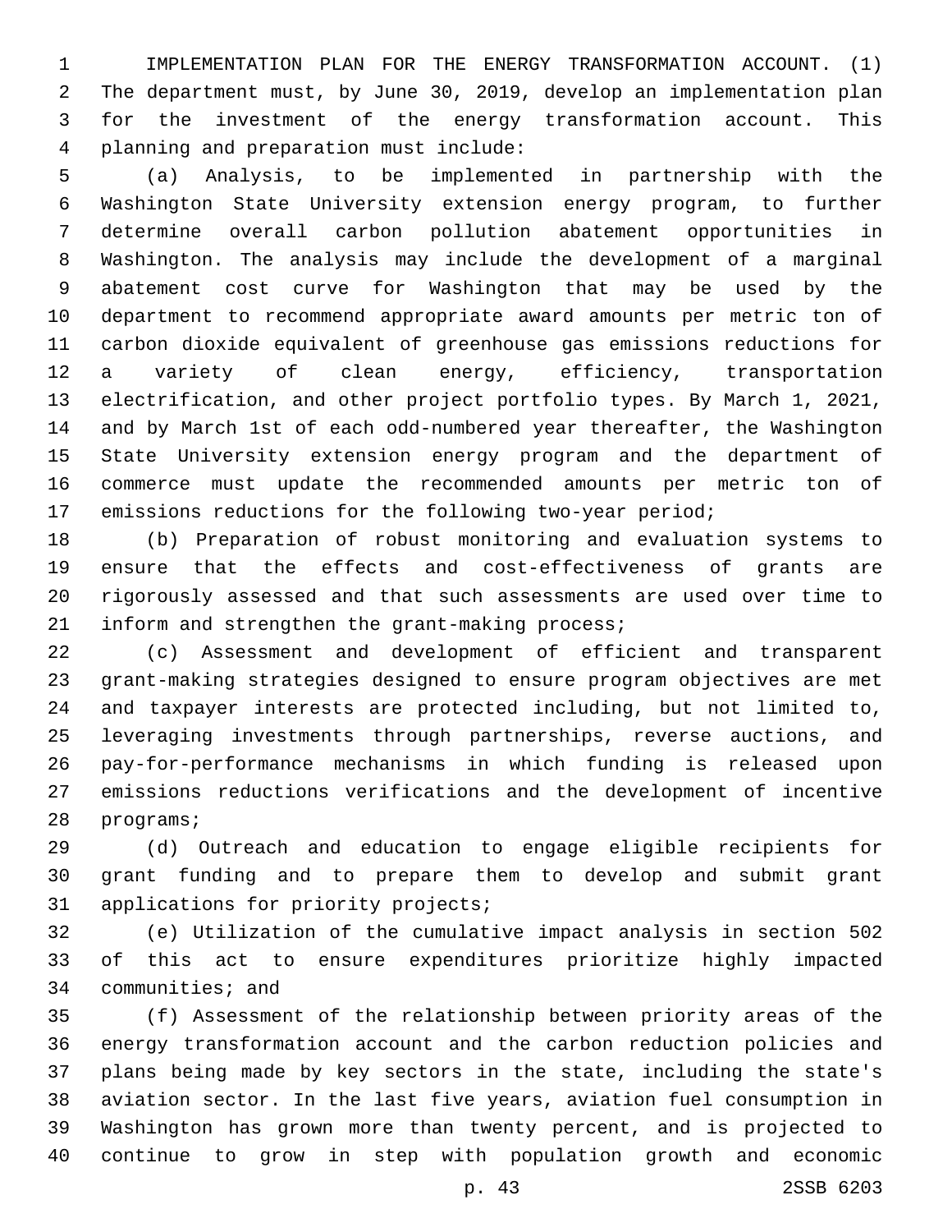IMPLEMENTATION PLAN FOR THE ENERGY TRANSFORMATION ACCOUNT. (1) The department must, by June 30, 2019, develop an implementation plan for the investment of the energy transformation account. This planning and preparation must include:

(a) Analysis, to be implemented in partnership with the Washington State University extension energy program, to further determine overall carbon pollution abatement opportunities in Washington. The analysis may include the development of a marginal abatement cost curve for Washington that may be used by the department to recommend appropriate award amounts per metric ton of carbon dioxide equivalent of greenhouse gas emissions reductions for a variety of clean energy, efficiency, transportation electrification, and other project portfolio types. By March 1, 2021, and by March 1st of each odd-numbered year thereafter, the Washington State University extension energy program and the department of commerce must update the recommended amounts per metric ton of emissions reductions for the following two-year period;

(b) Preparation of robust monitoring and evaluation systems to ensure that the effects and cost-effectiveness of grants are rigorously assessed and that such assessments are used over time to inform and strengthen the grant-making process;

(c) Assessment and development of efficient and transparent grant-making strategies designed to ensure program objectives are met and taxpayer interests are protected including, but not limited to, leveraging investments through partnerships, reverse auctions, and pay-for-performance mechanisms in which funding is released upon emissions reductions verifications and the development of incentive programs;

(d) Outreach and education to engage eligible recipients for grant funding and to prepare them to develop and submit grant applications for priority projects;

(e) Utilization of the cumulative impact analysis in section 502 of this act to ensure expenditures prioritize highly impacted communities; and

(f) Assessment of the relationship between priority areas of the energy transformation account and the carbon reduction policies and plans being made by key sectors in the state, including the state's aviation sector. In the last five years, aviation fuel consumption in Washington has grown more than twenty percent, and is projected to continue to grow in step with population growth and economic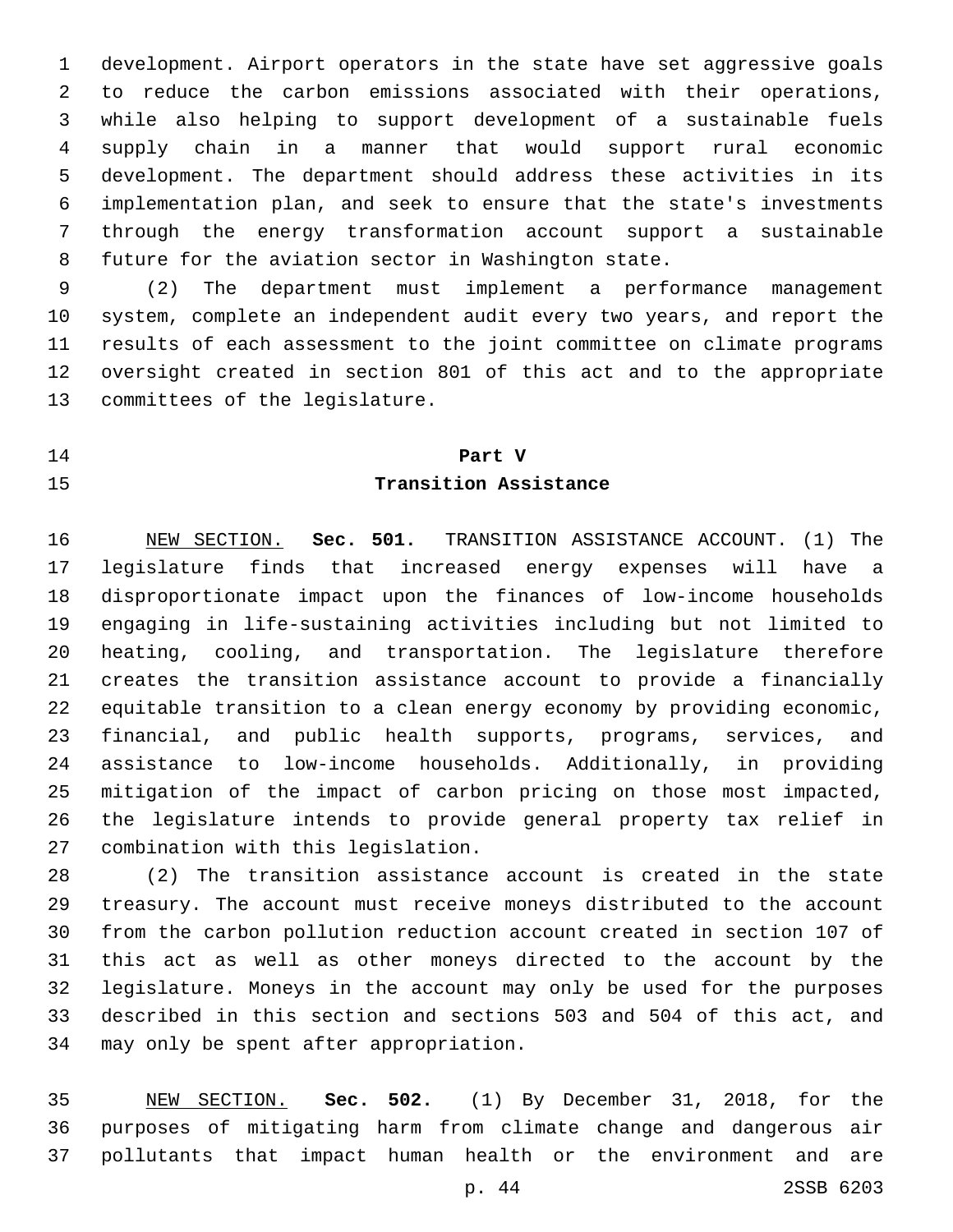development. Airport operators in the state have set aggressive goals to reduce the carbon emissions associated with their operations, while also helping to support development of a sustainable fuels supply chain in a manner that would support rural economic development. The department should address these activities in its implementation plan, and seek to ensure that the state's investments through the energy transformation account support a sustainable future for the aviation sector in Washington state.

(2) The department must implement a performance management system, complete an independent audit every two years, and report the results of each assessment to the joint committee on climate programs oversight created in section 801 of this act and to the appropriate committees of the legislature.

## Part V
## Transition Assistance

NEW SECTION. **Sec. 501.** TRANSITION ASSISTANCE ACCOUNT. (1) The legislature finds that increased energy expenses will have a disproportionate impact upon the finances of low-income households engaging in life-sustaining activities including but not limited to heating, cooling, and transportation. The legislature therefore creates the transition assistance account to provide a financially equitable transition to a clean energy economy by providing economic, financial, and public health supports, programs, services, and assistance to low-income households. Additionally, in providing mitigation of the impact of carbon pricing on those most impacted, the legislature intends to provide general property tax relief in combination with this legislation.

(2) The transition assistance account is created in the state treasury. The account must receive moneys distributed to the account from the carbon pollution reduction account created in section 107 of this act as well as other moneys directed to the account by the legislature. Moneys in the account may only be used for the purposes described in this section and sections 503 and 504 of this act, and may only be spent after appropriation.

NEW SECTION. **Sec. 502.** (1) By December 31, 2018, for the purposes of mitigating harm from climate change and dangerous air pollutants that impact human health or the environment and are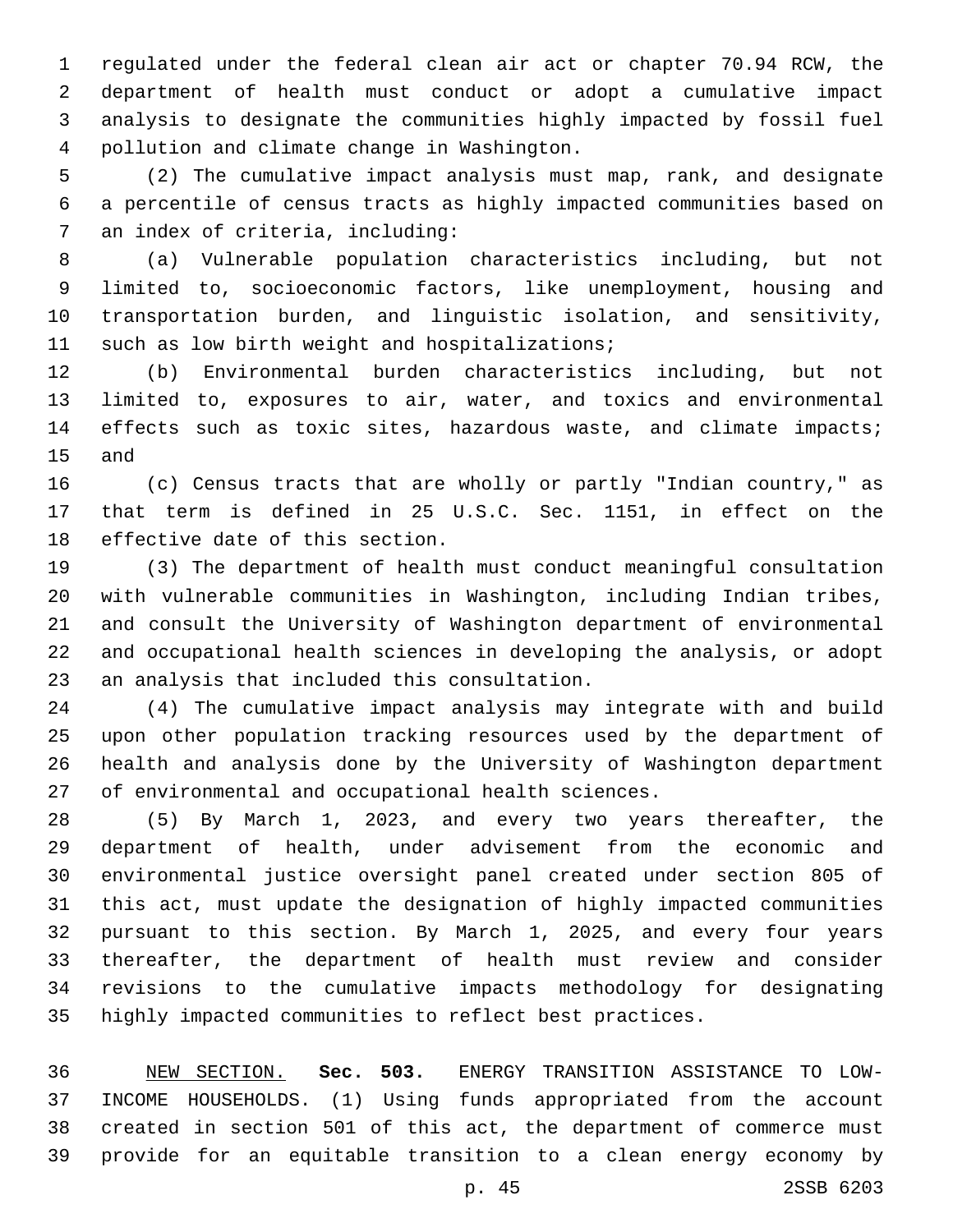regulated under the federal clean air act or chapter 70.94 RCW, the department of health must conduct or adopt a cumulative impact analysis to designate the communities highly impacted by fossil fuel pollution and climate change in Washington.

(2) The cumulative impact analysis must map, rank, and designate a percentile of census tracts as highly impacted communities based on an index of criteria, including:

(a) Vulnerable population characteristics including, but not limited to, socioeconomic factors, like unemployment, housing and transportation burden, and linguistic isolation, and sensitivity, such as low birth weight and hospitalizations;

(b) Environmental burden characteristics including, but not limited to, exposures to air, water, and toxics and environmental effects such as toxic sites, hazardous waste, and climate impacts; and

(c) Census tracts that are wholly or partly "Indian country," as that term is defined in 25 U.S.C. Sec. 1151, in effect on the effective date of this section.

(3) The department of health must conduct meaningful consultation with vulnerable communities in Washington, including Indian tribes, and consult the University of Washington department of environmental and occupational health sciences in developing the analysis, or adopt an analysis that included this consultation.

(4) The cumulative impact analysis may integrate with and build upon other population tracking resources used by the department of health and analysis done by the University of Washington department of environmental and occupational health sciences.

(5) By March 1, 2023, and every two years thereafter, the department of health, under advisement from the economic and environmental justice oversight panel created under section 805 of this act, must update the designation of highly impacted communities pursuant to this section. By March 1, 2025, and every four years thereafter, the department of health must review and consider revisions to the cumulative impacts methodology for designating highly impacted communities to reflect best practices.

NEW SECTION. **Sec. 503.** ENERGY TRANSITION ASSISTANCE TO LOW-INCOME HOUSEHOLDS. (1) Using funds appropriated from the account created in section 501 of this act, the department of commerce must provide for an equitable transition to a clean energy economy by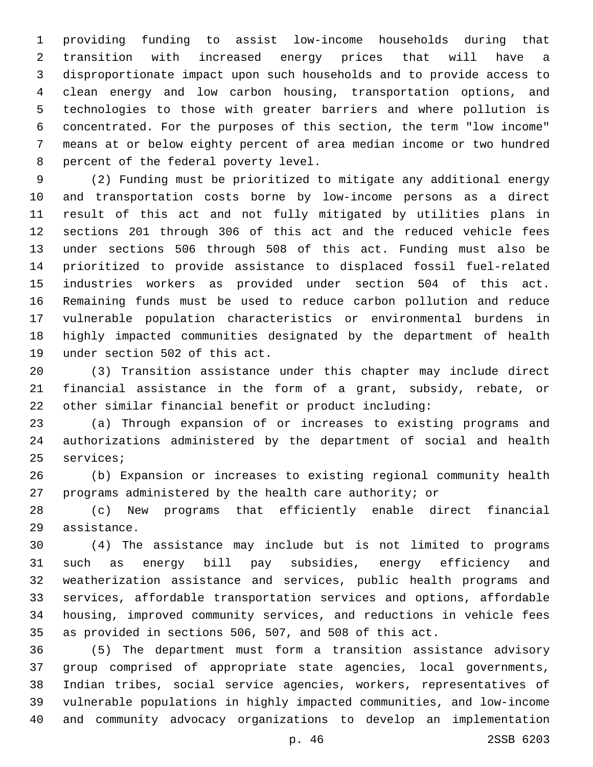providing funding to assist low-income households during that transition with increased energy prices that will have a disproportionate impact upon such households and to provide access to clean energy and low carbon housing, transportation options, and technologies to those with greater barriers and where pollution is concentrated. For the purposes of this section, the term "low income" means at or below eighty percent of area median income or two hundred percent of the federal poverty level.

(2) Funding must be prioritized to mitigate any additional energy and transportation costs borne by low-income persons as a direct result of this act and not fully mitigated by utilities plans in sections 201 through 306 of this act and the reduced vehicle fees under sections 506 through 508 of this act. Funding must also be prioritized to provide assistance to displaced fossil fuel-related industries workers as provided under section 504 of this act. Remaining funds must be used to reduce carbon pollution and reduce vulnerable population characteristics or environmental burdens in highly impacted communities designated by the department of health under section 502 of this act.

(3) Transition assistance under this chapter may include direct financial assistance in the form of a grant, subsidy, rebate, or other similar financial benefit or product including:

(a) Through expansion of or increases to existing programs and authorizations administered by the department of social and health services;

(b) Expansion or increases to existing regional community health programs administered by the health care authority; or

(c) New programs that efficiently enable direct financial assistance.

(4) The assistance may include but is not limited to programs such as energy bill pay subsidies, energy efficiency and weatherization assistance and services, public health programs and services, affordable transportation services and options, affordable housing, improved community services, and reductions in vehicle fees as provided in sections 506, 507, and 508 of this act.

(5) The department must form a transition assistance advisory group comprised of appropriate state agencies, local governments, Indian tribes, social service agencies, workers, representatives of vulnerable populations in highly impacted communities, and low-income and community advocacy organizations to develop an implementation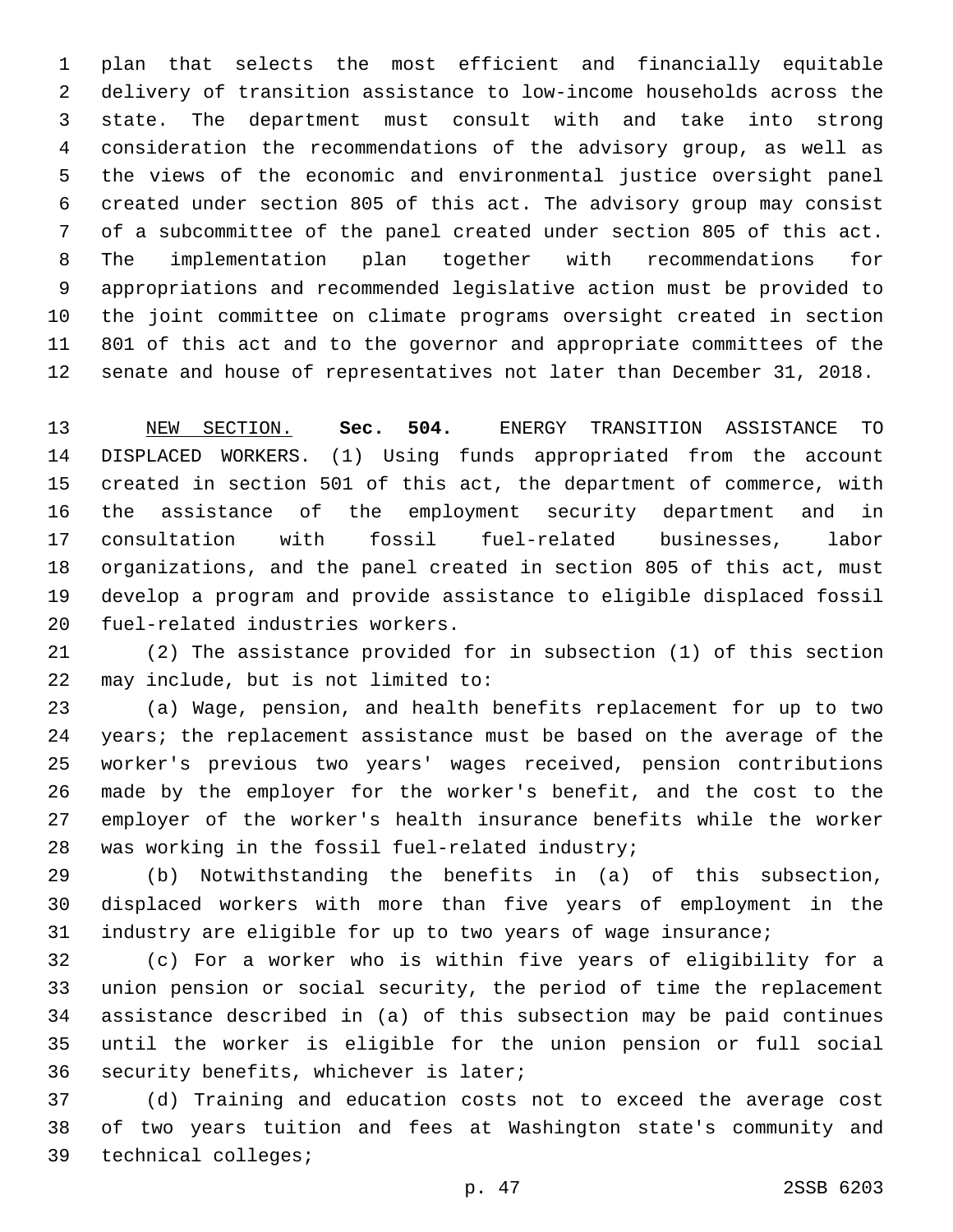plan that selects the most efficient and financially equitable delivery of transition assistance to low-income households across the state. The department must consult with and take into strong consideration the recommendations of the advisory group, as well as the views of the economic and environmental justice oversight panel created under section 805 of this act. The advisory group may consist of a subcommittee of the panel created under section 805 of this act. The implementation plan together with recommendations for appropriations and recommended legislative action must be provided to the joint committee on climate programs oversight created in section 801 of this act and to the governor and appropriate committees of the senate and house of representatives not later than December 31, 2018.

NEW SECTION. **Sec. 504.** ENERGY TRANSITION ASSISTANCE TO DISPLACED WORKERS. (1) Using funds appropriated from the account created in section 501 of this act, the department of commerce, with the assistance of the employment security department and in consultation with fossil fuel-related businesses, labor organizations, and the panel created in section 805 of this act, must develop a program and provide assistance to eligible displaced fossil fuel-related industries workers.

(2) The assistance provided for in subsection (1) of this section may include, but is not limited to:

(a) Wage, pension, and health benefits replacement for up to two years; the replacement assistance must be based on the average of the worker's previous two years' wages received, pension contributions made by the employer for the worker's benefit, and the cost to the employer of the worker's health insurance benefits while the worker was working in the fossil fuel-related industry;

(b) Notwithstanding the benefits in (a) of this subsection, displaced workers with more than five years of employment in the industry are eligible for up to two years of wage insurance;

(c) For a worker who is within five years of eligibility for a union pension or social security, the period of time the replacement assistance described in (a) of this subsection may be paid continues until the worker is eligible for the union pension or full social security benefits, whichever is later;

(d) Training and education costs not to exceed the average cost of two years tuition and fees at Washington state's community and technical colleges;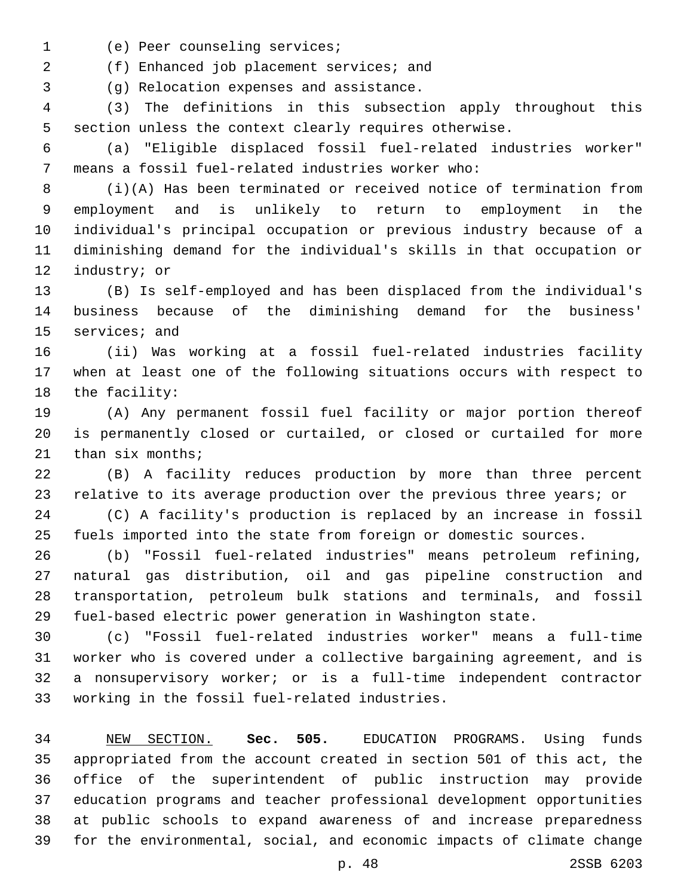(e) Peer counseling services;

(f) Enhanced job placement services; and

(g) Relocation expenses and assistance.

(3) The definitions in this subsection apply throughout this section unless the context clearly requires otherwise.

(a) "Eligible displaced fossil fuel-related industries worker" means a fossil fuel-related industries worker who:

(i)(A) Has been terminated or received notice of termination from employment and is unlikely to return to employment in the individual's principal occupation or previous industry because of a diminishing demand for the individual's skills in that occupation or industry; or

(B) Is self-employed and has been displaced from the individual's business because of the diminishing demand for the business' services; and

(ii) Was working at a fossil fuel-related industries facility when at least one of the following situations occurs with respect to the facility:

(A) Any permanent fossil fuel facility or major portion thereof is permanently closed or curtailed, or closed or curtailed for more than six months;

(B) A facility reduces production by more than three percent relative to its average production over the previous three years; or

(C) A facility's production is replaced by an increase in fossil fuels imported into the state from foreign or domestic sources.

(b) "Fossil fuel-related industries" means petroleum refining, natural gas distribution, oil and gas pipeline construction and transportation, petroleum bulk stations and terminals, and fossil fuel-based electric power generation in Washington state.

(c) "Fossil fuel-related industries worker" means a full-time worker who is covered under a collective bargaining agreement, and is a nonsupervisory worker; or is a full-time independent contractor working in the fossil fuel-related industries.

NEW SECTION. **Sec. 505.** EDUCATION PROGRAMS. Using funds appropriated from the account created in section 501 of this act, the office of the superintendent of public instruction may provide education programs and teacher professional development opportunities at public schools to expand awareness of and increase preparedness for the environmental, social, and economic impacts of climate change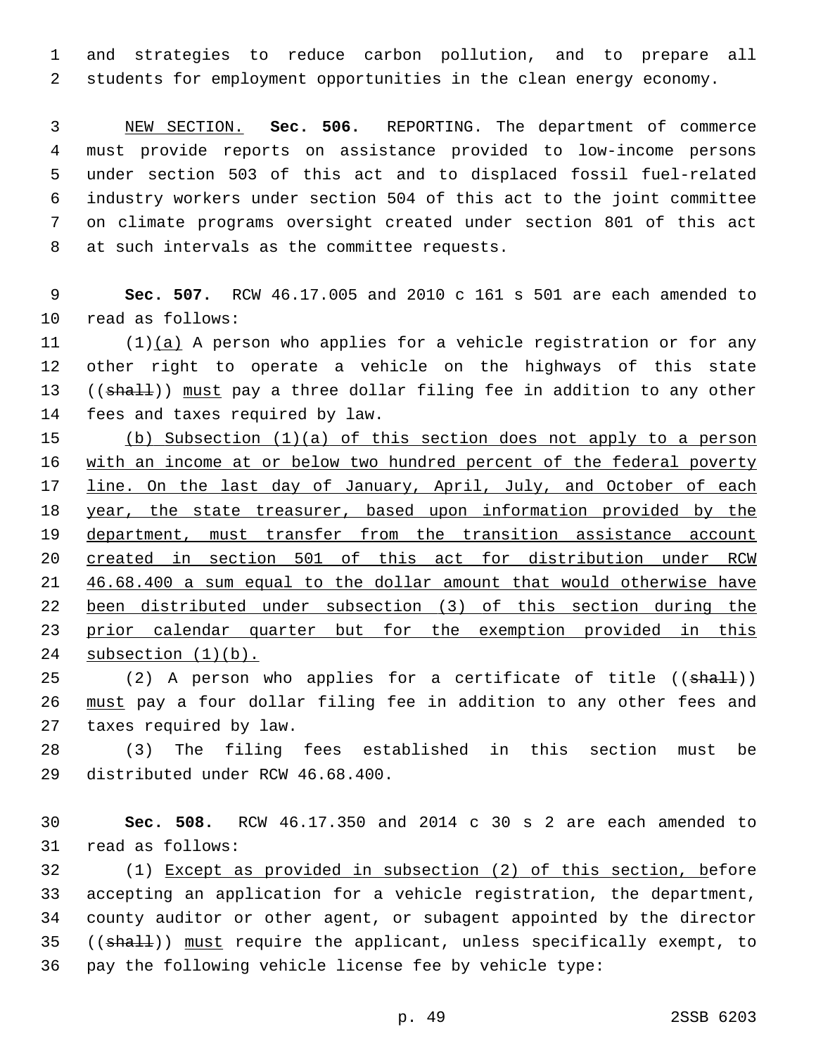and strategies to reduce carbon pollution, and to prepare all students for employment opportunities in the clean energy economy.

NEW SECTION. **Sec. 506.** REPORTING. The department of commerce must provide reports on assistance provided to low-income persons under section 503 of this act and to displaced fossil fuel-related industry workers under section 504 of this act to the joint committee on climate programs oversight created under section 801 of this act at such intervals as the committee requests.

**Sec. 507.** RCW 46.17.005 and 2010 c 161 s 501 are each amended to read as follows:

(1)(a) A person who applies for a vehicle registration or for any other right to operate a vehicle on the highways of this state ((~~shall~~)) must pay a three dollar filing fee in addition to any other fees and taxes required by law.

(b) Subsection (1)(a) of this section does not apply to a person with an income at or below two hundred percent of the federal poverty line. On the last day of January, April, July, and October of each year, the state treasurer, based upon information provided by the department, must transfer from the transition assistance account created in section 501 of this act for distribution under RCW 46.68.400 a sum equal to the dollar amount that would otherwise have been distributed under subsection (3) of this section during the prior calendar quarter but for the exemption provided in this subsection (1)(b).

(2) A person who applies for a certificate of title ((~~shall~~)) must pay a four dollar filing fee in addition to any other fees and taxes required by law.

(3) The filing fees established in this section must be distributed under RCW 46.68.400.

**Sec. 508.** RCW 46.17.350 and 2014 c 30 s 2 are each amended to read as follows:

(1) Except as provided in subsection (2) of this section, before accepting an application for a vehicle registration, the department, county auditor or other agent, or subagent appointed by the director ((~~shall~~)) must require the applicant, unless specifically exempt, to pay the following vehicle license fee by vehicle type: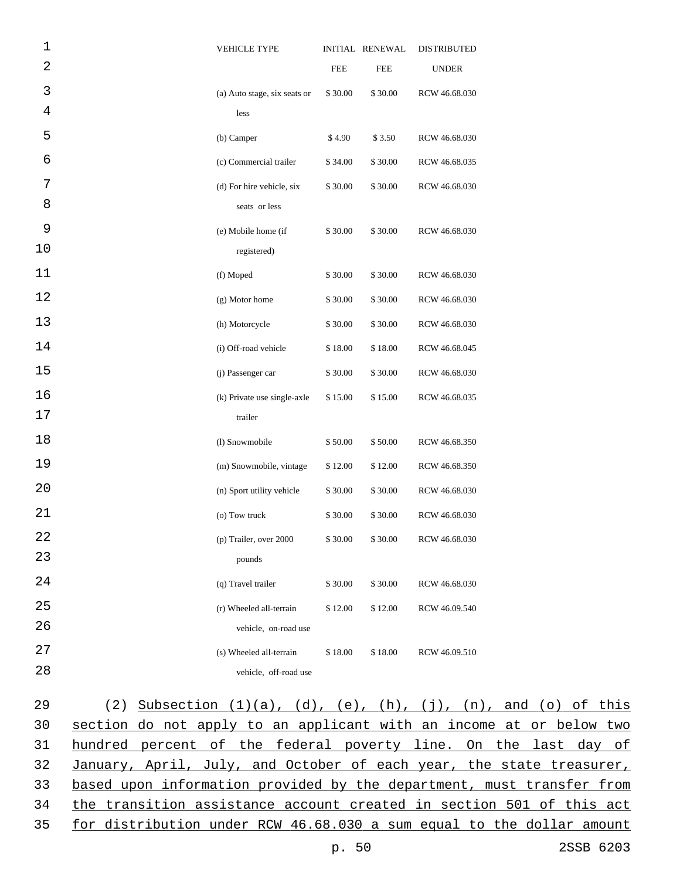| VEHICLE TYPE | INITIAL FEE | RENEWAL FEE | DISTRIBUTED UNDER |
|---|---|---|---|
| (a) Auto stage, six seats or less | $ 30.00 | $ 30.00 | RCW 46.68.030 |
| (b) Camper | $ 4.90 | $ 3.50 | RCW 46.68.030 |
| (c) Commercial trailer | $ 34.00 | $ 30.00 | RCW 46.68.035 |
| (d) For hire vehicle, six seats or less | $ 30.00 | $ 30.00 | RCW 46.68.030 |
| (e) Mobile home (if registered) | $ 30.00 | $ 30.00 | RCW 46.68.030 |
| (f) Moped | $ 30.00 | $ 30.00 | RCW 46.68.030 |
| (g) Motor home | $ 30.00 | $ 30.00 | RCW 46.68.030 |
| (h) Motorcycle | $ 30.00 | $ 30.00 | RCW 46.68.030 |
| (i) Off-road vehicle | $ 18.00 | $ 18.00 | RCW 46.68.045 |
| (j) Passenger car | $ 30.00 | $ 30.00 | RCW 46.68.030 |
| (k) Private use single-axle trailer | $ 15.00 | $ 15.00 | RCW 46.68.035 |
| (l) Snowmobile | $ 50.00 | $ 50.00 | RCW 46.68.350 |
| (m) Snowmobile, vintage | $ 12.00 | $ 12.00 | RCW 46.68.350 |
| (n) Sport utility vehicle | $ 30.00 | $ 30.00 | RCW 46.68.030 |
| (o) Tow truck | $ 30.00 | $ 30.00 | RCW 46.68.030 |
| (p) Trailer, over 2000 pounds | $ 30.00 | $ 30.00 | RCW 46.68.030 |
| (q) Travel trailer | $ 30.00 | $ 30.00 | RCW 46.68.030 |
| (r) Wheeled all-terrain vehicle, on-road use | $ 12.00 | $ 12.00 | RCW 46.09.540 |
| (s) Wheeled all-terrain vehicle, off-road use | $ 18.00 | $ 18.00 | RCW 46.09.510 |

(2) Subsection (1)(a), (d), (e), (h), (j), (n), and (o) of this section do not apply to an applicant with an income at or below two hundred percent of the federal poverty line. On the last day of January, April, July, and October of each year, the state treasurer, based upon information provided by the department, must transfer from the transition assistance account created in section 501 of this act for distribution under RCW 46.68.030 a sum equal to the dollar amount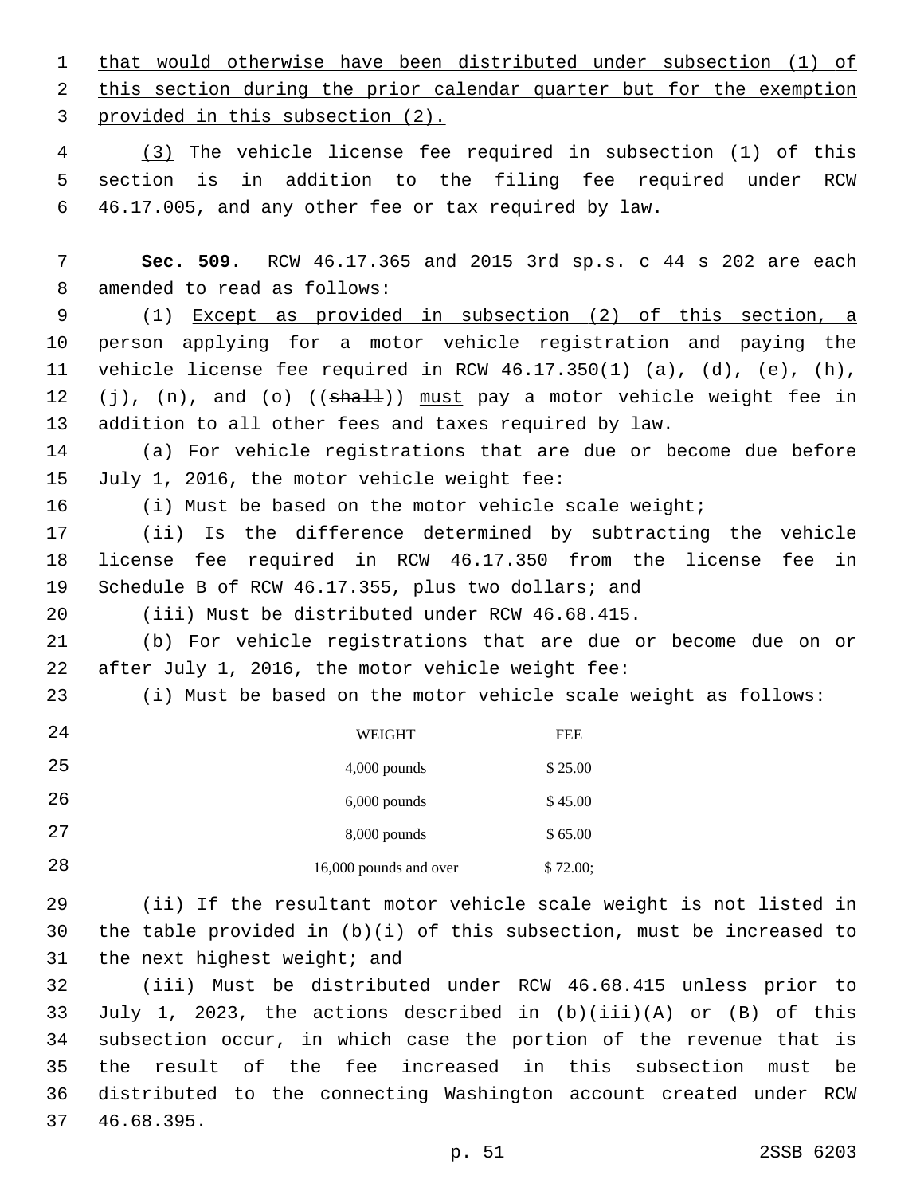that would otherwise have been distributed under subsection (1) of this section during the prior calendar quarter but for the exemption provided in this subsection (2).

(3) The vehicle license fee required in subsection (1) of this section is in addition to the filing fee required under RCW 46.17.005, and any other fee or tax required by law.

**Sec. 509.** RCW 46.17.365 and 2015 3rd sp.s. c 44 s 202 are each amended to read as follows:

(1) Except as provided in subsection (2) of this section, a person applying for a motor vehicle registration and paying the vehicle license fee required in RCW 46.17.350(1) (a), (d), (e), (h), (j), (n), and (o) ((~~shall~~)) must pay a motor vehicle weight fee in addition to all other fees and taxes required by law.

(a) For vehicle registrations that are due or become due before July 1, 2016, the motor vehicle weight fee:

(i) Must be based on the motor vehicle scale weight;

(ii) Is the difference determined by subtracting the vehicle license fee required in RCW 46.17.350 from the license fee in Schedule B of RCW 46.17.355, plus two dollars; and

(iii) Must be distributed under RCW 46.68.415.

(b) For vehicle registrations that are due or become due on or after July 1, 2016, the motor vehicle weight fee:

(i) Must be based on the motor vehicle scale weight as follows:

| WEIGHT | FEE |
|---|---|
| 4,000 pounds | $ 25.00 |
| 6,000 pounds | $ 45.00 |
| 8,000 pounds | $ 65.00 |
| 16,000 pounds and over | $ 72.00; |

(ii) If the resultant motor vehicle scale weight is not listed in the table provided in (b)(i) of this subsection, must be increased to the next highest weight; and

(iii) Must be distributed under RCW 46.68.415 unless prior to July 1, 2023, the actions described in (b)(iii)(A) or (B) of this subsection occur, in which case the portion of the revenue that is the result of the fee increased in this subsection must be distributed to the connecting Washington account created under RCW 46.68.395.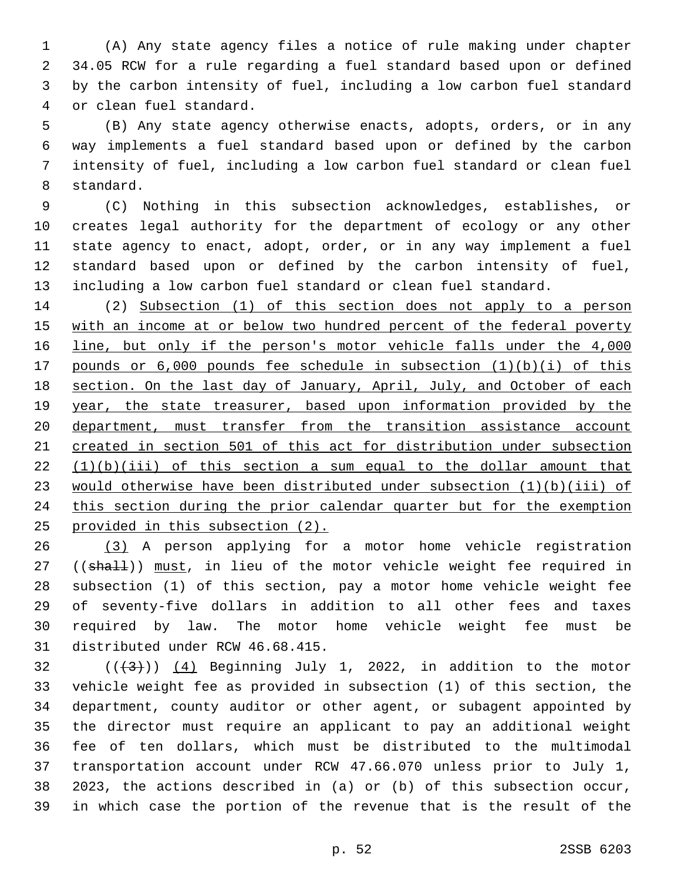(A) Any state agency files a notice of rule making under chapter 34.05 RCW for a rule regarding a fuel standard based upon or defined by the carbon intensity of fuel, including a low carbon fuel standard or clean fuel standard.

(B) Any state agency otherwise enacts, adopts, orders, or in any way implements a fuel standard based upon or defined by the carbon intensity of fuel, including a low carbon fuel standard or clean fuel standard.

(C) Nothing in this subsection acknowledges, establishes, or creates legal authority for the department of ecology or any other state agency to enact, adopt, order, or in any way implement a fuel standard based upon or defined by the carbon intensity of fuel, including a low carbon fuel standard or clean fuel standard.

(2) Subsection (1) of this section does not apply to a person with an income at or below two hundred percent of the federal poverty line, but only if the person's motor vehicle falls under the 4,000 pounds or 6,000 pounds fee schedule in subsection (1)(b)(i) of this section. On the last day of January, April, July, and October of each year, the state treasurer, based upon information provided by the department, must transfer from the transition assistance account created in section 501 of this act for distribution under subsection (1)(b)(iii) of this section a sum equal to the dollar amount that would otherwise have been distributed under subsection (1)(b)(iii) of this section during the prior calendar quarter but for the exemption provided in this subsection (2).

(3) A person applying for a motor home vehicle registration ((shall)) must, in lieu of the motor vehicle weight fee required in subsection (1) of this section, pay a motor home vehicle weight fee of seventy-five dollars in addition to all other fees and taxes required by law. The motor home vehicle weight fee must be distributed under RCW 46.68.415.

(((3))) (4) Beginning July 1, 2022, in addition to the motor vehicle weight fee as provided in subsection (1) of this section, the department, county auditor or other agent, or subagent appointed by the director must require an applicant to pay an additional weight fee of ten dollars, which must be distributed to the multimodal transportation account under RCW 47.66.070 unless prior to July 1, 2023, the actions described in (a) or (b) of this subsection occur, in which case the portion of the revenue that is the result of the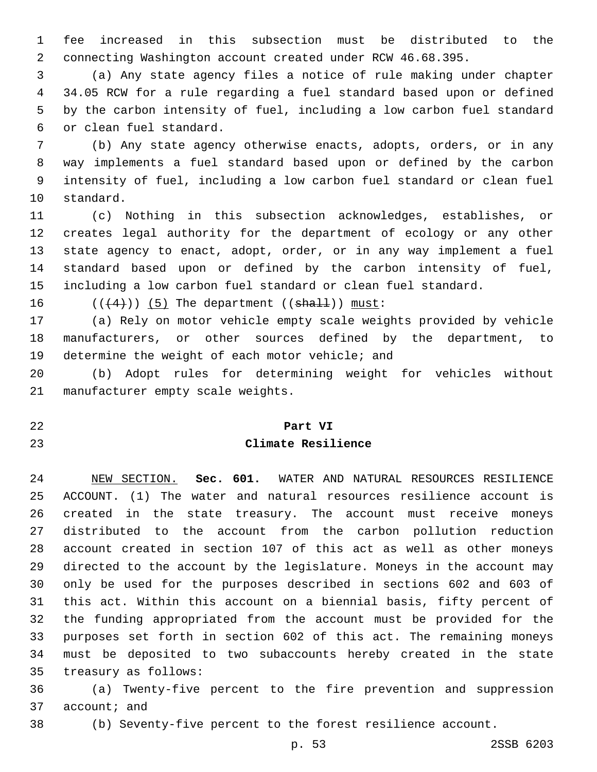fee increased in this subsection must be distributed to the connecting Washington account created under RCW 46.68.395.

(a) Any state agency files a notice of rule making under chapter 34.05 RCW for a rule regarding a fuel standard based upon or defined by the carbon intensity of fuel, including a low carbon fuel standard or clean fuel standard.

(b) Any state agency otherwise enacts, adopts, orders, or in any way implements a fuel standard based upon or defined by the carbon intensity of fuel, including a low carbon fuel standard or clean fuel standard.

(c) Nothing in this subsection acknowledges, establishes, or creates legal authority for the department of ecology or any other state agency to enact, adopt, order, or in any way implement a fuel standard based upon or defined by the carbon intensity of fuel, including a low carbon fuel standard or clean fuel standard.

((~~(4)~~)) <u>(5)</u> The department ((~~shall~~)) <u>must</u>:

(a) Rely on motor vehicle empty scale weights provided by vehicle manufacturers, or other sources defined by the department, to determine the weight of each motor vehicle; and

(b) Adopt rules for determining weight for vehicles without manufacturer empty scale weights.

**Part VI**

**Climate Resilience**

<u>NEW SECTION.</u> **Sec. 601.** WATER AND NATURAL RESOURCES RESILIENCE ACCOUNT. (1) The water and natural resources resilience account is created in the state treasury. The account must receive moneys distributed to the account from the carbon pollution reduction account created in section 107 of this act as well as other moneys directed to the account by the legislature. Moneys in the account may only be used for the purposes described in sections 602 and 603 of this act. Within this account on a biennial basis, fifty percent of the funding appropriated from the account must be provided for the purposes set forth in section 602 of this act. The remaining moneys must be deposited to two subaccounts hereby created in the state treasury as follows:

(a) Twenty-five percent to the fire prevention and suppression account; and

(b) Seventy-five percent to the forest resilience account.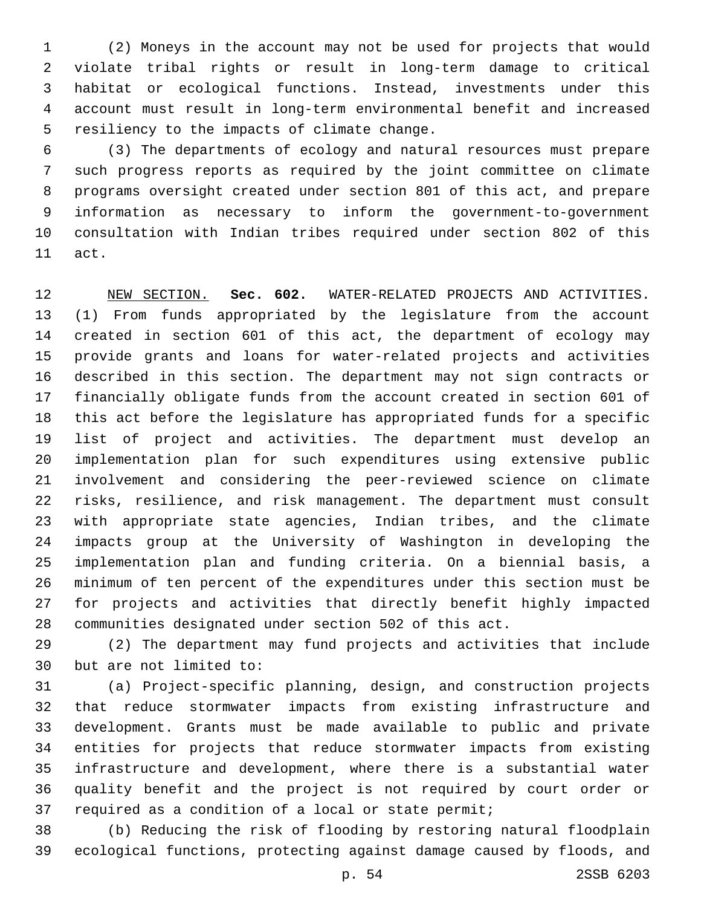(2) Moneys in the account may not be used for projects that would violate tribal rights or result in long-term damage to critical habitat or ecological functions. Instead, investments under this account must result in long-term environmental benefit and increased resiliency to the impacts of climate change.

(3) The departments of ecology and natural resources must prepare such progress reports as required by the joint committee on climate programs oversight created under section 801 of this act, and prepare information as necessary to inform the government-to-government consultation with Indian tribes required under section 802 of this act.

NEW SECTION. **Sec. 602.** WATER-RELATED PROJECTS AND ACTIVITIES. (1) From funds appropriated by the legislature from the account created in section 601 of this act, the department of ecology may provide grants and loans for water-related projects and activities described in this section. The department may not sign contracts or financially obligate funds from the account created in section 601 of this act before the legislature has appropriated funds for a specific list of project and activities. The department must develop an implementation plan for such expenditures using extensive public involvement and considering the peer-reviewed science on climate risks, resilience, and risk management. The department must consult with appropriate state agencies, Indian tribes, and the climate impacts group at the University of Washington in developing the implementation plan and funding criteria. On a biennial basis, a minimum of ten percent of the expenditures under this section must be for projects and activities that directly benefit highly impacted communities designated under section 502 of this act.

(2) The department may fund projects and activities that include but are not limited to:

(a) Project-specific planning, design, and construction projects that reduce stormwater impacts from existing infrastructure and development. Grants must be made available to public and private entities for projects that reduce stormwater impacts from existing infrastructure and development, where there is a substantial water quality benefit and the project is not required by court order or required as a condition of a local or state permit;

(b) Reducing the risk of flooding by restoring natural floodplain ecological functions, protecting against damage caused by floods, and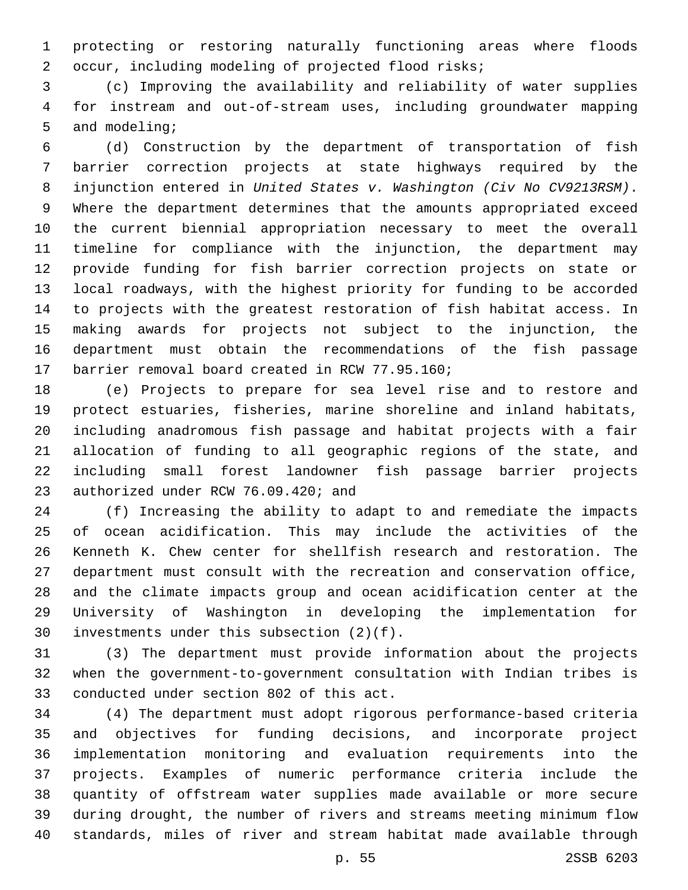protecting or restoring naturally functioning areas where floods occur, including modeling of projected flood risks;

(c) Improving the availability and reliability of water supplies for instream and out-of-stream uses, including groundwater mapping and modeling;

(d) Construction by the department of transportation of fish barrier correction projects at state highways required by the injunction entered in *United States v. Washington (Civ No CV9213RSM)*. Where the department determines that the amounts appropriated exceed the current biennial appropriation necessary to meet the overall timeline for compliance with the injunction, the department may provide funding for fish barrier correction projects on state or local roadways, with the highest priority for funding to be accorded to projects with the greatest restoration of fish habitat access. In making awards for projects not subject to the injunction, the department must obtain the recommendations of the fish passage barrier removal board created in RCW 77.95.160;

(e) Projects to prepare for sea level rise and to restore and protect estuaries, fisheries, marine shoreline and inland habitats, including anadromous fish passage and habitat projects with a fair allocation of funding to all geographic regions of the state, and including small forest landowner fish passage barrier projects authorized under RCW 76.09.420; and

(f) Increasing the ability to adapt to and remediate the impacts of ocean acidification. This may include the activities of the Kenneth K. Chew center for shellfish research and restoration. The department must consult with the recreation and conservation office, and the climate impacts group and ocean acidification center at the University of Washington in developing the implementation for investments under this subsection (2)(f).

(3) The department must provide information about the projects when the government-to-government consultation with Indian tribes is conducted under section 802 of this act.

(4) The department must adopt rigorous performance-based criteria and objectives for funding decisions, and incorporate project implementation monitoring and evaluation requirements into the projects. Examples of numeric performance criteria include the quantity of offstream water supplies made available or more secure during drought, the number of rivers and streams meeting minimum flow standards, miles of river and stream habitat made available through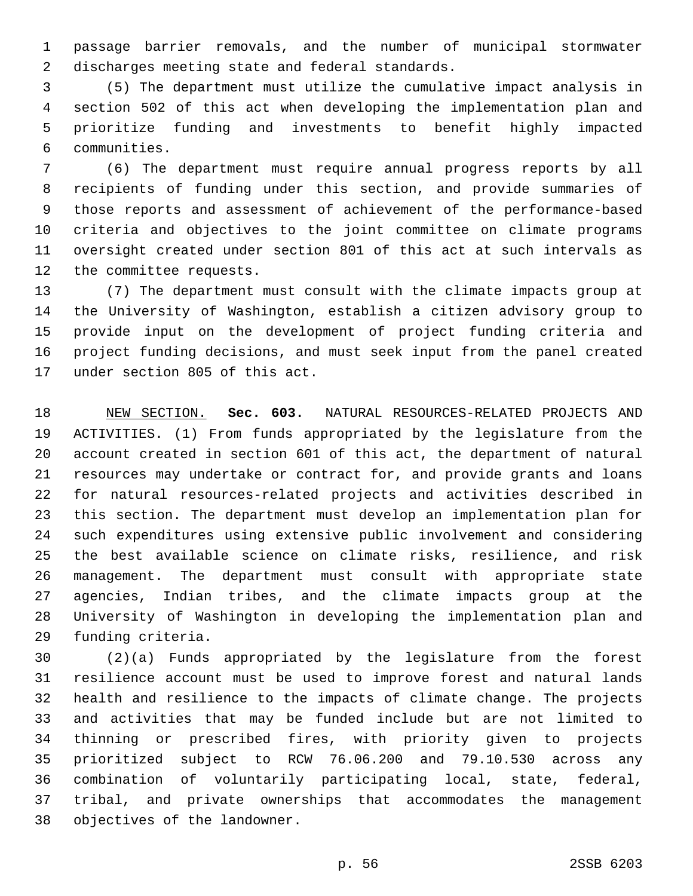passage barrier removals, and the number of municipal stormwater discharges meeting state and federal standards.

(5) The department must utilize the cumulative impact analysis in section 502 of this act when developing the implementation plan and prioritize funding and investments to benefit highly impacted communities.

(6) The department must require annual progress reports by all recipients of funding under this section, and provide summaries of those reports and assessment of achievement of the performance-based criteria and objectives to the joint committee on climate programs oversight created under section 801 of this act at such intervals as the committee requests.

(7) The department must consult with the climate impacts group at the University of Washington, establish a citizen advisory group to provide input on the development of project funding criteria and project funding decisions, and must seek input from the panel created under section 805 of this act.

NEW SECTION. **Sec. 603.** NATURAL RESOURCES-RELATED PROJECTS AND ACTIVITIES. (1) From funds appropriated by the legislature from the account created in section 601 of this act, the department of natural resources may undertake or contract for, and provide grants and loans for natural resources-related projects and activities described in this section. The department must develop an implementation plan for such expenditures using extensive public involvement and considering the best available science on climate risks, resilience, and risk management. The department must consult with appropriate state agencies, Indian tribes, and the climate impacts group at the University of Washington in developing the implementation plan and funding criteria.

(2)(a) Funds appropriated by the legislature from the forest resilience account must be used to improve forest and natural lands health and resilience to the impacts of climate change. The projects and activities that may be funded include but are not limited to thinning or prescribed fires, with priority given to projects prioritized subject to RCW 76.06.200 and 79.10.530 across any combination of voluntarily participating local, state, federal, tribal, and private ownerships that accommodates the management objectives of the landowner.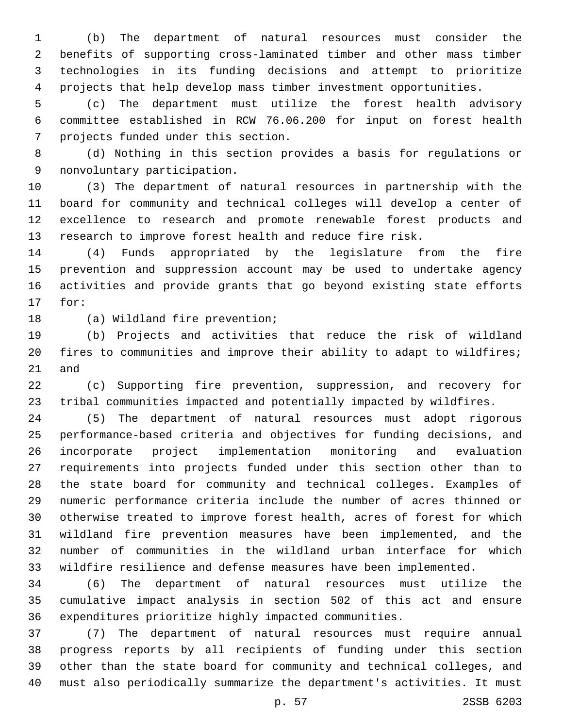(b) The department of natural resources must consider the benefits of supporting cross-laminated timber and other mass timber technologies in its funding decisions and attempt to prioritize projects that help develop mass timber investment opportunities.

(c) The department must utilize the forest health advisory committee established in RCW 76.06.200 for input on forest health projects funded under this section.

(d) Nothing in this section provides a basis for regulations or nonvoluntary participation.

(3) The department of natural resources in partnership with the board for community and technical colleges will develop a center of excellence to research and promote renewable forest products and research to improve forest health and reduce fire risk.

(4) Funds appropriated by the legislature from the fire prevention and suppression account may be used to undertake agency activities and provide grants that go beyond existing state efforts for:

(a) Wildland fire prevention;

(b) Projects and activities that reduce the risk of wildland fires to communities and improve their ability to adapt to wildfires; and

(c) Supporting fire prevention, suppression, and recovery for tribal communities impacted and potentially impacted by wildfires.

(5) The department of natural resources must adopt rigorous performance-based criteria and objectives for funding decisions, and incorporate project implementation monitoring and evaluation requirements into projects funded under this section other than to the state board for community and technical colleges. Examples of numeric performance criteria include the number of acres thinned or otherwise treated to improve forest health, acres of forest for which wildland fire prevention measures have been implemented, and the number of communities in the wildland urban interface for which wildfire resilience and defense measures have been implemented.

(6) The department of natural resources must utilize the cumulative impact analysis in section 502 of this act and ensure expenditures prioritize highly impacted communities.

(7) The department of natural resources must require annual progress reports by all recipients of funding under this section other than the state board for community and technical colleges, and must also periodically summarize the department's activities. It must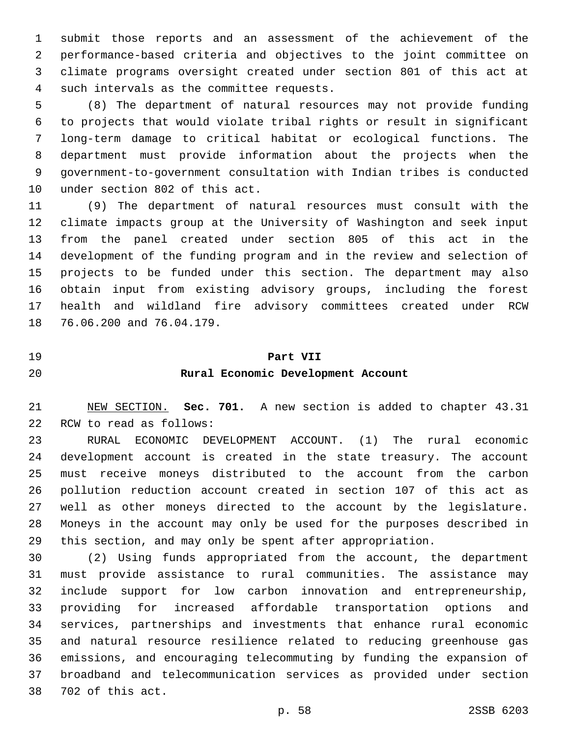submit those reports and an assessment of the achievement of the performance-based criteria and objectives to the joint committee on climate programs oversight created under section 801 of this act at such intervals as the committee requests.

(8) The department of natural resources may not provide funding to projects that would violate tribal rights or result in significant long-term damage to critical habitat or ecological functions. The department must provide information about the projects when the government-to-government consultation with Indian tribes is conducted under section 802 of this act.

(9) The department of natural resources must consult with the climate impacts group at the University of Washington and seek input from the panel created under section 805 of this act in the development of the funding program and in the review and selection of projects to be funded under this section. The department may also obtain input from existing advisory groups, including the forest health and wildland fire advisory committees created under RCW 76.06.200 and 76.04.179.

## Part VII
## Rural Economic Development Account

NEW SECTION. **Sec. 701.** A new section is added to chapter 43.31 RCW to read as follows:

RURAL ECONOMIC DEVELOPMENT ACCOUNT. (1) The rural economic development account is created in the state treasury. The account must receive moneys distributed to the account from the carbon pollution reduction account created in section 107 of this act as well as other moneys directed to the account by the legislature. Moneys in the account may only be used for the purposes described in this section, and may only be spent after appropriation.

(2) Using funds appropriated from the account, the department must provide assistance to rural communities. The assistance may include support for low carbon innovation and entrepreneurship, providing for increased affordable transportation options and services, partnerships and investments that enhance rural economic and natural resource resilience related to reducing greenhouse gas emissions, and encouraging telecommuting by funding the expansion of broadband and telecommunication services as provided under section 702 of this act.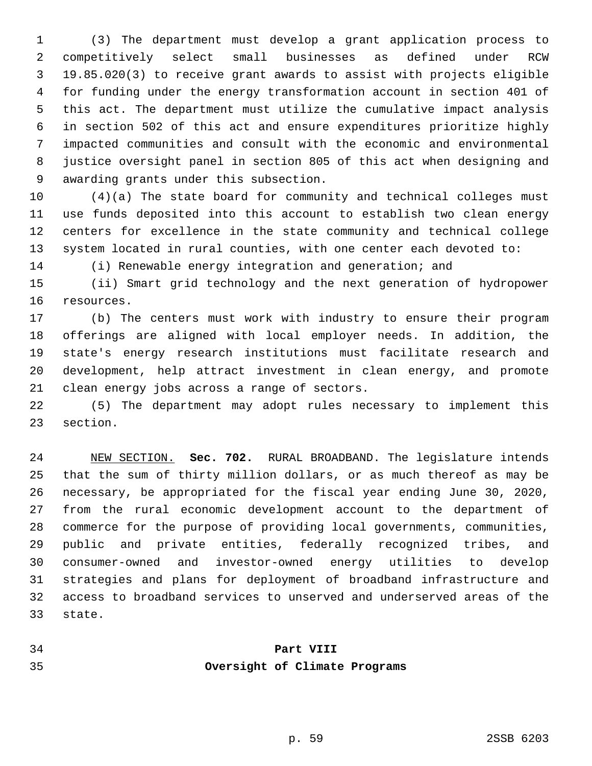(3) The department must develop a grant application process to competitively select small businesses as defined under RCW 19.85.020(3) to receive grant awards to assist with projects eligible for funding under the energy transformation account in section 401 of this act. The department must utilize the cumulative impact analysis in section 502 of this act and ensure expenditures prioritize highly impacted communities and consult with the economic and environmental justice oversight panel in section 805 of this act when designing and awarding grants under this subsection.

(4)(a) The state board for community and technical colleges must use funds deposited into this account to establish two clean energy centers for excellence in the state community and technical college system located in rural counties, with one center each devoted to:

(i) Renewable energy integration and generation; and

(ii) Smart grid technology and the next generation of hydropower resources.

(b) The centers must work with industry to ensure their program offerings are aligned with local employer needs. In addition, the state's energy research institutions must facilitate research and development, help attract investment in clean energy, and promote clean energy jobs across a range of sectors.

(5) The department may adopt rules necessary to implement this section.

NEW SECTION. **Sec. 702.** RURAL BROADBAND. The legislature intends that the sum of thirty million dollars, or as much thereof as may be necessary, be appropriated for the fiscal year ending June 30, 2020, from the rural economic development account to the department of commerce for the purpose of providing local governments, communities, public and private entities, federally recognized tribes, and consumer-owned and investor-owned energy utilities to develop strategies and plans for deployment of broadband infrastructure and access to broadband services to unserved and underserved areas of the state.

## Part VIII
## Oversight of Climate Programs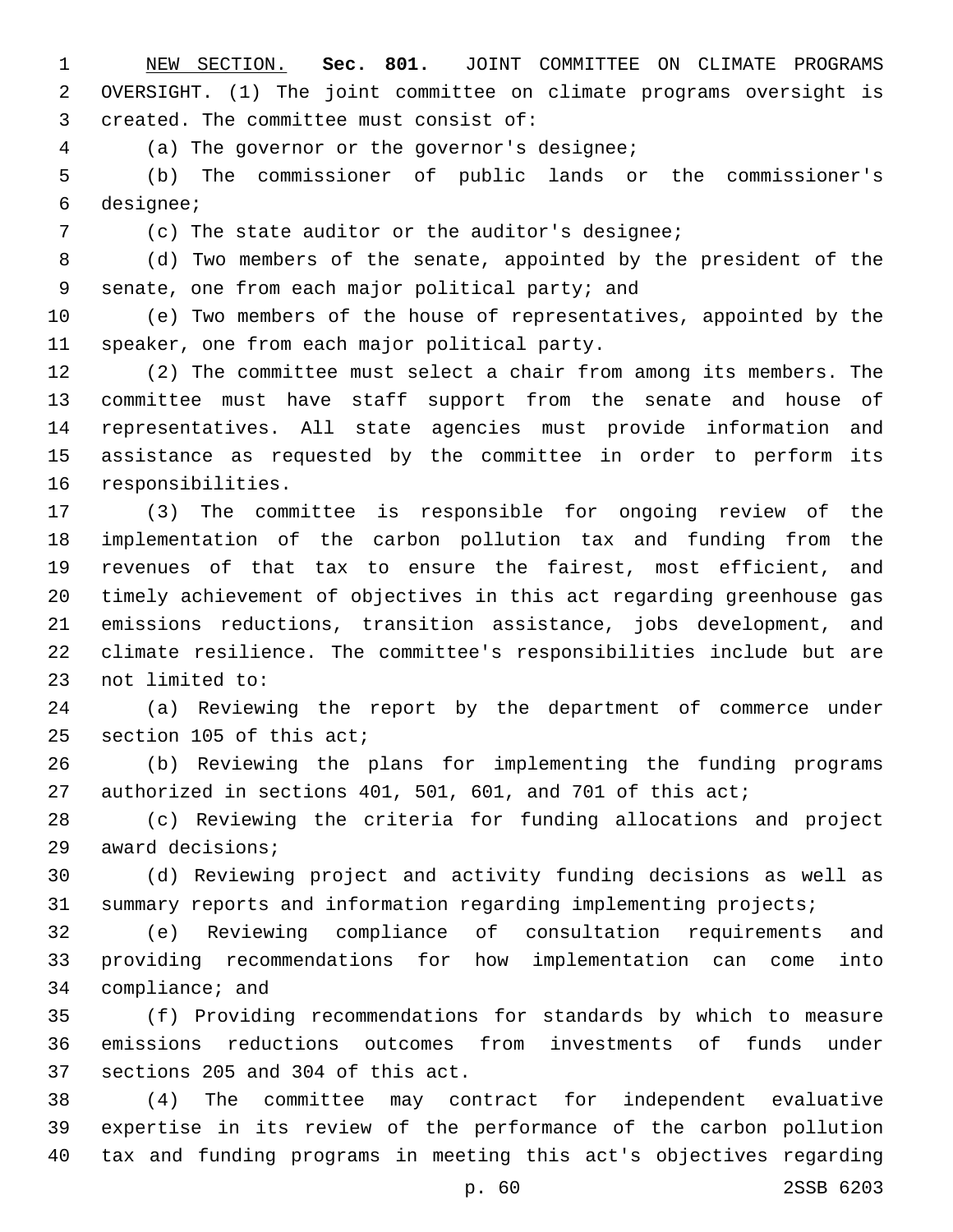NEW SECTION. **Sec. 801.** JOINT COMMITTEE ON CLIMATE PROGRAMS OVERSIGHT. (1) The joint committee on climate programs oversight is created. The committee must consist of:

(a) The governor or the governor's designee;

(b) The commissioner of public lands or the commissioner's designee;

(c) The state auditor or the auditor's designee;

(d) Two members of the senate, appointed by the president of the senate, one from each major political party; and

(e) Two members of the house of representatives, appointed by the speaker, one from each major political party.

(2) The committee must select a chair from among its members. The committee must have staff support from the senate and house of representatives. All state agencies must provide information and assistance as requested by the committee in order to perform its responsibilities.

(3) The committee is responsible for ongoing review of the implementation of the carbon pollution tax and funding from the revenues of that tax to ensure the fairest, most efficient, and timely achievement of objectives in this act regarding greenhouse gas emissions reductions, transition assistance, jobs development, and climate resilience. The committee's responsibilities include but are not limited to:

(a) Reviewing the report by the department of commerce under section 105 of this act;

(b) Reviewing the plans for implementing the funding programs authorized in sections 401, 501, 601, and 701 of this act;

(c) Reviewing the criteria for funding allocations and project award decisions;

(d) Reviewing project and activity funding decisions as well as summary reports and information regarding implementing projects;

(e) Reviewing compliance of consultation requirements and providing recommendations for how implementation can come into compliance; and

(f) Providing recommendations for standards by which to measure emissions reductions outcomes from investments of funds under sections 205 and 304 of this act.

(4) The committee may contract for independent evaluative expertise in its review of the performance of the carbon pollution tax and funding programs in meeting this act's objectives regarding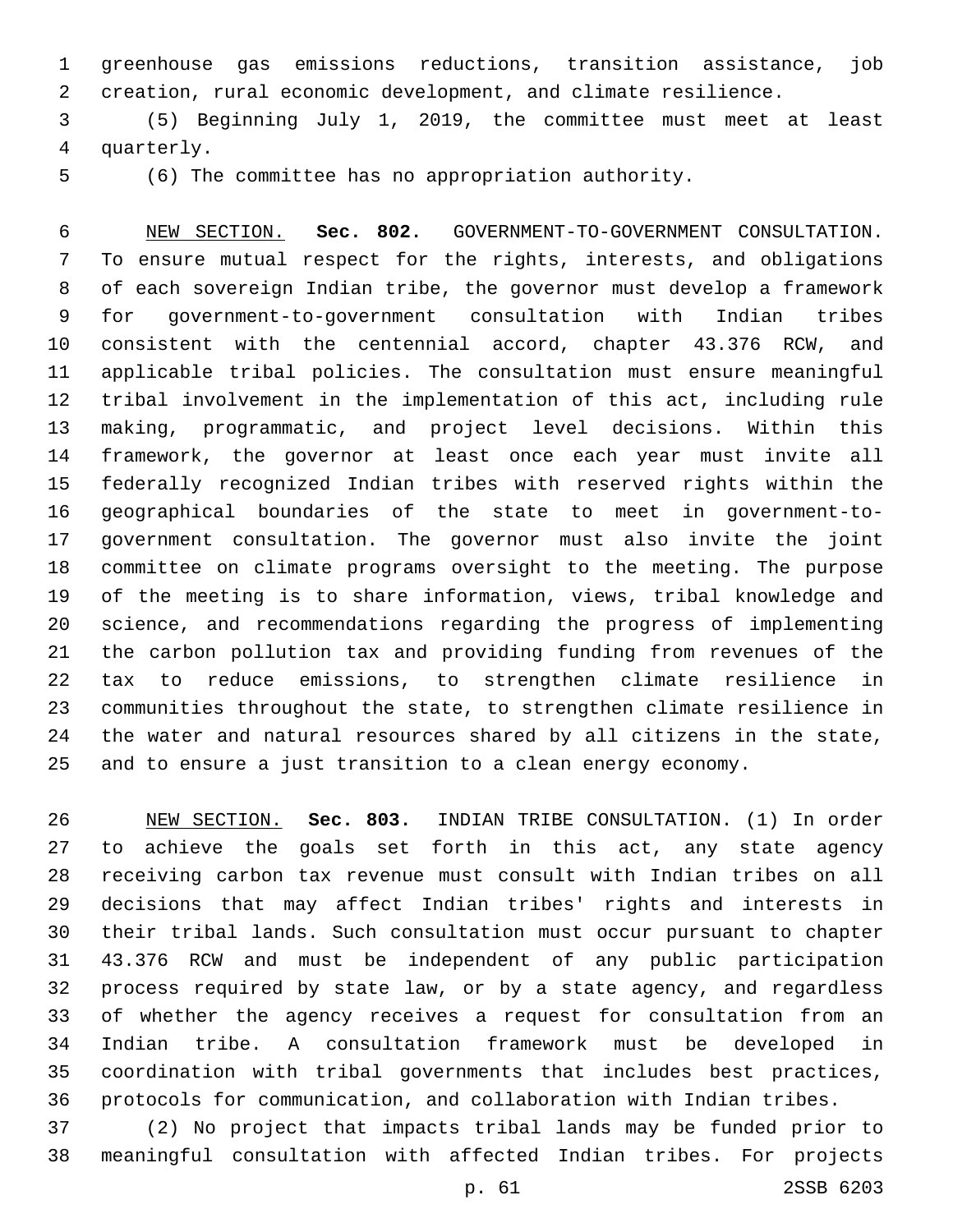greenhouse gas emissions reductions, transition assistance, job creation, rural economic development, and climate resilience.

(5) Beginning July 1, 2019, the committee must meet at least quarterly.

(6) The committee has no appropriation authority.

NEW SECTION. **Sec. 802.** GOVERNMENT-TO-GOVERNMENT CONSULTATION. To ensure mutual respect for the rights, interests, and obligations of each sovereign Indian tribe, the governor must develop a framework for government-to-government consultation with Indian tribes consistent with the centennial accord, chapter 43.376 RCW, and applicable tribal policies. The consultation must ensure meaningful tribal involvement in the implementation of this act, including rule making, programmatic, and project level decisions. Within this framework, the governor at least once each year must invite all federally recognized Indian tribes with reserved rights within the geographical boundaries of the state to meet in government-to-government consultation. The governor must also invite the joint committee on climate programs oversight to the meeting. The purpose of the meeting is to share information, views, tribal knowledge and science, and recommendations regarding the progress of implementing the carbon pollution tax and providing funding from revenues of the tax to reduce emissions, to strengthen climate resilience in communities throughout the state, to strengthen climate resilience in the water and natural resources shared by all citizens in the state, and to ensure a just transition to a clean energy economy.

NEW SECTION. **Sec. 803.** INDIAN TRIBE CONSULTATION. (1) In order to achieve the goals set forth in this act, any state agency receiving carbon tax revenue must consult with Indian tribes on all decisions that may affect Indian tribes' rights and interests in their tribal lands. Such consultation must occur pursuant to chapter 43.376 RCW and must be independent of any public participation process required by state law, or by a state agency, and regardless of whether the agency receives a request for consultation from an Indian tribe. A consultation framework must be developed in coordination with tribal governments that includes best practices, protocols for communication, and collaboration with Indian tribes.

(2) No project that impacts tribal lands may be funded prior to meaningful consultation with affected Indian tribes. For projects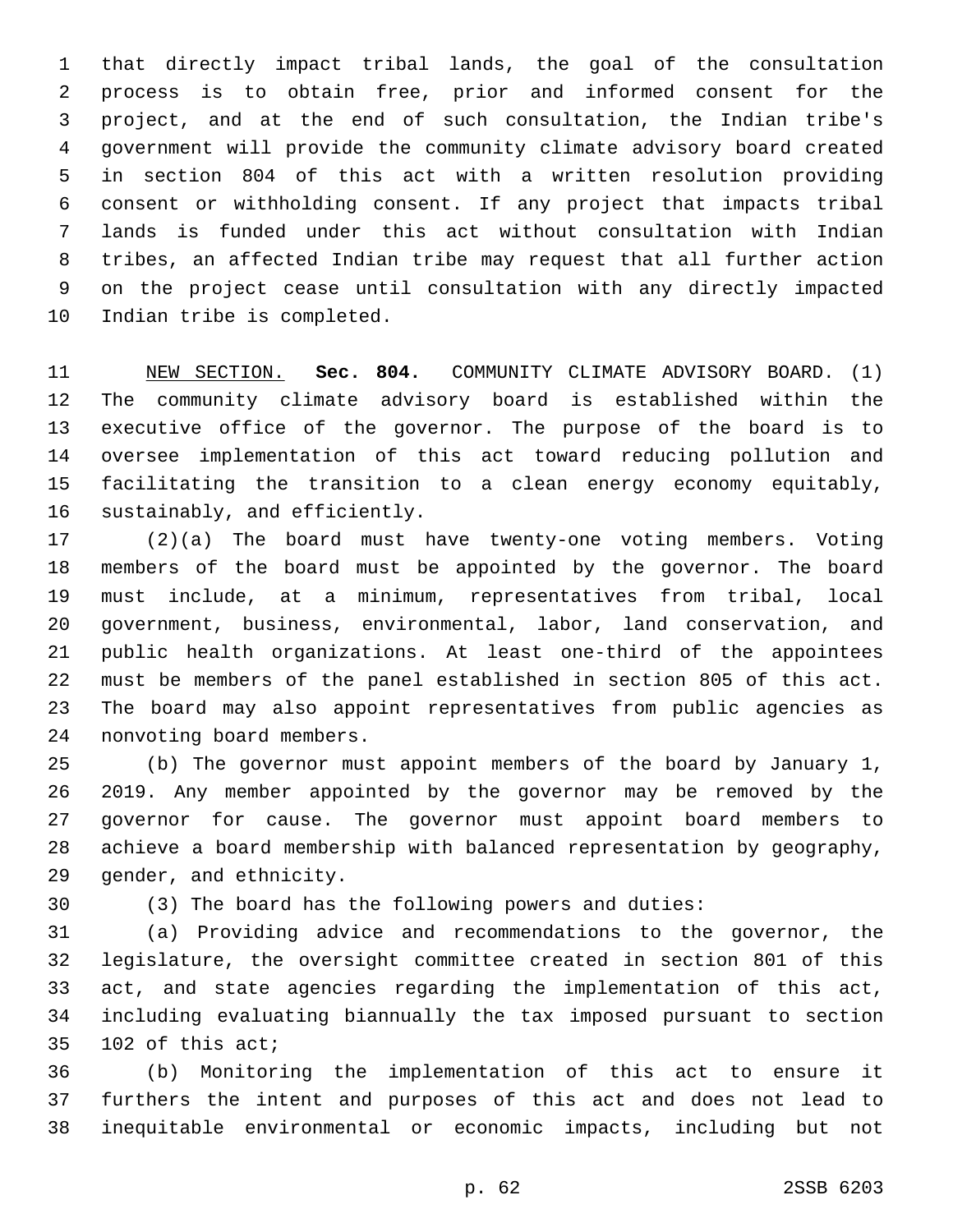that directly impact tribal lands, the goal of the consultation process is to obtain free, prior and informed consent for the project, and at the end of such consultation, the Indian tribe's government will provide the community climate advisory board created in section 804 of this act with a written resolution providing consent or withholding consent. If any project that impacts tribal lands is funded under this act without consultation with Indian tribes, an affected Indian tribe may request that all further action on the project cease until consultation with any directly impacted Indian tribe is completed.

NEW SECTION. **Sec. 804.** COMMUNITY CLIMATE ADVISORY BOARD. (1) The community climate advisory board is established within the executive office of the governor. The purpose of the board is to oversee implementation of this act toward reducing pollution and facilitating the transition to a clean energy economy equitably, sustainably, and efficiently.

(2)(a) The board must have twenty-one voting members. Voting members of the board must be appointed by the governor. The board must include, at a minimum, representatives from tribal, local government, business, environmental, labor, land conservation, and public health organizations. At least one-third of the appointees must be members of the panel established in section 805 of this act. The board may also appoint representatives from public agencies as nonvoting board members.

(b) The governor must appoint members of the board by January 1, 2019. Any member appointed by the governor may be removed by the governor for cause. The governor must appoint board members to achieve a board membership with balanced representation by geography, gender, and ethnicity.

(3) The board has the following powers and duties:

(a) Providing advice and recommendations to the governor, the legislature, the oversight committee created in section 801 of this act, and state agencies regarding the implementation of this act, including evaluating biannually the tax imposed pursuant to section 102 of this act;

(b) Monitoring the implementation of this act to ensure it furthers the intent and purposes of this act and does not lead to inequitable environmental or economic impacts, including but not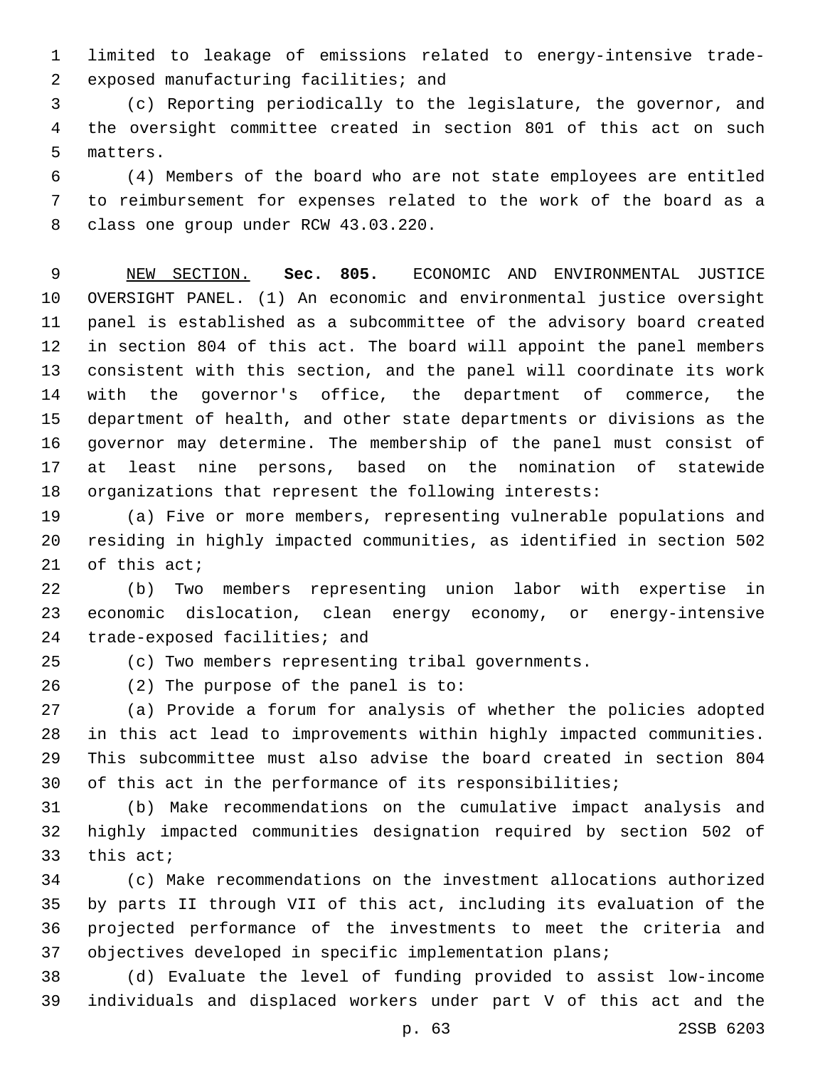limited to leakage of emissions related to energy-intensive trade-exposed manufacturing facilities; and

(c) Reporting periodically to the legislature, the governor, and the oversight committee created in section 801 of this act on such matters.

(4) Members of the board who are not state employees are entitled to reimbursement for expenses related to the work of the board as a class one group under RCW 43.03.220.

NEW SECTION. **Sec. 805.** ECONOMIC AND ENVIRONMENTAL JUSTICE OVERSIGHT PANEL. (1) An economic and environmental justice oversight panel is established as a subcommittee of the advisory board created in section 804 of this act. The board will appoint the panel members consistent with this section, and the panel will coordinate its work with the governor's office, the department of commerce, the department of health, and other state departments or divisions as the governor may determine. The membership of the panel must consist of at least nine persons, based on the nomination of statewide organizations that represent the following interests:

(a) Five or more members, representing vulnerable populations and residing in highly impacted communities, as identified in section 502 of this act;

(b) Two members representing union labor with expertise in economic dislocation, clean energy economy, or energy-intensive trade-exposed facilities; and

(c) Two members representing tribal governments.

(2) The purpose of the panel is to:

(a) Provide a forum for analysis of whether the policies adopted in this act lead to improvements within highly impacted communities. This subcommittee must also advise the board created in section 804 of this act in the performance of its responsibilities;

(b) Make recommendations on the cumulative impact analysis and highly impacted communities designation required by section 502 of this act;

(c) Make recommendations on the investment allocations authorized by parts II through VII of this act, including its evaluation of the projected performance of the investments to meet the criteria and objectives developed in specific implementation plans;

(d) Evaluate the level of funding provided to assist low-income individuals and displaced workers under part V of this act and the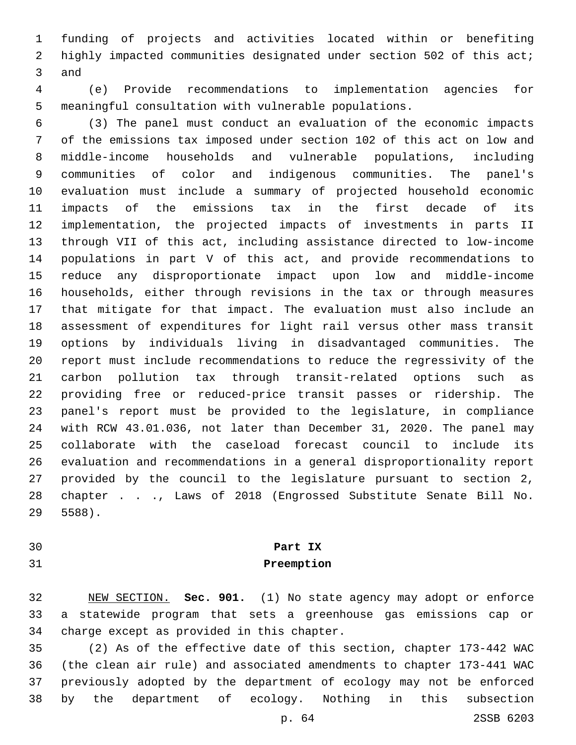funding of projects and activities located within or benefiting highly impacted communities designated under section 502 of this act; and

(e) Provide recommendations to implementation agencies for meaningful consultation with vulnerable populations.

(3) The panel must conduct an evaluation of the economic impacts of the emissions tax imposed under section 102 of this act on low and middle-income households and vulnerable populations, including communities of color and indigenous communities. The panel's evaluation must include a summary of projected household economic impacts of the emissions tax in the first decade of its implementation, the projected impacts of investments in parts II through VII of this act, including assistance directed to low-income populations in part V of this act, and provide recommendations to reduce any disproportionate impact upon low and middle-income households, either through revisions in the tax or through measures that mitigate for that impact. The evaluation must also include an assessment of expenditures for light rail versus other mass transit options by individuals living in disadvantaged communities. The report must include recommendations to reduce the regressivity of the carbon pollution tax through transit-related options such as providing free or reduced-price transit passes or ridership. The panel's report must be provided to the legislature, in compliance with RCW 43.01.036, not later than December 31, 2020. The panel may collaborate with the caseload forecast council to include its evaluation and recommendations in a general disproportionality report provided by the council to the legislature pursuant to section 2, chapter . . ., Laws of 2018 (Engrossed Substitute Senate Bill No. 5588).

## Part IX
## Preemption

NEW SECTION. **Sec. 901.** (1) No state agency may adopt or enforce a statewide program that sets a greenhouse gas emissions cap or charge except as provided in this chapter.

(2) As of the effective date of this section, chapter 173-442 WAC (the clean air rule) and associated amendments to chapter 173-441 WAC previously adopted by the department of ecology may not be enforced by the department of ecology. Nothing in this subsection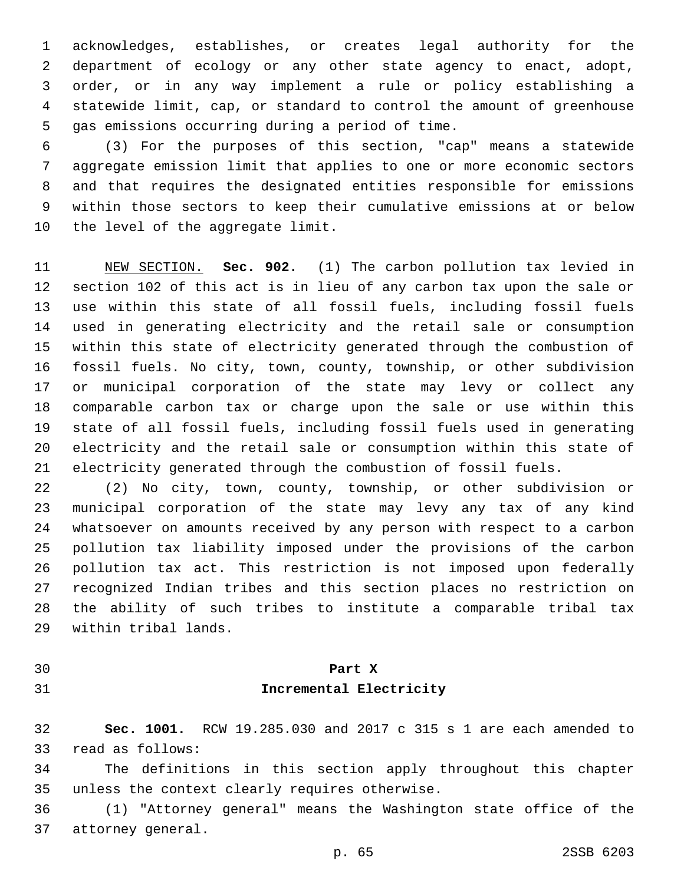acknowledges, establishes, or creates legal authority for the department of ecology or any other state agency to enact, adopt, order, or in any way implement a rule or policy establishing a statewide limit, cap, or standard to control the amount of greenhouse gas emissions occurring during a period of time.

(3) For the purposes of this section, "cap" means a statewide aggregate emission limit that applies to one or more economic sectors and that requires the designated entities responsible for emissions within those sectors to keep their cumulative emissions at or below the level of the aggregate limit.

NEW SECTION. **Sec. 902.** (1) The carbon pollution tax levied in section 102 of this act is in lieu of any carbon tax upon the sale or use within this state of all fossil fuels, including fossil fuels used in generating electricity and the retail sale or consumption within this state of electricity generated through the combustion of fossil fuels. No city, town, county, township, or other subdivision or municipal corporation of the state may levy or collect any comparable carbon tax or charge upon the sale or use within this state of all fossil fuels, including fossil fuels used in generating electricity and the retail sale or consumption within this state of electricity generated through the combustion of fossil fuels.

(2) No city, town, county, township, or other subdivision or municipal corporation of the state may levy any tax of any kind whatsoever on amounts received by any person with respect to a carbon pollution tax liability imposed under the provisions of the carbon pollution tax act. This restriction is not imposed upon federally recognized Indian tribes and this section places no restriction on the ability of such tribes to institute a comparable tribal tax within tribal lands.

## Part X
## Incremental Electricity

**Sec. 1001.** RCW 19.285.030 and 2017 c 315 s 1 are each amended to read as follows:

The definitions in this section apply throughout this chapter unless the context clearly requires otherwise.

(1) "Attorney general" means the Washington state office of the attorney general.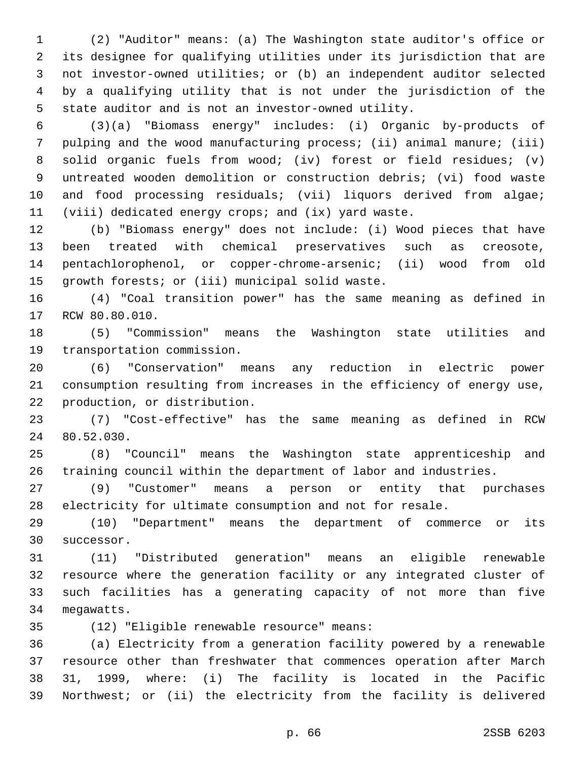(2) "Auditor" means: (a) The Washington state auditor's office or its designee for qualifying utilities under its jurisdiction that are not investor-owned utilities; or (b) an independent auditor selected by a qualifying utility that is not under the jurisdiction of the state auditor and is not an investor-owned utility.

(3)(a) "Biomass energy" includes: (i) Organic by-products of pulping and the wood manufacturing process; (ii) animal manure; (iii) solid organic fuels from wood; (iv) forest or field residues; (v) untreated wooden demolition or construction debris; (vi) food waste and food processing residuals; (vii) liquors derived from algae; (viii) dedicated energy crops; and (ix) yard waste.

(b) "Biomass energy" does not include: (i) Wood pieces that have been treated with chemical preservatives such as creosote, pentachlorophenol, or copper-chrome-arsenic; (ii) wood from old growth forests; or (iii) municipal solid waste.

(4) "Coal transition power" has the same meaning as defined in RCW 80.80.010.

(5) "Commission" means the Washington state utilities and transportation commission.

(6) "Conservation" means any reduction in electric power consumption resulting from increases in the efficiency of energy use, production, or distribution.

(7) "Cost-effective" has the same meaning as defined in RCW 80.52.030.

(8) "Council" means the Washington state apprenticeship and training council within the department of labor and industries.

(9) "Customer" means a person or entity that purchases electricity for ultimate consumption and not for resale.

(10) "Department" means the department of commerce or its successor.

(11) "Distributed generation" means an eligible renewable resource where the generation facility or any integrated cluster of such facilities has a generating capacity of not more than five megawatts.

(12) "Eligible renewable resource" means:

(a) Electricity from a generation facility powered by a renewable resource other than freshwater that commences operation after March 31, 1999, where: (i) The facility is located in the Pacific Northwest; or (ii) the electricity from the facility is delivered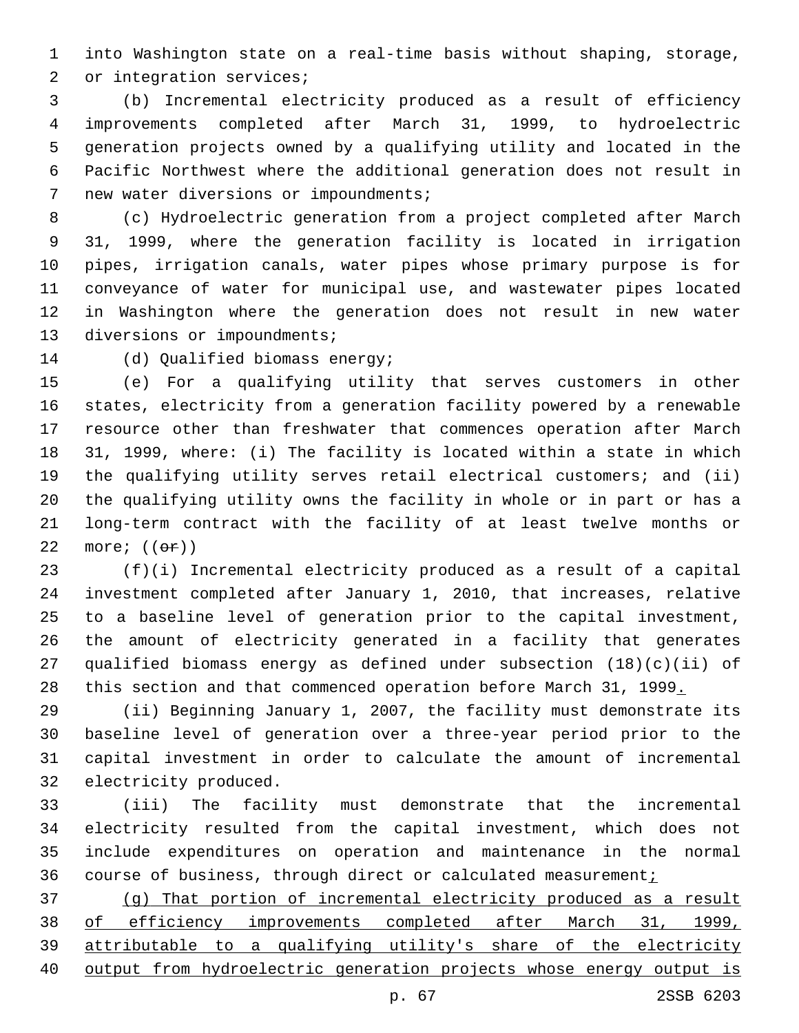into Washington state on a real-time basis without shaping, storage, or integration services;

(b) Incremental electricity produced as a result of efficiency improvements completed after March 31, 1999, to hydroelectric generation projects owned by a qualifying utility and located in the Pacific Northwest where the additional generation does not result in new water diversions or impoundments;

(c) Hydroelectric generation from a project completed after March 31, 1999, where the generation facility is located in irrigation pipes, irrigation canals, water pipes whose primary purpose is for conveyance of water for municipal use, and wastewater pipes located in Washington where the generation does not result in new water diversions or impoundments;

(d) Qualified biomass energy;

(e) For a qualifying utility that serves customers in other states, electricity from a generation facility powered by a renewable resource other than freshwater that commences operation after March 31, 1999, where: (i) The facility is located within a state in which the qualifying utility serves retail electrical customers; and (ii) the qualifying utility owns the facility in whole or in part or has a long-term contract with the facility of at least twelve months or more; ((~~or~~))

(f)(i) Incremental electricity produced as a result of a capital investment completed after January 1, 2010, that increases, relative to a baseline level of generation prior to the capital investment, the amount of electricity generated in a facility that generates qualified biomass energy as defined under subsection (18)(c)(ii) of this section and that commenced operation before March 31, 1999<u>.</u>

(ii) Beginning January 1, 2007, the facility must demonstrate its baseline level of generation over a three-year period prior to the capital investment in order to calculate the amount of incremental electricity produced.

(iii) The facility must demonstrate that the incremental electricity resulted from the capital investment, which does not include expenditures on operation and maintenance in the normal course of business, through direct or calculated measurement<u>;</u>

<u>(g) That portion of incremental electricity produced as a result of efficiency improvements completed after March 31, 1999, attributable to a qualifying utility's share of the electricity output from hydroelectric generation projects whose energy output is</u>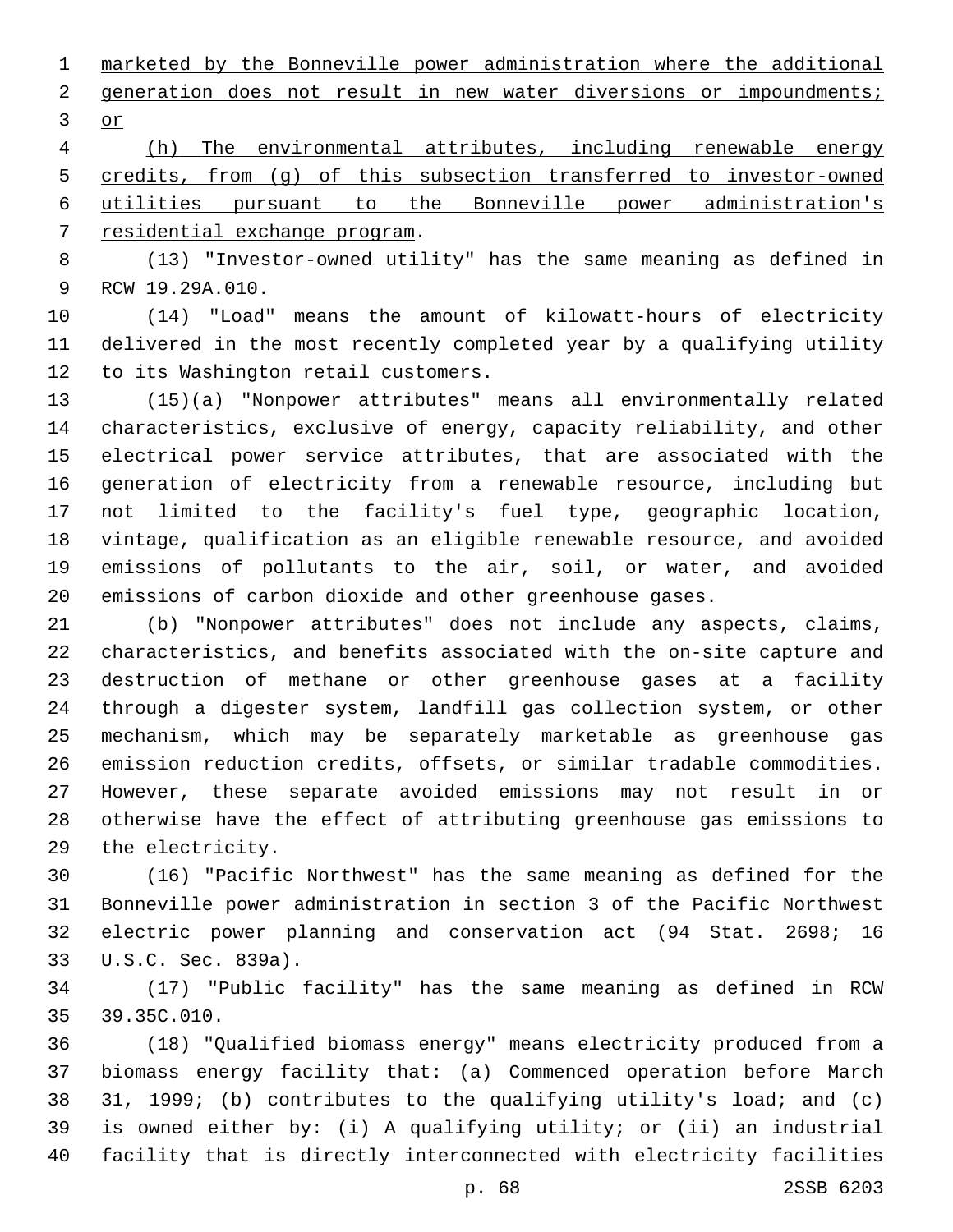marketed by the Bonneville power administration where the additional generation does not result in new water diversions or impoundments; or

(h) The environmental attributes, including renewable energy credits, from (g) of this subsection transferred to investor-owned utilities pursuant to the Bonneville power administration's residential exchange program.

(13) "Investor-owned utility" has the same meaning as defined in RCW 19.29A.010.

(14) "Load" means the amount of kilowatt-hours of electricity delivered in the most recently completed year by a qualifying utility to its Washington retail customers.

(15)(a) "Nonpower attributes" means all environmentally related characteristics, exclusive of energy, capacity reliability, and other electrical power service attributes, that are associated with the generation of electricity from a renewable resource, including but not limited to the facility's fuel type, geographic location, vintage, qualification as an eligible renewable resource, and avoided emissions of pollutants to the air, soil, or water, and avoided emissions of carbon dioxide and other greenhouse gases.

(b) "Nonpower attributes" does not include any aspects, claims, characteristics, and benefits associated with the on-site capture and destruction of methane or other greenhouse gases at a facility through a digester system, landfill gas collection system, or other mechanism, which may be separately marketable as greenhouse gas emission reduction credits, offsets, or similar tradable commodities. However, these separate avoided emissions may not result in or otherwise have the effect of attributing greenhouse gas emissions to the electricity.

(16) "Pacific Northwest" has the same meaning as defined for the Bonneville power administration in section 3 of the Pacific Northwest electric power planning and conservation act (94 Stat. 2698; 16 U.S.C. Sec. 839a).

(17) "Public facility" has the same meaning as defined in RCW 39.35C.010.

(18) "Qualified biomass energy" means electricity produced from a biomass energy facility that: (a) Commenced operation before March 31, 1999; (b) contributes to the qualifying utility's load; and (c) is owned either by: (i) A qualifying utility; or (ii) an industrial facility that is directly interconnected with electricity facilities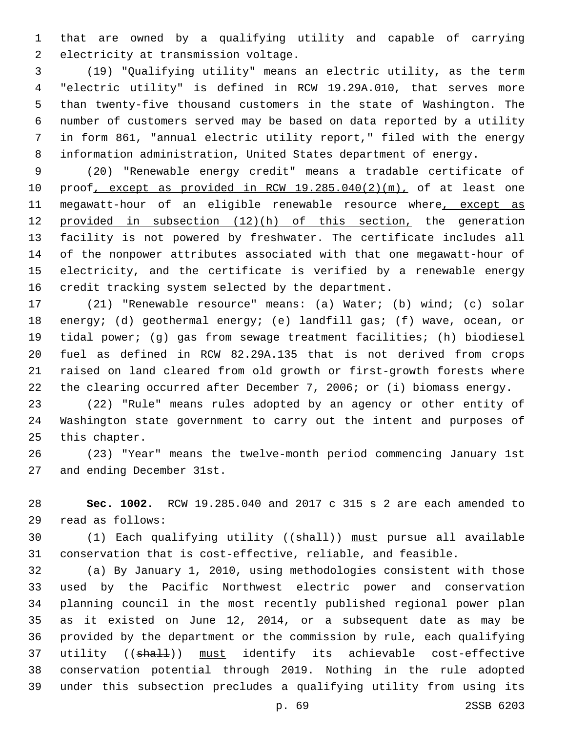that are owned by a qualifying utility and capable of carrying electricity at transmission voltage.

(19) "Qualifying utility" means an electric utility, as the term "electric utility" is defined in RCW 19.29A.010, that serves more than twenty-five thousand customers in the state of Washington. The number of customers served may be based on data reported by a utility in form 861, "annual electric utility report," filed with the energy information administration, United States department of energy.

(20) "Renewable energy credit" means a tradable certificate of proof, except as provided in RCW 19.285.040(2)(m), of at least one megawatt-hour of an eligible renewable resource where, except as provided in subsection (12)(h) of this section, the generation facility is not powered by freshwater. The certificate includes all of the nonpower attributes associated with that one megawatt-hour of electricity, and the certificate is verified by a renewable energy credit tracking system selected by the department.

(21) "Renewable resource" means: (a) Water; (b) wind; (c) solar energy; (d) geothermal energy; (e) landfill gas; (f) wave, ocean, or tidal power; (g) gas from sewage treatment facilities; (h) biodiesel fuel as defined in RCW 82.29A.135 that is not derived from crops raised on land cleared from old growth or first-growth forests where the clearing occurred after December 7, 2006; or (i) biomass energy.

(22) "Rule" means rules adopted by an agency or other entity of Washington state government to carry out the intent and purposes of this chapter.

(23) "Year" means the twelve-month period commencing January 1st and ending December 31st.

**Sec. 1002.** RCW 19.285.040 and 2017 c 315 s 2 are each amended to read as follows:

(1) Each qualifying utility ((~~shall~~)) must pursue all available conservation that is cost-effective, reliable, and feasible.

(a) By January 1, 2010, using methodologies consistent with those used by the Pacific Northwest electric power and conservation planning council in the most recently published regional power plan as it existed on June 12, 2014, or a subsequent date as may be provided by the department or the commission by rule, each qualifying utility ((~~shall~~)) must identify its achievable cost-effective conservation potential through 2019. Nothing in the rule adopted under this subsection precludes a qualifying utility from using its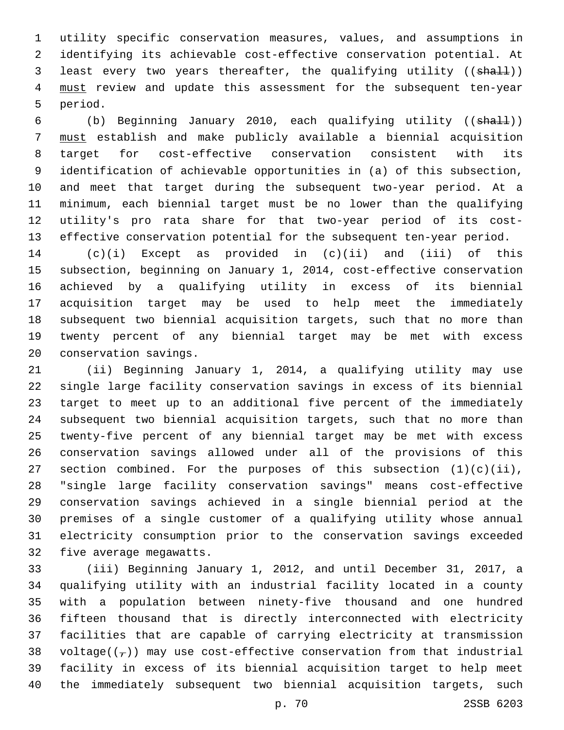utility specific conservation measures, values, and assumptions in identifying its achievable cost-effective conservation potential. At least every two years thereafter, the qualifying utility ((~~shall~~)) <u>must</u> review and update this assessment for the subsequent ten-year period.

(b) Beginning January 2010, each qualifying utility ((~~shall~~)) <u>must</u> establish and make publicly available a biennial acquisition target for cost-effective conservation consistent with its identification of achievable opportunities in (a) of this subsection, and meet that target during the subsequent two-year period. At a minimum, each biennial target must be no lower than the qualifying utility's pro rata share for that two-year period of its cost-effective conservation potential for the subsequent ten-year period.

(c)(i) Except as provided in (c)(ii) and (iii) of this subsection, beginning on January 1, 2014, cost-effective conservation achieved by a qualifying utility in excess of its biennial acquisition target may be used to help meet the immediately subsequent two biennial acquisition targets, such that no more than twenty percent of any biennial target may be met with excess conservation savings.

(ii) Beginning January 1, 2014, a qualifying utility may use single large facility conservation savings in excess of its biennial target to meet up to an additional five percent of the immediately subsequent two biennial acquisition targets, such that no more than twenty-five percent of any biennial target may be met with excess conservation savings allowed under all of the provisions of this section combined. For the purposes of this subsection (1)(c)(ii), "single large facility conservation savings" means cost-effective conservation savings achieved in a single biennial period at the premises of a single customer of a qualifying utility whose annual electricity consumption prior to the conservation savings exceeded five average megawatts.

(iii) Beginning January 1, 2012, and until December 31, 2017, a qualifying utility with an industrial facility located in a county with a population between ninety-five thousand and one hundred fifteen thousand that is directly interconnected with electricity facilities that are capable of carrying electricity at transmission voltage((~~,~~)) may use cost-effective conservation from that industrial facility in excess of its biennial acquisition target to help meet the immediately subsequent two biennial acquisition targets, such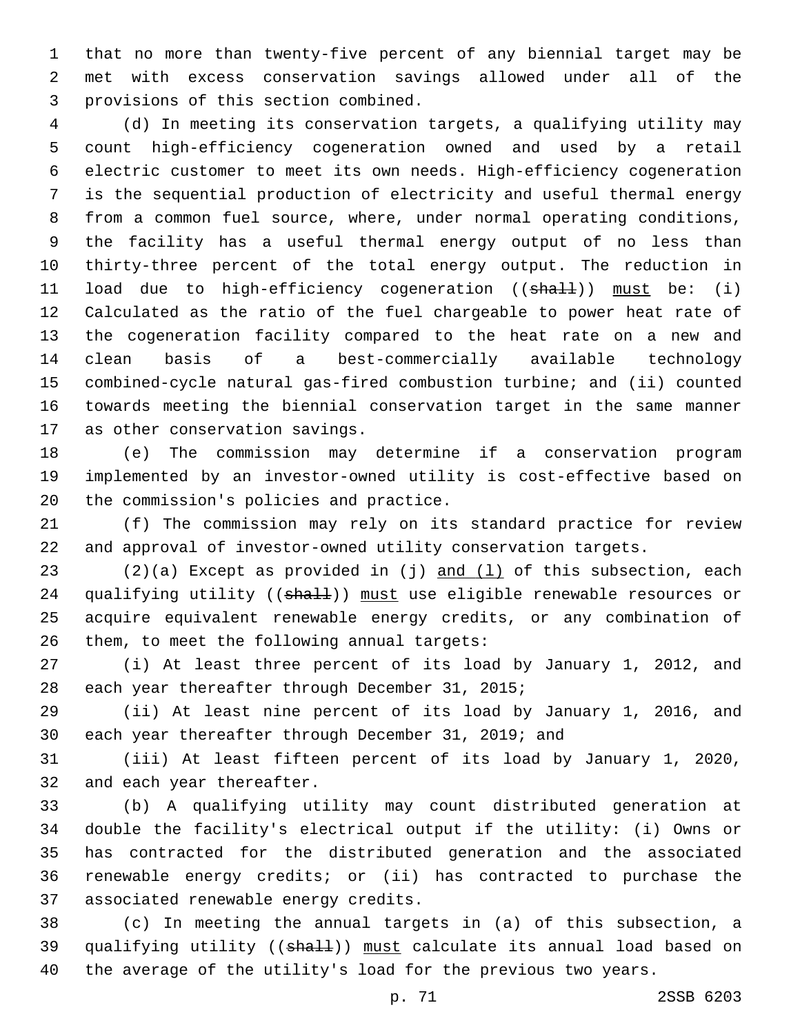that no more than twenty-five percent of any biennial target may be met with excess conservation savings allowed under all of the provisions of this section combined.

(d) In meeting its conservation targets, a qualifying utility may count high-efficiency cogeneration owned and used by a retail electric customer to meet its own needs. High-efficiency cogeneration is the sequential production of electricity and useful thermal energy from a common fuel source, where, under normal operating conditions, the facility has a useful thermal energy output of no less than thirty-three percent of the total energy output. The reduction in load due to high-efficiency cogeneration ((~~shall~~)) <u>must</u> be: (i) Calculated as the ratio of the fuel chargeable to power heat rate of the cogeneration facility compared to the heat rate on a new and clean basis of a best-commercially available technology combined-cycle natural gas-fired combustion turbine; and (ii) counted towards meeting the biennial conservation target in the same manner as other conservation savings.

(e) The commission may determine if a conservation program implemented by an investor-owned utility is cost-effective based on the commission's policies and practice.

(f) The commission may rely on its standard practice for review and approval of investor-owned utility conservation targets.

(2)(a) Except as provided in (j) <u>and (l)</u> of this subsection, each qualifying utility ((~~shall~~)) <u>must</u> use eligible renewable resources or acquire equivalent renewable energy credits, or any combination of them, to meet the following annual targets:

(i) At least three percent of its load by January 1, 2012, and each year thereafter through December 31, 2015;

(ii) At least nine percent of its load by January 1, 2016, and each year thereafter through December 31, 2019; and

(iii) At least fifteen percent of its load by January 1, 2020, and each year thereafter.

(b) A qualifying utility may count distributed generation at double the facility's electrical output if the utility: (i) Owns or has contracted for the distributed generation and the associated renewable energy credits; or (ii) has contracted to purchase the associated renewable energy credits.

(c) In meeting the annual targets in (a) of this subsection, a qualifying utility ((~~shall~~)) <u>must</u> calculate its annual load based on the average of the utility's load for the previous two years.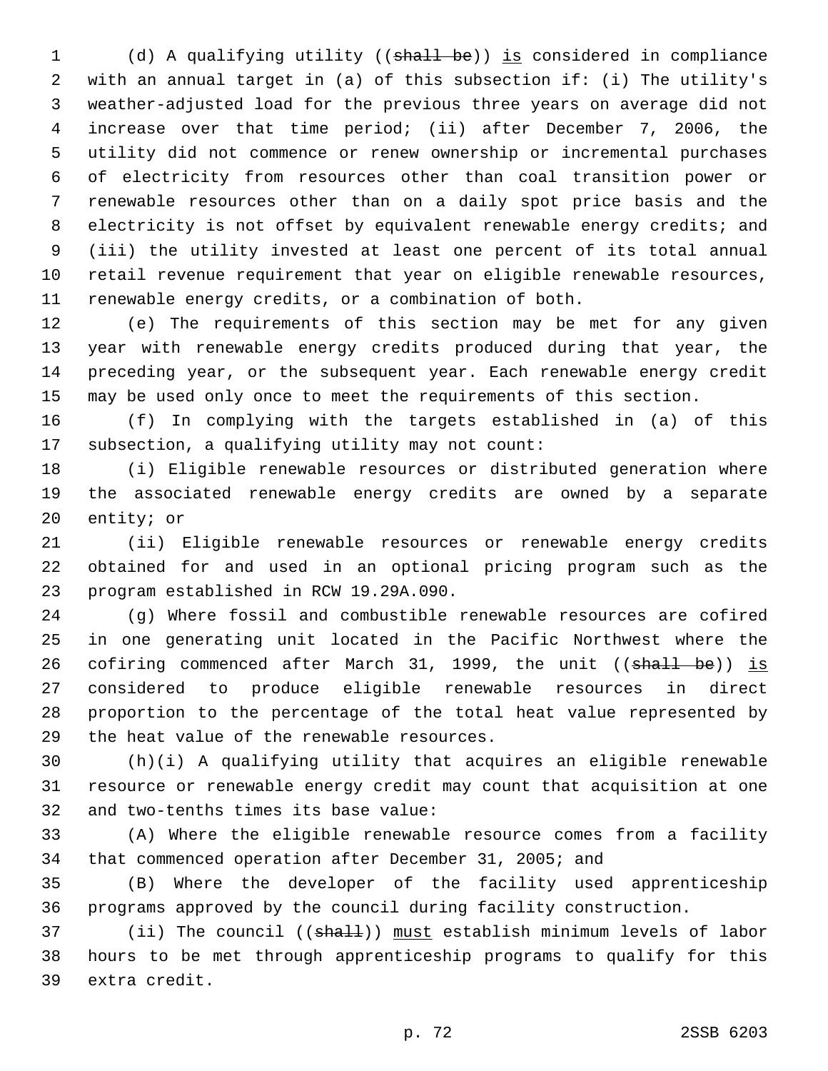(d) A qualifying utility ((~~shall be~~)) is considered in compliance with an annual target in (a) of this subsection if: (i) The utility's weather-adjusted load for the previous three years on average did not increase over that time period; (ii) after December 7, 2006, the utility did not commence or renew ownership or incremental purchases of electricity from resources other than coal transition power or renewable resources other than on a daily spot price basis and the electricity is not offset by equivalent renewable energy credits; and (iii) the utility invested at least one percent of its total annual retail revenue requirement that year on eligible renewable resources, renewable energy credits, or a combination of both.

(e) The requirements of this section may be met for any given year with renewable energy credits produced during that year, the preceding year, or the subsequent year. Each renewable energy credit may be used only once to meet the requirements of this section.

(f) In complying with the targets established in (a) of this subsection, a qualifying utility may not count:

(i) Eligible renewable resources or distributed generation where the associated renewable energy credits are owned by a separate entity; or

(ii) Eligible renewable resources or renewable energy credits obtained for and used in an optional pricing program such as the program established in RCW 19.29A.090.

(g) Where fossil and combustible renewable resources are cofired in one generating unit located in the Pacific Northwest where the cofiring commenced after March 31, 1999, the unit ((~~shall be~~)) is considered to produce eligible renewable resources in direct proportion to the percentage of the total heat value represented by the heat value of the renewable resources.

(h)(i) A qualifying utility that acquires an eligible renewable resource or renewable energy credit may count that acquisition at one and two-tenths times its base value:

(A) Where the eligible renewable resource comes from a facility that commenced operation after December 31, 2005; and

(B) Where the developer of the facility used apprenticeship programs approved by the council during facility construction.

(ii) The council ((~~shall~~)) must establish minimum levels of labor hours to be met through apprenticeship programs to qualify for this extra credit.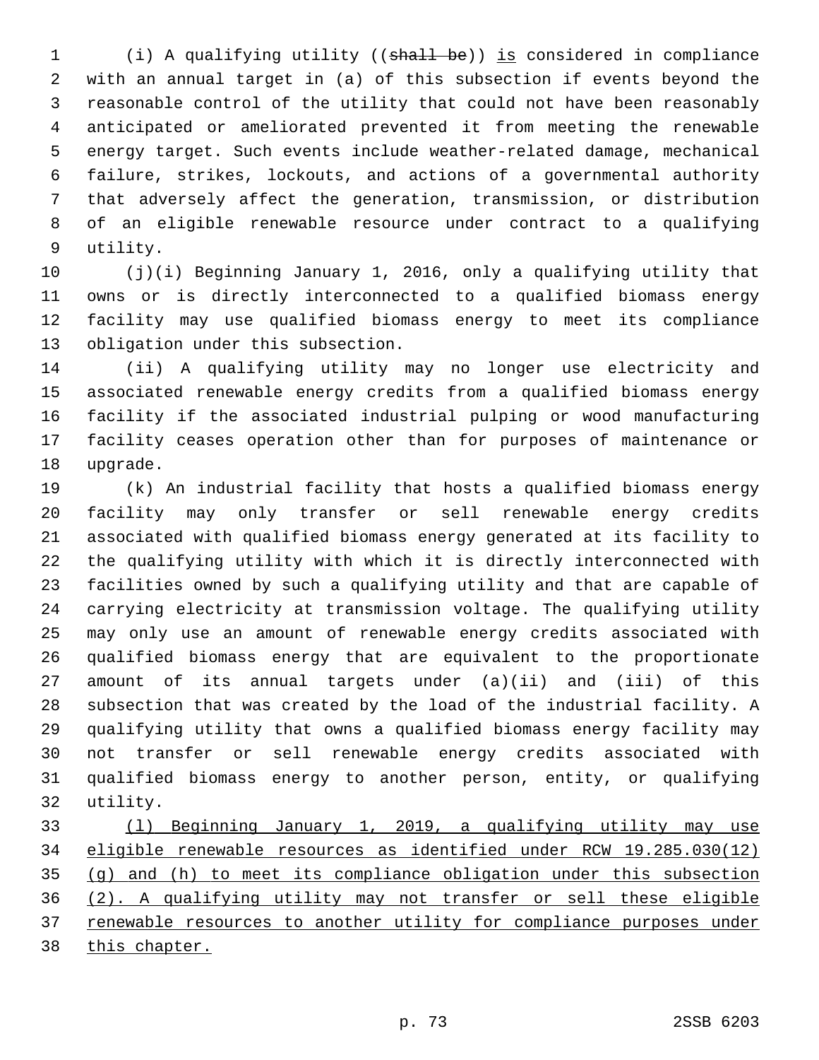(i) A qualifying utility ((~~shall be~~)) <u>is</u> considered in compliance with an annual target in (a) of this subsection if events beyond the reasonable control of the utility that could not have been reasonably anticipated or ameliorated prevented it from meeting the renewable energy target. Such events include weather-related damage, mechanical failure, strikes, lockouts, and actions of a governmental authority that adversely affect the generation, transmission, or distribution of an eligible renewable resource under contract to a qualifying utility.

(j)(i) Beginning January 1, 2016, only a qualifying utility that owns or is directly interconnected to a qualified biomass energy facility may use qualified biomass energy to meet its compliance obligation under this subsection.

(ii) A qualifying utility may no longer use electricity and associated renewable energy credits from a qualified biomass energy facility if the associated industrial pulping or wood manufacturing facility ceases operation other than for purposes of maintenance or upgrade.

(k) An industrial facility that hosts a qualified biomass energy facility may only transfer or sell renewable energy credits associated with qualified biomass energy generated at its facility to the qualifying utility with which it is directly interconnected with facilities owned by such a qualifying utility and that are capable of carrying electricity at transmission voltage. The qualifying utility may only use an amount of renewable energy credits associated with qualified biomass energy that are equivalent to the proportionate amount of its annual targets under (a)(ii) and (iii) of this subsection that was created by the load of the industrial facility. A qualifying utility that owns a qualified biomass energy facility may not transfer or sell renewable energy credits associated with qualified biomass energy to another person, entity, or qualifying utility.

<u>(l) Beginning January 1, 2019, a qualifying utility may use eligible renewable resources as identified under RCW 19.285.030(12) (g) and (h) to meet its compliance obligation under this subsection (2). A qualifying utility may not transfer or sell these eligible renewable resources to another utility for compliance purposes under this chapter.</u>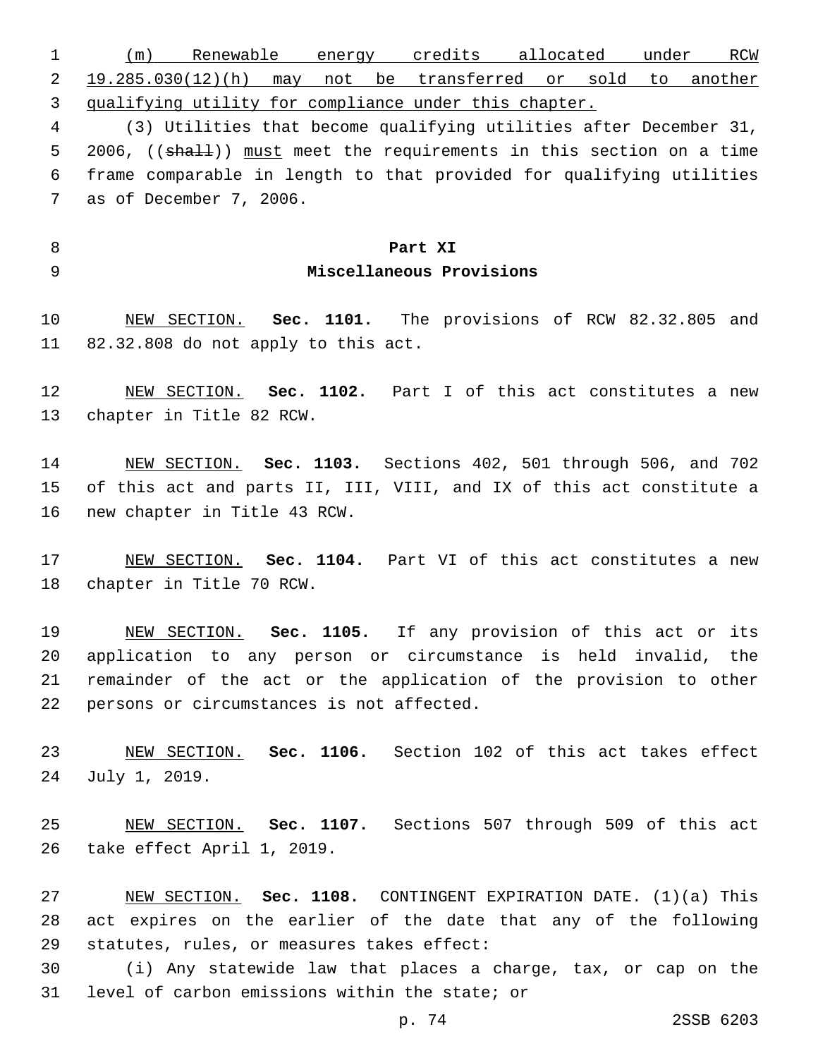(m) Renewable energy credits allocated under RCW 19.285.030(12)(h) may not be transferred or sold to another qualifying utility for compliance under this chapter.

(3) Utilities that become qualifying utilities after December 31, 2006, ((~~shall~~)) must meet the requirements in this section on a time frame comparable in length to that provided for qualifying utilities as of December 7, 2006.

## Part XI
## Miscellaneous Provisions

NEW SECTION. **Sec. 1101.** The provisions of RCW 82.32.805 and 82.32.808 do not apply to this act.

NEW SECTION. **Sec. 1102.** Part I of this act constitutes a new chapter in Title 82 RCW.

NEW SECTION. **Sec. 1103.** Sections 402, 501 through 506, and 702 of this act and parts II, III, VIII, and IX of this act constitute a new chapter in Title 43 RCW.

NEW SECTION. **Sec. 1104.** Part VI of this act constitutes a new chapter in Title 70 RCW.

NEW SECTION. **Sec. 1105.** If any provision of this act or its application to any person or circumstance is held invalid, the remainder of the act or the application of the provision to other persons or circumstances is not affected.

NEW SECTION. **Sec. 1106.** Section 102 of this act takes effect July 1, 2019.

NEW SECTION. **Sec. 1107.** Sections 507 through 509 of this act take effect April 1, 2019.

NEW SECTION. **Sec. 1108.** CONTINGENT EXPIRATION DATE. (1)(a) This act expires on the earlier of the date that any of the following statutes, rules, or measures takes effect:

(i) Any statewide law that places a charge, tax, or cap on the level of carbon emissions within the state; or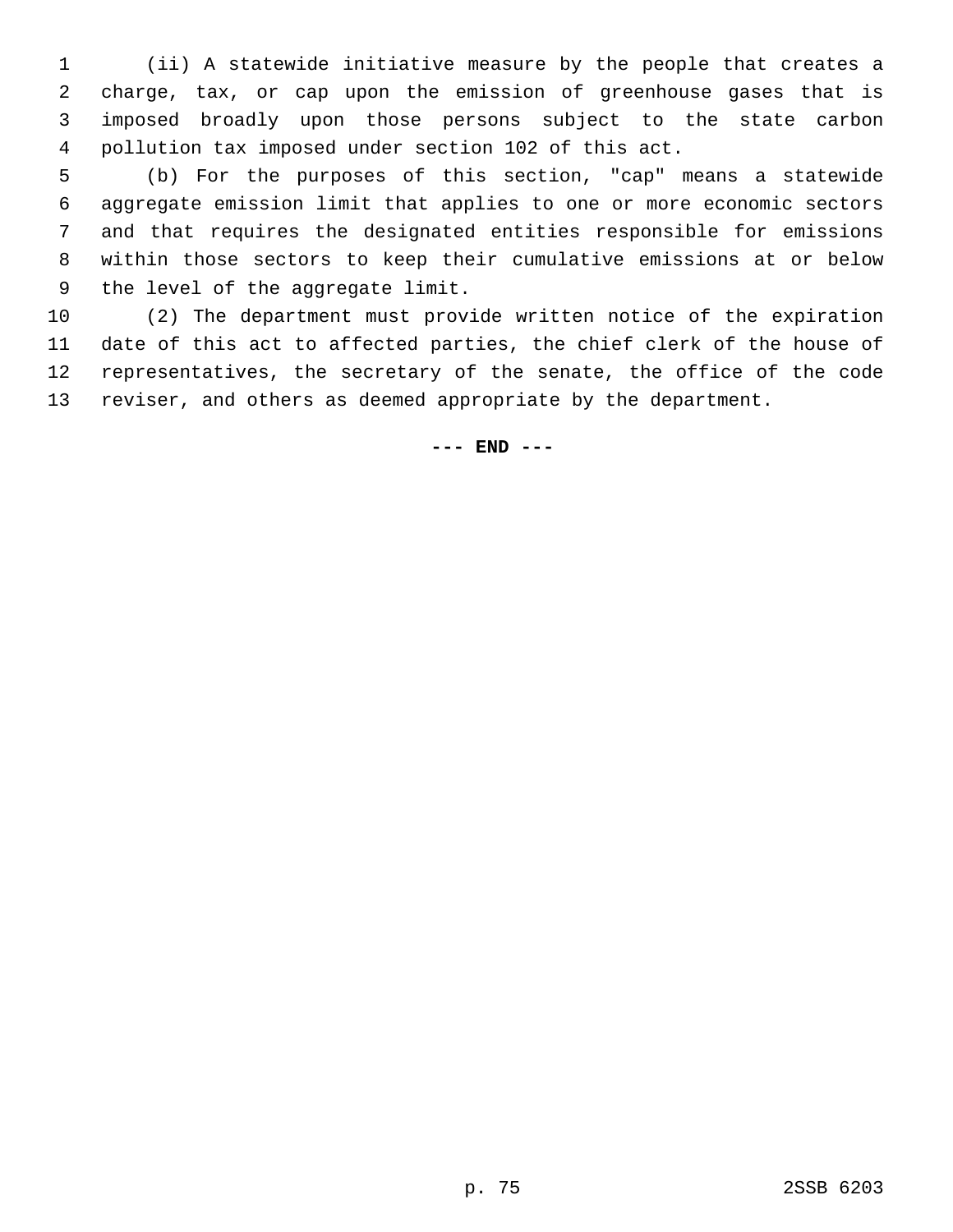(ii) A statewide initiative measure by the people that creates a charge, tax, or cap upon the emission of greenhouse gases that is imposed broadly upon those persons subject to the state carbon pollution tax imposed under section 102 of this act.

(b) For the purposes of this section, "cap" means a statewide aggregate emission limit that applies to one or more economic sectors and that requires the designated entities responsible for emissions within those sectors to keep their cumulative emissions at or below the level of the aggregate limit.

(2) The department must provide written notice of the expiration date of this act to affected parties, the chief clerk of the house of representatives, the secretary of the senate, the office of the code reviser, and others as deemed appropriate by the department.

**--- END ---**